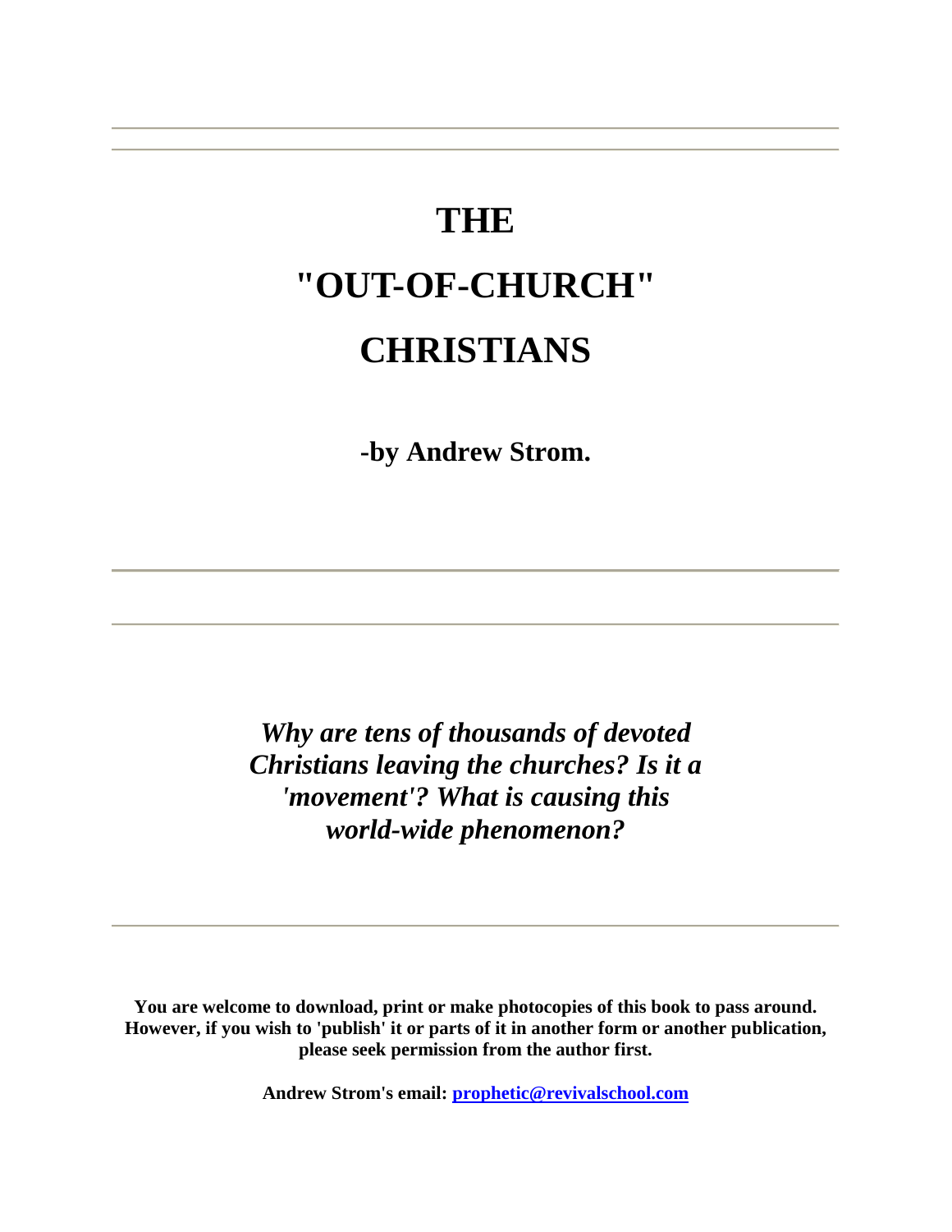# THE "OUT-OF-CHURCH" CHRISTIANS

**-by Andrew Strom.**

---

***Why are tens of thousands of devoted Christians leaving the churches? Is it a 'movement'? What is causing this world-wide phenomenon?***

---

**You are welcome to download, print or make photocopies of this book to pass around. However, if you wish to 'publish' it or parts of it in another form or another publication, please seek permission from the author first.**

**Andrew Strom's email: prophetic@revivalschool.com**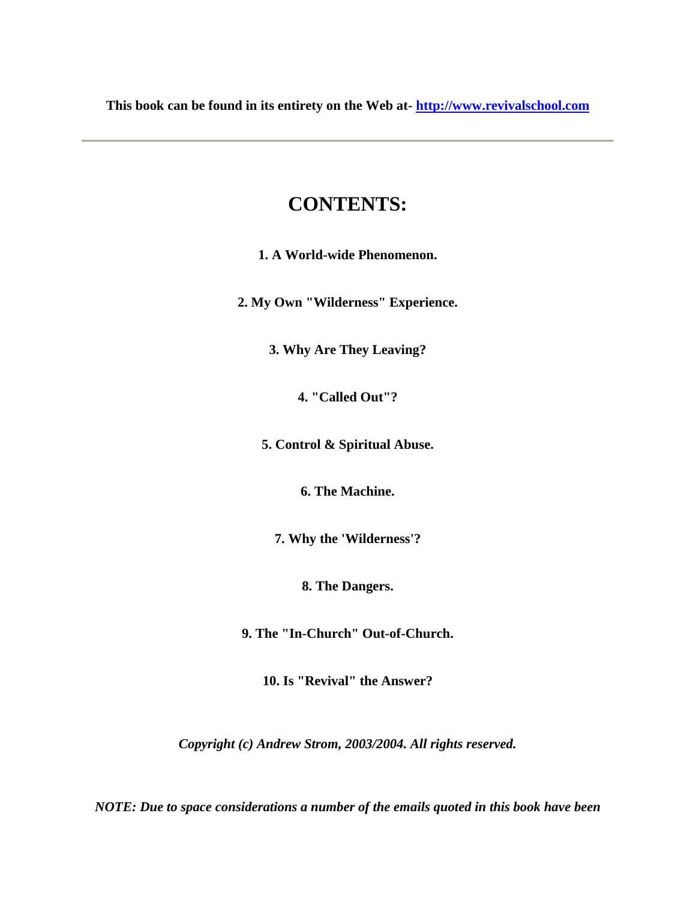**This book can be found in its entirety on the Web at- [http://www.revivalschool.com](http://www.revivalschool.com)**

---

# CONTENTS:

**1. A World-wide Phenomenon.**

**2. My Own "Wilderness" Experience.**

**3. Why Are They Leaving?**

**4. "Called Out"?**

**5. Control & Spiritual Abuse.**

**6. The Machine.**

**7. Why the 'Wilderness'?**

**8. The Dangers.**

**9. The "In-Church" Out-of-Church.**

**10. Is "Revival" the Answer?**

***Copyright (c) Andrew Strom, 2003/2004. All rights reserved.***

***NOTE: Due to space considerations a number of the emails quoted in this book have been***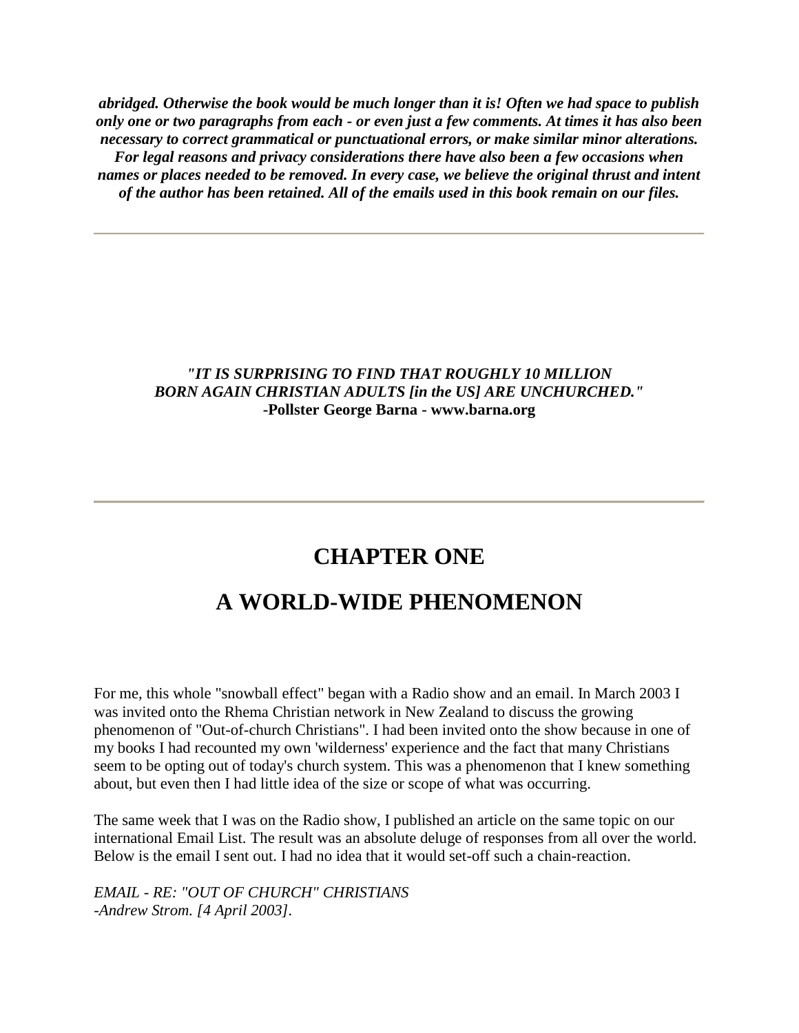***abridged. Otherwise the book would be much longer than it is! Often we had space to publish only one or two paragraphs from each - or even just a few comments. At times it has also been necessary to correct grammatical or punctuational errors, or make similar minor alterations. For legal reasons and privacy considerations there have also been a few occasions when names or places needed to be removed. In every case, we believe the original thrust and intent of the author has been retained. All of the emails used in this book remain on our files.***

---

***"IT IS SURPRISING TO FIND THAT ROUGHLY 10 MILLION BORN AGAIN CHRISTIAN ADULTS [in the US] ARE UNCHURCHED."***
**-Pollster George Barna - www.barna.org**

---

# CHAPTER ONE

# A WORLD-WIDE PHENOMENON

For me, this whole "snowball effect" began with a Radio show and an email. In March 2003 I was invited onto the Rhema Christian network in New Zealand to discuss the growing phenomenon of "Out-of-church Christians". I had been invited onto the show because in one of my books I had recounted my own 'wilderness' experience and the fact that many Christians seem to be opting out of today's church system. This was a phenomenon that I knew something about, but even then I had little idea of the size or scope of what was occurring.

The same week that I was on the Radio show, I published an article on the same topic on our international Email List. The result was an absolute deluge of responses from all over the world. Below is the email I sent out. I had no idea that it would set-off such a chain-reaction.

*EMAIL - RE: "OUT OF CHURCH" CHRISTIANS*
*-Andrew Strom. [4 April 2003].*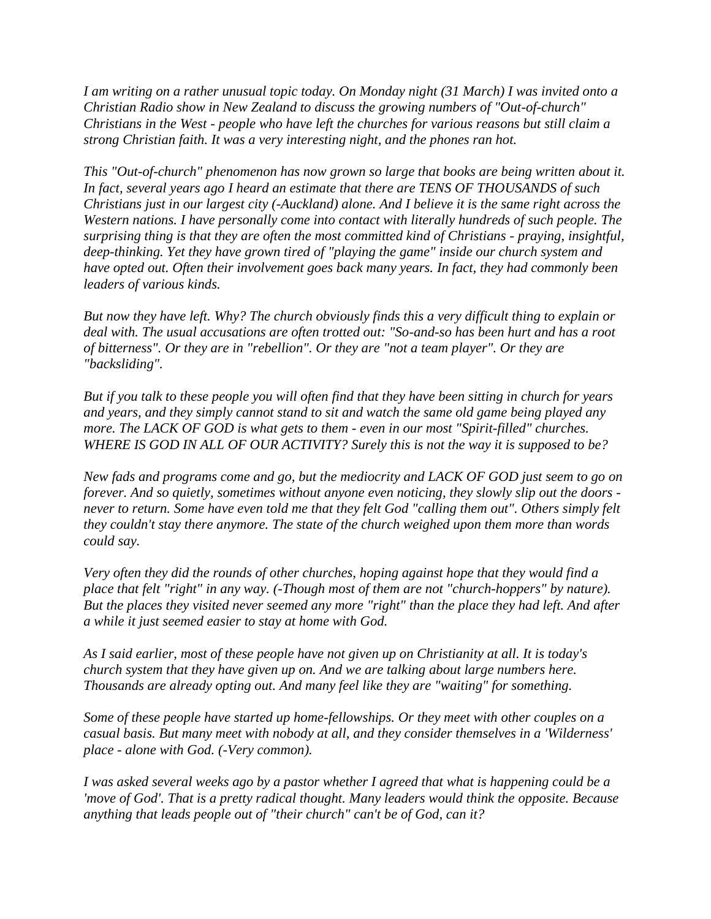*I am writing on a rather unusual topic today. On Monday night (31 March) I was invited onto a Christian Radio show in New Zealand to discuss the growing numbers of "Out-of-church" Christians in the West - people who have left the churches for various reasons but still claim a strong Christian faith. It was a very interesting night, and the phones ran hot.*

*This "Out-of-church" phenomenon has now grown so large that books are being written about it. In fact, several years ago I heard an estimate that there are TENS OF THOUSANDS of such Christians just in our largest city (-Auckland) alone. And I believe it is the same right across the Western nations. I have personally come into contact with literally hundreds of such people. The surprising thing is that they are often the most committed kind of Christians - praying, insightful, deep-thinking. Yet they have grown tired of "playing the game" inside our church system and have opted out. Often their involvement goes back many years. In fact, they had commonly been leaders of various kinds.*

*But now they have left. Why? The church obviously finds this a very difficult thing to explain or deal with. The usual accusations are often trotted out: "So-and-so has been hurt and has a root of bitterness". Or they are in "rebellion". Or they are "not a team player". Or they are "backsliding".*

*But if you talk to these people you will often find that they have been sitting in church for years and years, and they simply cannot stand to sit and watch the same old game being played any more. The LACK OF GOD is what gets to them - even in our most "Spirit-filled" churches. WHERE IS GOD IN ALL OF OUR ACTIVITY? Surely this is not the way it is supposed to be?*

*New fads and programs come and go, but the mediocrity and LACK OF GOD just seem to go on forever. And so quietly, sometimes without anyone even noticing, they slowly slip out the doors - never to return. Some have even told me that they felt God "calling them out". Others simply felt they couldn't stay there anymore. The state of the church weighed upon them more than words could say.*

*Very often they did the rounds of other churches, hoping against hope that they would find a place that felt "right" in any way. (-Though most of them are not "church-hoppers" by nature). But the places they visited never seemed any more "right" than the place they had left. And after a while it just seemed easier to stay at home with God.*

*As I said earlier, most of these people have not given up on Christianity at all. It is today's church system that they have given up on. And we are talking about large numbers here. Thousands are already opting out. And many feel like they are "waiting" for something.*

*Some of these people have started up home-fellowships. Or they meet with other couples on a casual basis. But many meet with nobody at all, and they consider themselves in a 'Wilderness' place - alone with God. (-Very common).*

*I was asked several weeks ago by a pastor whether I agreed that what is happening could be a 'move of God'. That is a pretty radical thought. Many leaders would think the opposite. Because anything that leads people out of "their church" can't be of God, can it?*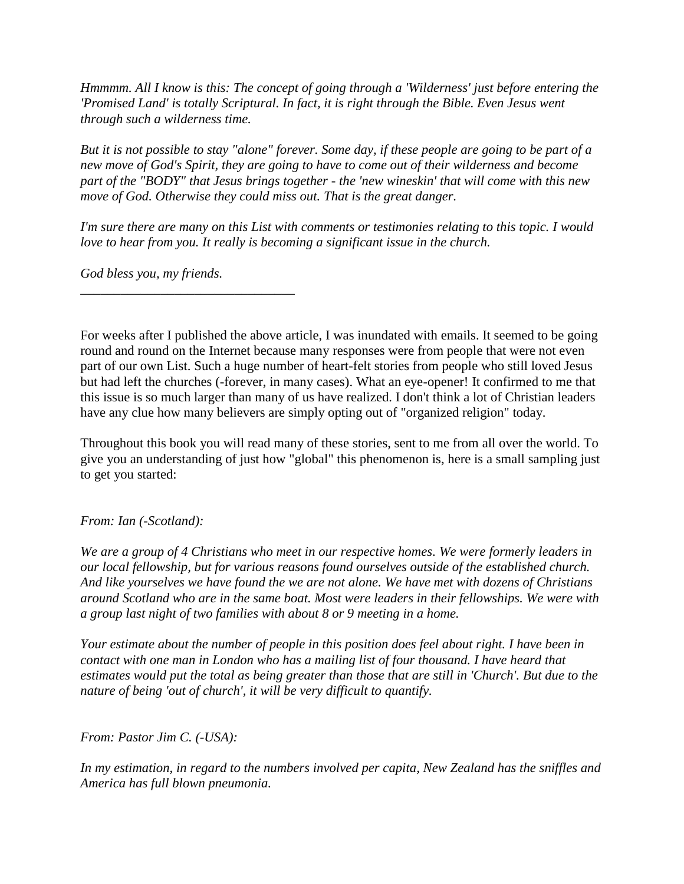*Hmmmm. All I know is this: The concept of going through a 'Wilderness' just before entering the 'Promised Land' is totally Scriptural. In fact, it is right through the Bible. Even Jesus went through such a wilderness time.*

*But it is not possible to stay "alone" forever. Some day, if these people are going to be part of a new move of God's Spirit, they are going to have to come out of their wilderness and become part of the "BODY" that Jesus brings together - the 'new wineskin' that will come with this new move of God. Otherwise they could miss out. That is the great danger.*

*I'm sure there are many on this List with comments or testimonies relating to this topic. I would love to hear from you. It really is becoming a significant issue in the church.*

*God bless you, my friends.*

---

For weeks after I published the above article, I was inundated with emails. It seemed to be going round and round on the Internet because many responses were from people that were not even part of our own List. Such a huge number of heart-felt stories from people who still loved Jesus but had left the churches (-forever, in many cases). What an eye-opener! It confirmed to me that this issue is so much larger than many of us have realized. I don't think a lot of Christian leaders have any clue how many believers are simply opting out of "organized religion" today.

Throughout this book you will read many of these stories, sent to me from all over the world. To give you an understanding of just how "global" this phenomenon is, here is a small sampling just to get you started:

*From: Ian (-Scotland):*

*We are a group of 4 Christians who meet in our respective homes. We were formerly leaders in our local fellowship, but for various reasons found ourselves outside of the established church. And like yourselves we have found the we are not alone. We have met with dozens of Christians around Scotland who are in the same boat. Most were leaders in their fellowships. We were with a group last night of two families with about 8 or 9 meeting in a home.*

*Your estimate about the number of people in this position does feel about right. I have been in contact with one man in London who has a mailing list of four thousand. I have heard that estimates would put the total as being greater than those that are still in 'Church'. But due to the nature of being 'out of church', it will be very difficult to quantify.*

*From: Pastor Jim C. (-USA):*

*In my estimation, in regard to the numbers involved per capita, New Zealand has the sniffles and America has full blown pneumonia.*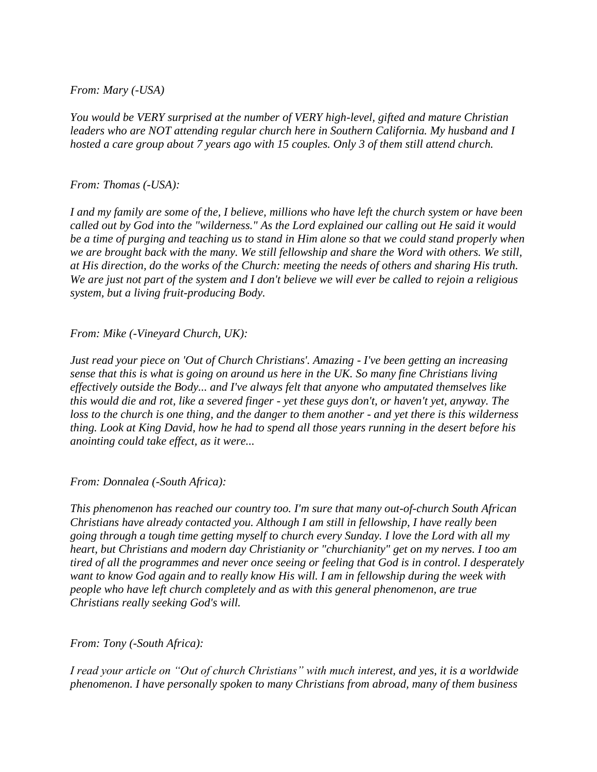*From: Mary (-USA)*

*You would be VERY surprised at the number of VERY high-level, gifted and mature Christian leaders who are NOT attending regular church here in Southern California. My husband and I hosted a care group about 7 years ago with 15 couples. Only 3 of them still attend church.*

*From: Thomas (-USA):*

*I and my family are some of the, I believe, millions who have left the church system or have been called out by God into the "wilderness." As the Lord explained our calling out He said it would be a time of purging and teaching us to stand in Him alone so that we could stand properly when we are brought back with the many. We still fellowship and share the Word with others. We still, at His direction, do the works of the Church: meeting the needs of others and sharing His truth. We are just not part of the system and I don't believe we will ever be called to rejoin a religious system, but a living fruit-producing Body.*

*From: Mike (-Vineyard Church, UK):*

*Just read your piece on 'Out of Church Christians'. Amazing - I've been getting an increasing sense that this is what is going on around us here in the UK. So many fine Christians living effectively outside the Body... and I've always felt that anyone who amputated themselves like this would die and rot, like a severed finger - yet these guys don't, or haven't yet, anyway. The loss to the church is one thing, and the danger to them another - and yet there is this wilderness thing. Look at King David, how he had to spend all those years running in the desert before his anointing could take effect, as it were...*

*From: Donnalea (-South Africa):*

*This phenomenon has reached our country too. I'm sure that many out-of-church South African Christians have already contacted you. Although I am still in fellowship, I have really been going through a tough time getting myself to church every Sunday. I love the Lord with all my heart, but Christians and modern day Christianity or "churchianity" get on my nerves. I too am tired of all the programmes and never once seeing or feeling that God is in control. I desperately want to know God again and to really know His will. I am in fellowship during the week with people who have left church completely and as with this general phenomenon, are true Christians really seeking God's will.*

*From: Tony (-South Africa):*

*I read your article on "Out of church Christians" with much interest, and yes, it is a worldwide phenomenon. I have personally spoken to many Christians from abroad, many of them business*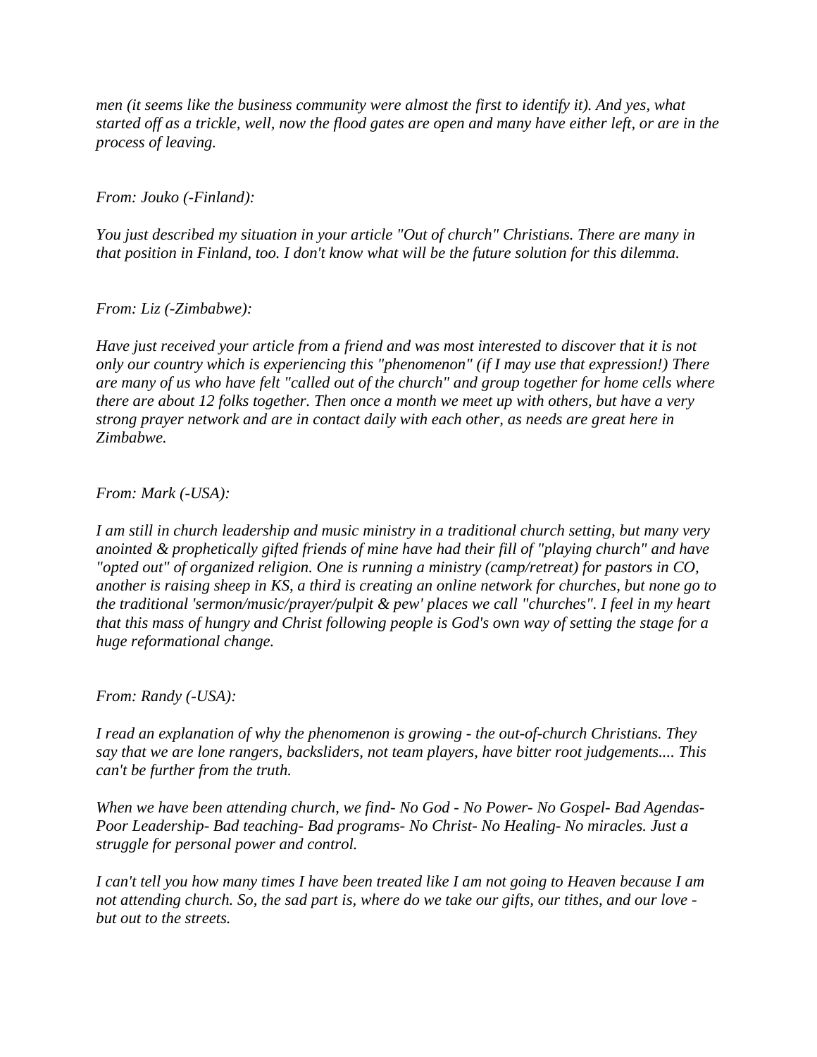*men (it seems like the business community were almost the first to identify it). And yes, what started off as a trickle, well, now the flood gates are open and many have either left, or are in the process of leaving.*

*From: Jouko (-Finland):*

*You just described my situation in your article "Out of church" Christians. There are many in that position in Finland, too. I don't know what will be the future solution for this dilemma.*

*From: Liz (-Zimbabwe):*

*Have just received your article from a friend and was most interested to discover that it is not only our country which is experiencing this "phenomenon" (if I may use that expression!) There are many of us who have felt "called out of the church" and group together for home cells where there are about 12 folks together. Then once a month we meet up with others, but have a very strong prayer network and are in contact daily with each other, as needs are great here in Zimbabwe.*

*From: Mark (-USA):*

*I am still in church leadership and music ministry in a traditional church setting, but many very anointed & prophetically gifted friends of mine have had their fill of "playing church" and have "opted out" of organized religion. One is running a ministry (camp/retreat) for pastors in CO, another is raising sheep in KS, a third is creating an online network for churches, but none go to the traditional 'sermon/music/prayer/pulpit & pew' places we call "churches". I feel in my heart that this mass of hungry and Christ following people is God's own way of setting the stage for a huge reformational change.*

*From: Randy (-USA):*

*I read an explanation of why the phenomenon is growing - the out-of-church Christians. They say that we are lone rangers, backsliders, not team players, have bitter root judgements.... This can't be further from the truth.*

*When we have been attending church, we find- No God - No Power- No Gospel- Bad Agendas- Poor Leadership- Bad teaching- Bad programs- No Christ- No Healing- No miracles. Just a struggle for personal power and control.*

*I can't tell you how many times I have been treated like I am not going to Heaven because I am not attending church. So, the sad part is, where do we take our gifts, our tithes, and our love - but out to the streets.*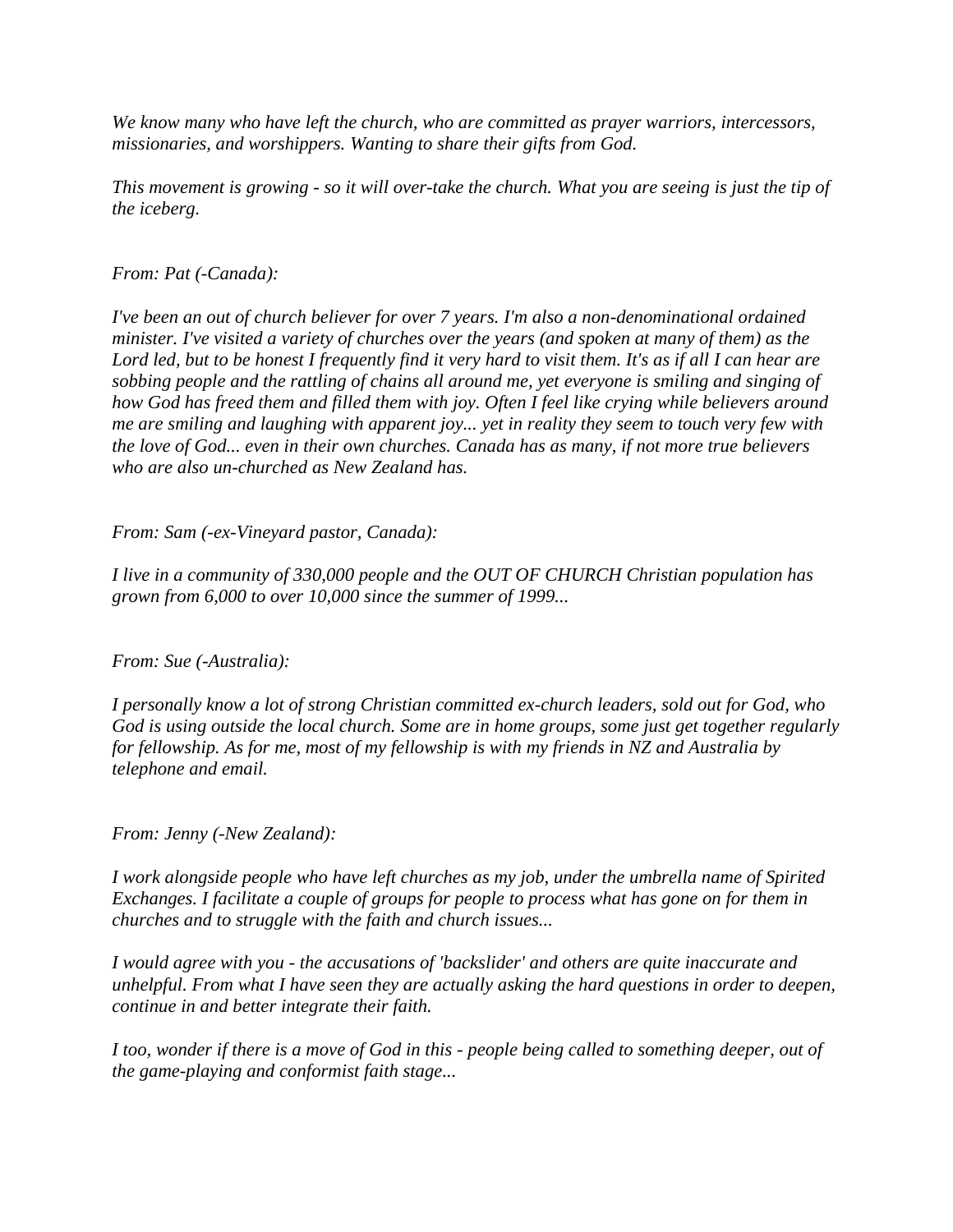*We know many who have left the church, who are committed as prayer warriors, intercessors, missionaries, and worshippers. Wanting to share their gifts from God.*

*This movement is growing - so it will over-take the church. What you are seeing is just the tip of the iceberg.*

*From: Pat (-Canada):*

*I've been an out of church believer for over 7 years. I'm also a non-denominational ordained minister. I've visited a variety of churches over the years (and spoken at many of them) as the Lord led, but to be honest I frequently find it very hard to visit them. It's as if all I can hear are sobbing people and the rattling of chains all around me, yet everyone is smiling and singing of how God has freed them and filled them with joy. Often I feel like crying while believers around me are smiling and laughing with apparent joy... yet in reality they seem to touch very few with the love of God... even in their own churches. Canada has as many, if not more true believers who are also un-churched as New Zealand has.*

*From: Sam (-ex-Vineyard pastor, Canada):*

*I live in a community of 330,000 people and the OUT OF CHURCH Christian population has grown from 6,000 to over 10,000 since the summer of 1999...*

*From: Sue (-Australia):*

*I personally know a lot of strong Christian committed ex-church leaders, sold out for God, who God is using outside the local church. Some are in home groups, some just get together regularly for fellowship. As for me, most of my fellowship is with my friends in NZ and Australia by telephone and email.*

*From: Jenny (-New Zealand):*

*I work alongside people who have left churches as my job, under the umbrella name of Spirited Exchanges. I facilitate a couple of groups for people to process what has gone on for them in churches and to struggle with the faith and church issues...*

*I would agree with you - the accusations of 'backslider' and others are quite inaccurate and unhelpful. From what I have seen they are actually asking the hard questions in order to deepen, continue in and better integrate their faith.*

*I too, wonder if there is a move of God in this - people being called to something deeper, out of the game-playing and conformist faith stage...*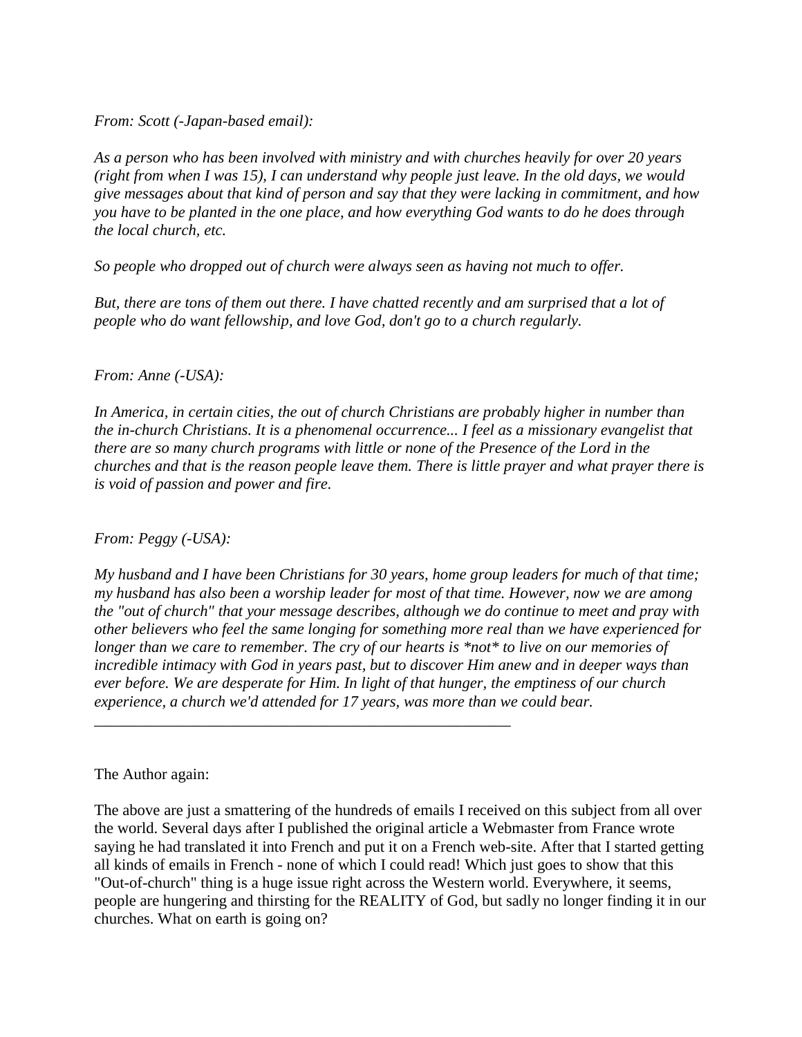*From: Scott (-Japan-based email):*

*As a person who has been involved with ministry and with churches heavily for over 20 years (right from when I was 15), I can understand why people just leave. In the old days, we would give messages about that kind of person and say that they were lacking in commitment, and how you have to be planted in the one place, and how everything God wants to do he does through the local church, etc.*

*So people who dropped out of church were always seen as having not much to offer.*

*But, there are tons of them out there. I have chatted recently and am surprised that a lot of people who do want fellowship, and love God, don't go to a church regularly.*

*From: Anne (-USA):*

*In America, in certain cities, the out of church Christians are probably higher in number than the in-church Christians. It is a phenomenal occurrence... I feel as a missionary evangelist that there are so many church programs with little or none of the Presence of the Lord in the churches and that is the reason people leave them. There is little prayer and what prayer there is is void of passion and power and fire.*

*From: Peggy (-USA):*

*My husband and I have been Christians for 30 years, home group leaders for much of that time; my husband has also been a worship leader for most of that time. However, now we are among the "out of church" that your message describes, although we do continue to meet and pray with other believers who feel the same longing for something more real than we have experienced for longer than we care to remember. The cry of our hearts is *not* to live on our memories of incredible intimacy with God in years past, but to discover Him anew and in deeper ways than ever before. We are desperate for Him. In light of that hunger, the emptiness of our church experience, a church we'd attended for 17 years, was more than we could bear.*

---

The Author again:

The above are just a smattering of the hundreds of emails I received on this subject from all over the world. Several days after I published the original article a Webmaster from France wrote saying he had translated it into French and put it on a French web-site. After that I started getting all kinds of emails in French - none of which I could read! Which just goes to show that this "Out-of-church" thing is a huge issue right across the Western world. Everywhere, it seems, people are hungering and thirsting for the REALITY of God, but sadly no longer finding it in our churches. What on earth is going on?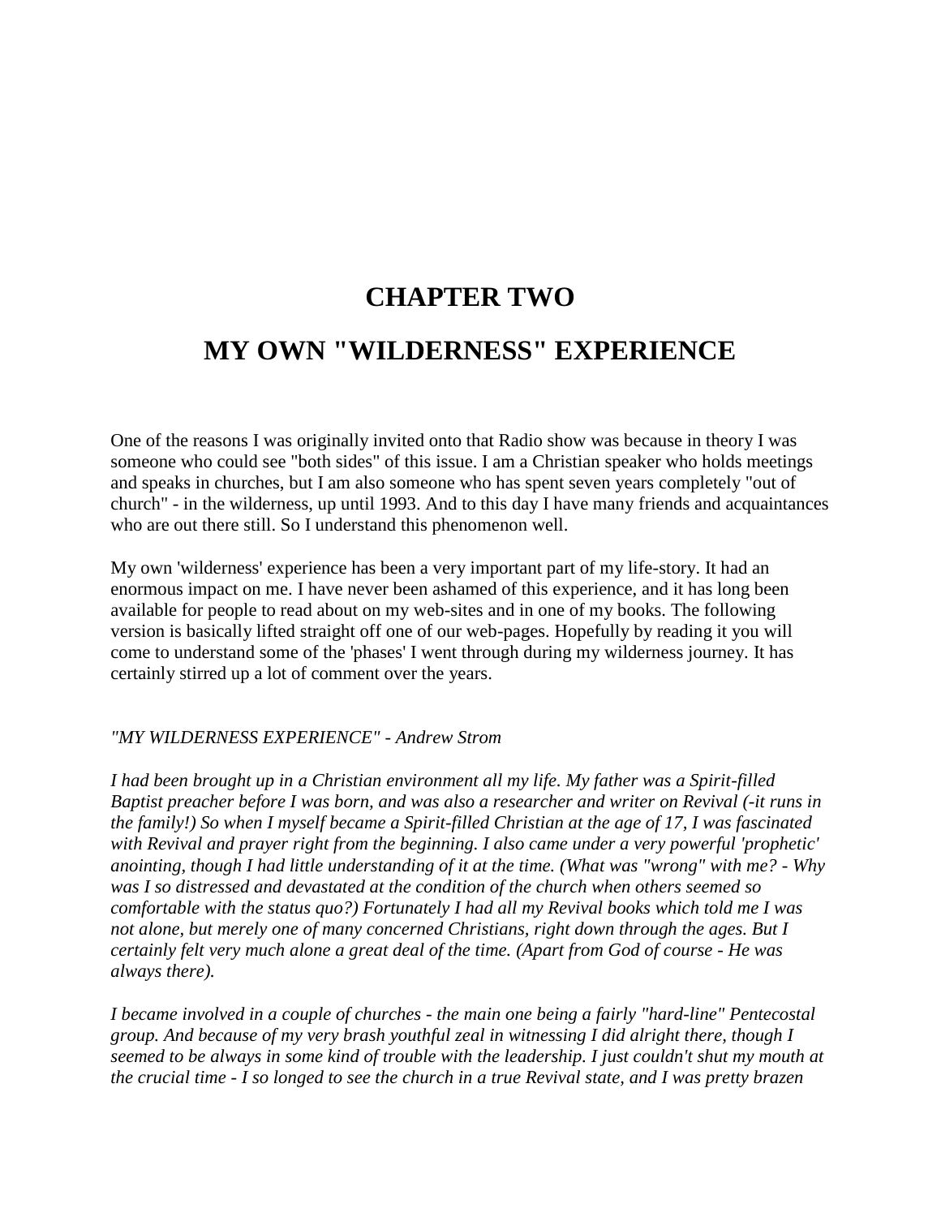# CHAPTER TWO

# MY OWN "WILDERNESS" EXPERIENCE

One of the reasons I was originally invited onto that Radio show was because in theory I was someone who could see "both sides" of this issue. I am a Christian speaker who holds meetings and speaks in churches, but I am also someone who has spent seven years completely "out of church" - in the wilderness, up until 1993. And to this day I have many friends and acquaintances who are out there still. So I understand this phenomenon well.

My own 'wilderness' experience has been a very important part of my life-story. It had an enormous impact on me. I have never been ashamed of this experience, and it has long been available for people to read about on my web-sites and in one of my books. The following version is basically lifted straight off one of our web-pages. Hopefully by reading it you will come to understand some of the 'phases' I went through during my wilderness journey. It has certainly stirred up a lot of comment over the years.

*"MY WILDERNESS EXPERIENCE" - Andrew Strom*

*I had been brought up in a Christian environment all my life. My father was a Spirit-filled Baptist preacher before I was born, and was also a researcher and writer on Revival (-it runs in the family!) So when I myself became a Spirit-filled Christian at the age of 17, I was fascinated with Revival and prayer right from the beginning. I also came under a very powerful 'prophetic' anointing, though I had little understanding of it at the time. (What was "wrong" with me? - Why was I so distressed and devastated at the condition of the church when others seemed so comfortable with the status quo?) Fortunately I had all my Revival books which told me I was not alone, but merely one of many concerned Christians, right down through the ages. But I certainly felt very much alone a great deal of the time. (Apart from God of course - He was always there).*

*I became involved in a couple of churches - the main one being a fairly "hard-line" Pentecostal group. And because of my very brash youthful zeal in witnessing I did alright there, though I seemed to be always in some kind of trouble with the leadership. I just couldn't shut my mouth at the crucial time - I so longed to see the church in a true Revival state, and I was pretty brazen*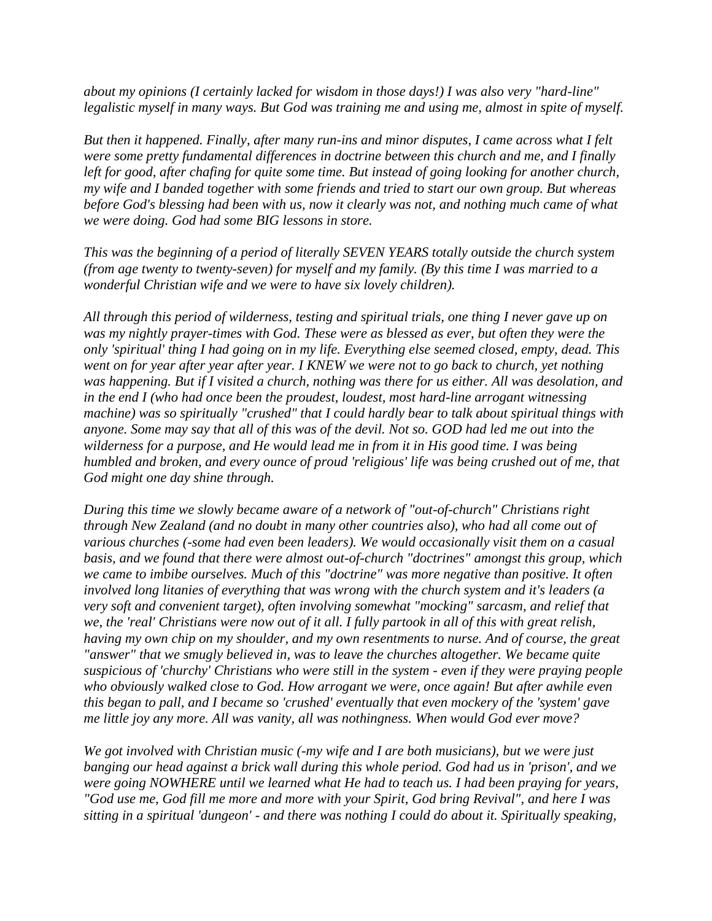*about my opinions (I certainly lacked for wisdom in those days!) I was also very "hard-line" legalistic myself in many ways. But God was training me and using me, almost in spite of myself.*

*But then it happened. Finally, after many run-ins and minor disputes, I came across what I felt were some pretty fundamental differences in doctrine between this church and me, and I finally left for good, after chafing for quite some time. But instead of going looking for another church, my wife and I banded together with some friends and tried to start our own group. But whereas before God's blessing had been with us, now it clearly was not, and nothing much came of what we were doing. God had some BIG lessons in store.*

*This was the beginning of a period of literally SEVEN YEARS totally outside the church system (from age twenty to twenty-seven) for myself and my family. (By this time I was married to a wonderful Christian wife and we were to have six lovely children).*

*All through this period of wilderness, testing and spiritual trials, one thing I never gave up on was my nightly prayer-times with God. These were as blessed as ever, but often they were the only 'spiritual' thing I had going on in my life. Everything else seemed closed, empty, dead. This went on for year after year after year. I KNEW we were not to go back to church, yet nothing was happening. But if I visited a church, nothing was there for us either. All was desolation, and in the end I (who had once been the proudest, loudest, most hard-line arrogant witnessing machine) was so spiritually "crushed" that I could hardly bear to talk about spiritual things with anyone. Some may say that all of this was of the devil. Not so. GOD had led me out into the wilderness for a purpose, and He would lead me in from it in His good time. I was being humbled and broken, and every ounce of proud 'religious' life was being crushed out of me, that God might one day shine through.*

*During this time we slowly became aware of a network of "out-of-church" Christians right through New Zealand (and no doubt in many other countries also), who had all come out of various churches (-some had even been leaders). We would occasionally visit them on a casual basis, and we found that there were almost out-of-church "doctrines" amongst this group, which we came to imbibe ourselves. Much of this "doctrine" was more negative than positive. It often involved long litanies of everything that was wrong with the church system and it's leaders (a very soft and convenient target), often involving somewhat "mocking" sarcasm, and relief that we, the 'real' Christians were now out of it all. I fully partook in all of this with great relish, having my own chip on my shoulder, and my own resentments to nurse. And of course, the great "answer" that we smugly believed in, was to leave the churches altogether. We became quite suspicious of 'churchy' Christians who were still in the system - even if they were praying people who obviously walked close to God. How arrogant we were, once again! But after awhile even this began to pall, and I became so 'crushed' eventually that even mockery of the 'system' gave me little joy any more. All was vanity, all was nothingness. When would God ever move?*

*We got involved with Christian music (-my wife and I are both musicians), but we were just banging our head against a brick wall during this whole period. God had us in 'prison', and we were going NOWHERE until we learned what He had to teach us. I had been praying for years, "God use me, God fill me more and more with your Spirit, God bring Revival", and here I was sitting in a spiritual 'dungeon' - and there was nothing I could do about it. Spiritually speaking,*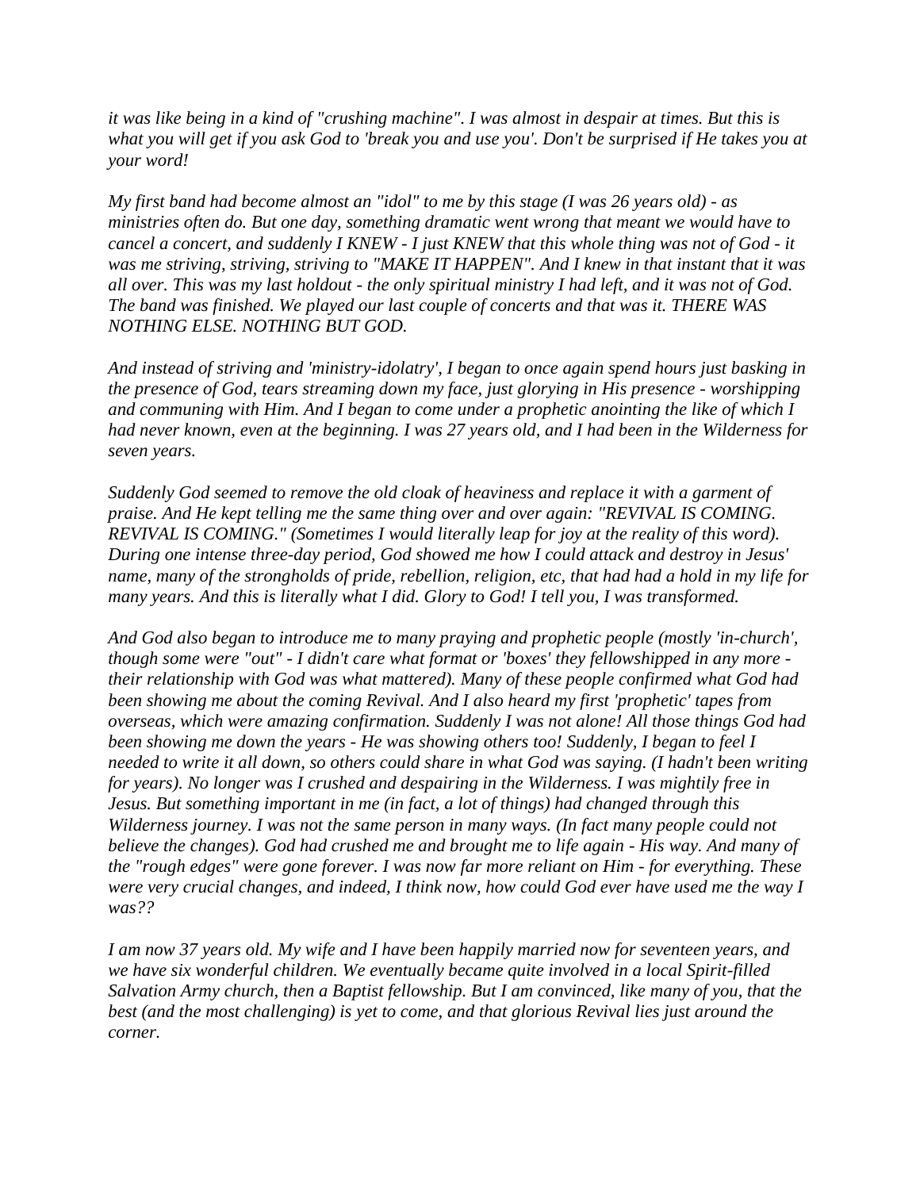*it was like being in a kind of "crushing machine". I was almost in despair at times. But this is what you will get if you ask God to 'break you and use you'. Don't be surprised if He takes you at your word!*

*My first band had become almost an "idol" to me by this stage (I was 26 years old) - as ministries often do. But one day, something dramatic went wrong that meant we would have to cancel a concert, and suddenly I KNEW - I just KNEW that this whole thing was not of God - it was me striving, striving, striving to "MAKE IT HAPPEN". And I knew in that instant that it was all over. This was my last holdout - the only spiritual ministry I had left, and it was not of God. The band was finished. We played our last couple of concerts and that was it. THERE WAS NOTHING ELSE. NOTHING BUT GOD.*

*And instead of striving and 'ministry-idolatry', I began to once again spend hours just basking in the presence of God, tears streaming down my face, just glorying in His presence - worshipping and communing with Him. And I began to come under a prophetic anointing the like of which I had never known, even at the beginning. I was 27 years old, and I had been in the Wilderness for seven years.*

*Suddenly God seemed to remove the old cloak of heaviness and replace it with a garment of praise. And He kept telling me the same thing over and over again: "REVIVAL IS COMING. REVIVAL IS COMING." (Sometimes I would literally leap for joy at the reality of this word). During one intense three-day period, God showed me how I could attack and destroy in Jesus' name, many of the strongholds of pride, rebellion, religion, etc, that had had a hold in my life for many years. And this is literally what I did. Glory to God! I tell you, I was transformed.*

*And God also began to introduce me to many praying and prophetic people (mostly 'in-church', though some were "out" - I didn't care what format or 'boxes' they fellowshipped in any more - their relationship with God was what mattered). Many of these people confirmed what God had been showing me about the coming Revival. And I also heard my first 'prophetic' tapes from overseas, which were amazing confirmation. Suddenly I was not alone! All those things God had been showing me down the years - He was showing others too! Suddenly, I began to feel I needed to write it all down, so others could share in what God was saying. (I hadn't been writing for years). No longer was I crushed and despairing in the Wilderness. I was mightily free in Jesus. But something important in me (in fact, a lot of things) had changed through this Wilderness journey. I was not the same person in many ways. (In fact many people could not believe the changes). God had crushed me and brought me to life again - His way. And many of the "rough edges" were gone forever. I was now far more reliant on Him - for everything. These were very crucial changes, and indeed, I think now, how could God ever have used me the way I was??*

*I am now 37 years old. My wife and I have been happily married now for seventeen years, and we have six wonderful children. We eventually became quite involved in a local Spirit-filled Salvation Army church, then a Baptist fellowship. But I am convinced, like many of you, that the best (and the most challenging) is yet to come, and that glorious Revival lies just around the corner.*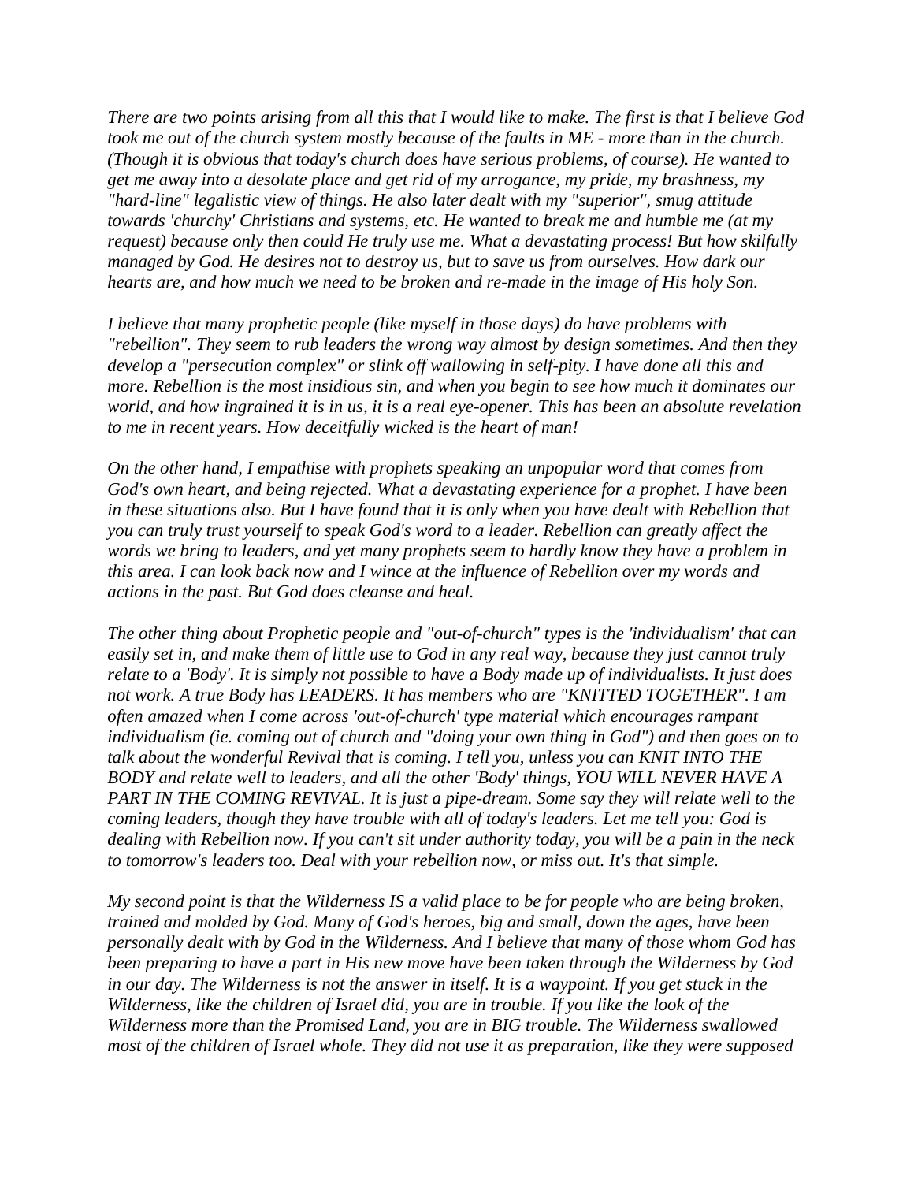*There are two points arising from all this that I would like to make. The first is that I believe God took me out of the church system mostly because of the faults in ME - more than in the church. (Though it is obvious that today's church does have serious problems, of course). He wanted to get me away into a desolate place and get rid of my arrogance, my pride, my brashness, my "hard-line" legalistic view of things. He also later dealt with my "superior", smug attitude towards 'churchy' Christians and systems, etc. He wanted to break me and humble me (at my request) because only then could He truly use me. What a devastating process! But how skilfully managed by God. He desires not to destroy us, but to save us from ourselves. How dark our hearts are, and how much we need to be broken and re-made in the image of His holy Son.*

*I believe that many prophetic people (like myself in those days) do have problems with "rebellion". They seem to rub leaders the wrong way almost by design sometimes. And then they develop a "persecution complex" or slink off wallowing in self-pity. I have done all this and more. Rebellion is the most insidious sin, and when you begin to see how much it dominates our world, and how ingrained it is in us, it is a real eye-opener. This has been an absolute revelation to me in recent years. How deceitfully wicked is the heart of man!*

*On the other hand, I empathise with prophets speaking an unpopular word that comes from God's own heart, and being rejected. What a devastating experience for a prophet. I have been in these situations also. But I have found that it is only when you have dealt with Rebellion that you can truly trust yourself to speak God's word to a leader. Rebellion can greatly affect the words we bring to leaders, and yet many prophets seem to hardly know they have a problem in this area. I can look back now and I wince at the influence of Rebellion over my words and actions in the past. But God does cleanse and heal.*

*The other thing about Prophetic people and "out-of-church" types is the 'individualism' that can easily set in, and make them of little use to God in any real way, because they just cannot truly relate to a 'Body'. It is simply not possible to have a Body made up of individualists. It just does not work. A true Body has LEADERS. It has members who are "KNITTED TOGETHER". I am often amazed when I come across 'out-of-church' type material which encourages rampant individualism (ie. coming out of church and "doing your own thing in God") and then goes on to talk about the wonderful Revival that is coming. I tell you, unless you can KNIT INTO THE BODY and relate well to leaders, and all the other 'Body' things, YOU WILL NEVER HAVE A PART IN THE COMING REVIVAL. It is just a pipe-dream. Some say they will relate well to the coming leaders, though they have trouble with all of today's leaders. Let me tell you: God is dealing with Rebellion now. If you can't sit under authority today, you will be a pain in the neck to tomorrow's leaders too. Deal with your rebellion now, or miss out. It's that simple.*

*My second point is that the Wilderness IS a valid place to be for people who are being broken, trained and molded by God. Many of God's heroes, big and small, down the ages, have been personally dealt with by God in the Wilderness. And I believe that many of those whom God has been preparing to have a part in His new move have been taken through the Wilderness by God in our day. The Wilderness is not the answer in itself. It is a waypoint. If you get stuck in the Wilderness, like the children of Israel did, you are in trouble. If you like the look of the Wilderness more than the Promised Land, you are in BIG trouble. The Wilderness swallowed most of the children of Israel whole. They did not use it as preparation, like they were supposed*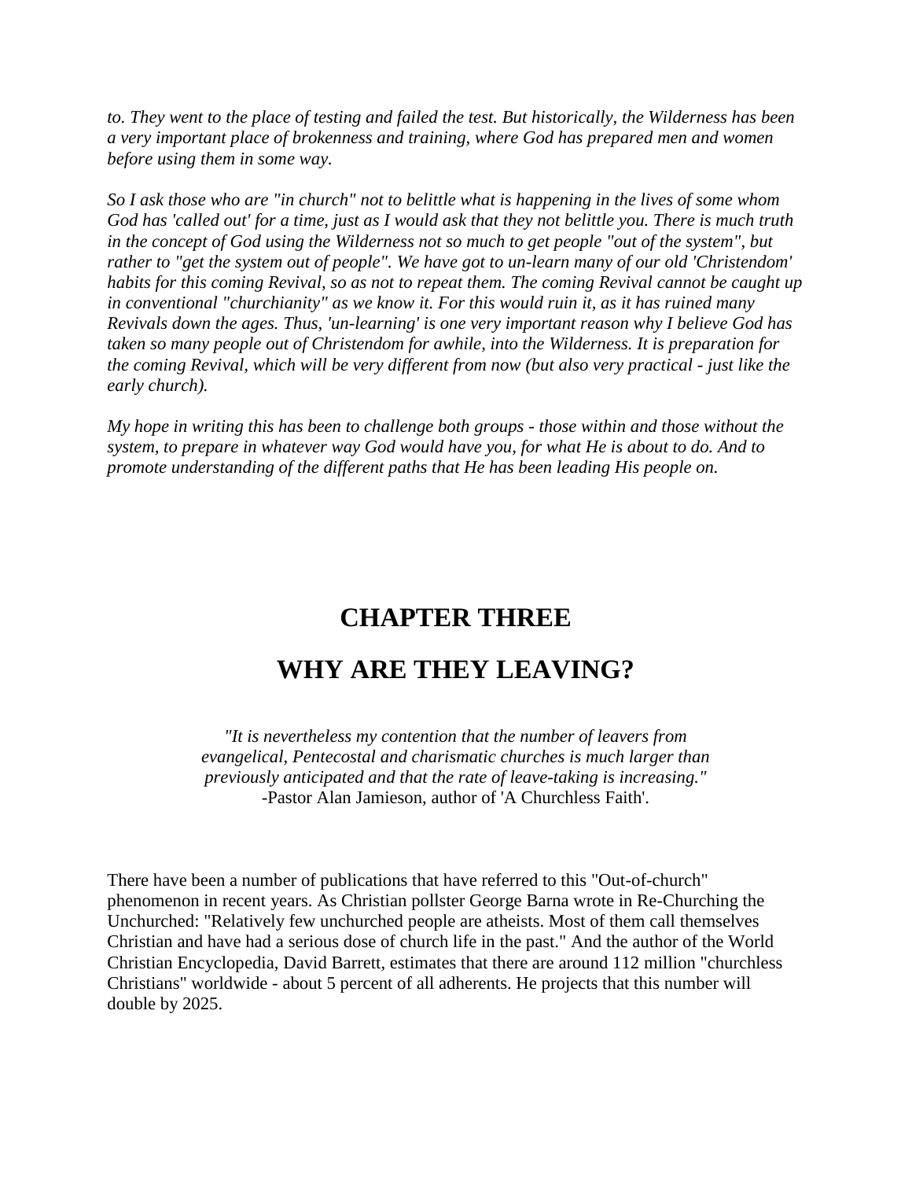*to. They went to the place of testing and failed the test. But historically, the Wilderness has been a very important place of brokenness and training, where God has prepared men and women before using them in some way.*

*So I ask those who are "in church" not to belittle what is happening in the lives of some whom God has 'called out' for a time, just as I would ask that they not belittle you. There is much truth in the concept of God using the Wilderness not so much to get people "out of the system", but rather to "get the system out of people". We have got to un-learn many of our old 'Christendom' habits for this coming Revival, so as not to repeat them. The coming Revival cannot be caught up in conventional "churchianity" as we know it. For this would ruin it, as it has ruined many Revivals down the ages. Thus, 'un-learning' is one very important reason why I believe God has taken so many people out of Christendom for awhile, into the Wilderness. It is preparation for the coming Revival, which will be very different from now (but also very practical - just like the early church).*

*My hope in writing this has been to challenge both groups - those within and those without the system, to prepare in whatever way God would have you, for what He is about to do. And to promote understanding of the different paths that He has been leading His people on.*

# CHAPTER THREE

# WHY ARE THEY LEAVING?

*"It is nevertheless my contention that the number of leavers from evangelical, Pentecostal and charismatic churches is much larger than previously anticipated and that the rate of leave-taking is increasing."*
-Pastor Alan Jamieson, author of 'A Churchless Faith'.

There have been a number of publications that have referred to this "Out-of-church" phenomenon in recent years. As Christian pollster George Barna wrote in Re-Churching the Unchurched: "Relatively few unchurched people are atheists. Most of them call themselves Christian and have had a serious dose of church life in the past." And the author of the World Christian Encyclopedia, David Barrett, estimates that there are around 112 million "churchless Christians" worldwide - about 5 percent of all adherents. He projects that this number will double by 2025.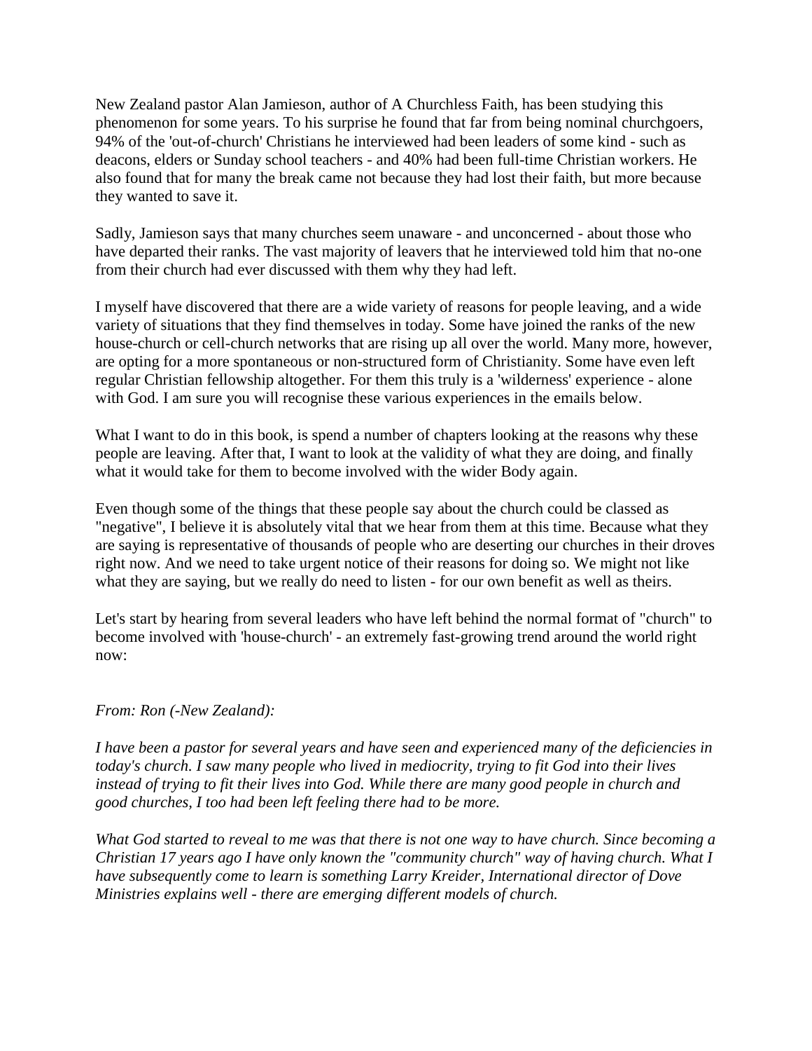New Zealand pastor Alan Jamieson, author of A Churchless Faith, has been studying this phenomenon for some years. To his surprise he found that far from being nominal churchgoers, 94% of the 'out-of-church' Christians he interviewed had been leaders of some kind - such as deacons, elders or Sunday school teachers - and 40% had been full-time Christian workers. He also found that for many the break came not because they had lost their faith, but more because they wanted to save it.

Sadly, Jamieson says that many churches seem unaware - and unconcerned - about those who have departed their ranks. The vast majority of leavers that he interviewed told him that no-one from their church had ever discussed with them why they had left.

I myself have discovered that there are a wide variety of reasons for people leaving, and a wide variety of situations that they find themselves in today. Some have joined the ranks of the new house-church or cell-church networks that are rising up all over the world. Many more, however, are opting for a more spontaneous or non-structured form of Christianity. Some have even left regular Christian fellowship altogether. For them this truly is a 'wilderness' experience - alone with God. I am sure you will recognise these various experiences in the emails below.

What I want to do in this book, is spend a number of chapters looking at the reasons why these people are leaving. After that, I want to look at the validity of what they are doing, and finally what it would take for them to become involved with the wider Body again.

Even though some of the things that these people say about the church could be classed as "negative", I believe it is absolutely vital that we hear from them at this time. Because what they are saying is representative of thousands of people who are deserting our churches in their droves right now. And we need to take urgent notice of their reasons for doing so. We might not like what they are saying, but we really do need to listen - for our own benefit as well as theirs.

Let's start by hearing from several leaders who have left behind the normal format of "church" to become involved with 'house-church' - an extremely fast-growing trend around the world right now:

*From: Ron (-New Zealand):*

*I have been a pastor for several years and have seen and experienced many of the deficiencies in today's church. I saw many people who lived in mediocrity, trying to fit God into their lives instead of trying to fit their lives into God. While there are many good people in church and good churches, I too had been left feeling there had to be more.*

*What God started to reveal to me was that there is not one way to have church. Since becoming a Christian 17 years ago I have only known the "community church" way of having church. What I have subsequently come to learn is something Larry Kreider, International director of Dove Ministries explains well - there are emerging different models of church.*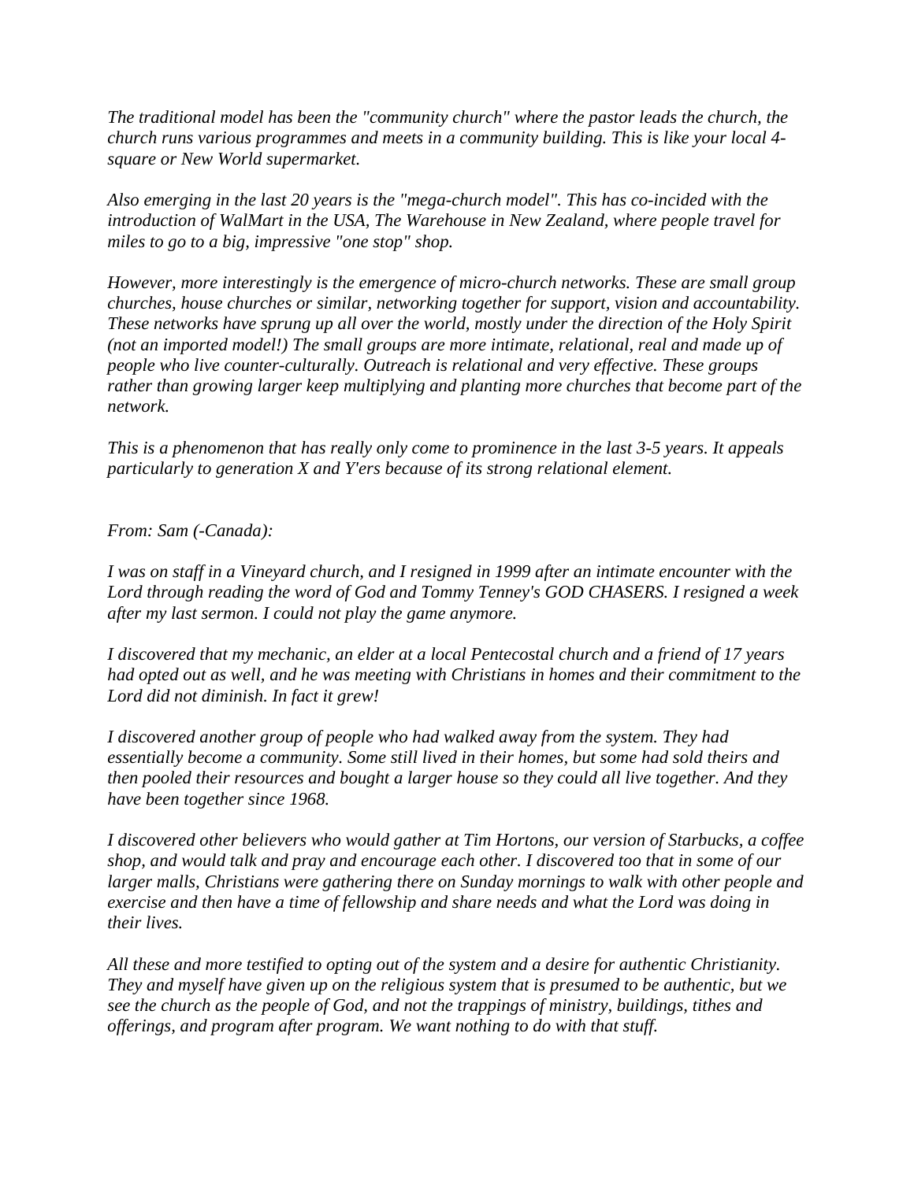*The traditional model has been the "community church" where the pastor leads the church, the church runs various programmes and meets in a community building. This is like your local 4-square or New World supermarket.*

*Also emerging in the last 20 years is the "mega-church model". This has co-incided with the introduction of WalMart in the USA, The Warehouse in New Zealand, where people travel for miles to go to a big, impressive "one stop" shop.*

*However, more interestingly is the emergence of micro-church networks. These are small group churches, house churches or similar, networking together for support, vision and accountability. These networks have sprung up all over the world, mostly under the direction of the Holy Spirit (not an imported model!) The small groups are more intimate, relational, real and made up of people who live counter-culturally. Outreach is relational and very effective. These groups rather than growing larger keep multiplying and planting more churches that become part of the network.*

*This is a phenomenon that has really only come to prominence in the last 3-5 years. It appeals particularly to generation X and Y'ers because of its strong relational element.*

*From: Sam (-Canada):*

*I was on staff in a Vineyard church, and I resigned in 1999 after an intimate encounter with the Lord through reading the word of God and Tommy Tenney's GOD CHASERS. I resigned a week after my last sermon. I could not play the game anymore.*

*I discovered that my mechanic, an elder at a local Pentecostal church and a friend of 17 years had opted out as well, and he was meeting with Christians in homes and their commitment to the Lord did not diminish. In fact it grew!*

*I discovered another group of people who had walked away from the system. They had essentially become a community. Some still lived in their homes, but some had sold theirs and then pooled their resources and bought a larger house so they could all live together. And they have been together since 1968.*

*I discovered other believers who would gather at Tim Hortons, our version of Starbucks, a coffee shop, and would talk and pray and encourage each other. I discovered too that in some of our larger malls, Christians were gathering there on Sunday mornings to walk with other people and exercise and then have a time of fellowship and share needs and what the Lord was doing in their lives.*

*All these and more testified to opting out of the system and a desire for authentic Christianity. They and myself have given up on the religious system that is presumed to be authentic, but we see the church as the people of God, and not the trappings of ministry, buildings, tithes and offerings, and program after program. We want nothing to do with that stuff.*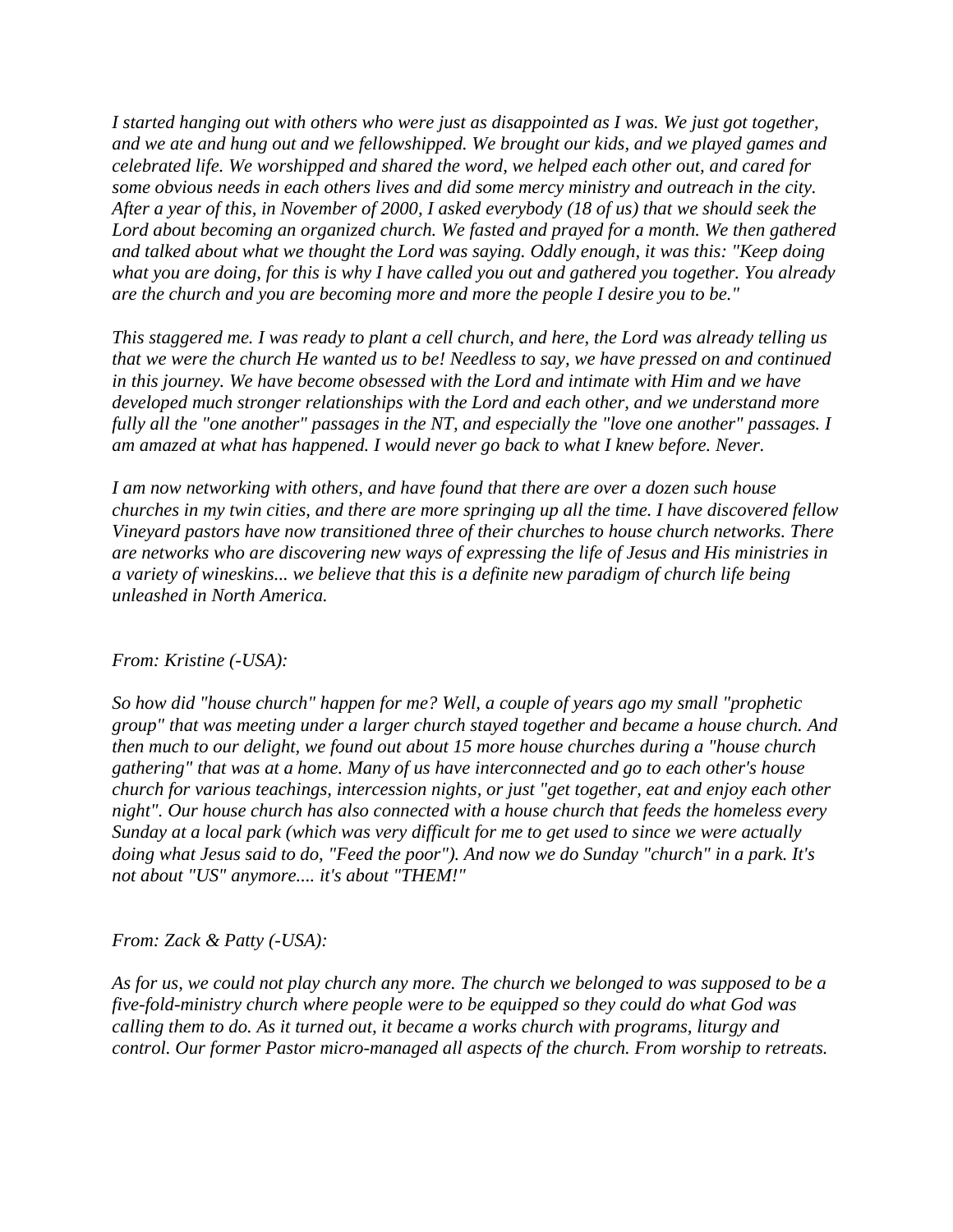*I started hanging out with others who were just as disappointed as I was. We just got together, and we ate and hung out and we fellowshipped. We brought our kids, and we played games and celebrated life. We worshipped and shared the word, we helped each other out, and cared for some obvious needs in each others lives and did some mercy ministry and outreach in the city. After a year of this, in November of 2000, I asked everybody (18 of us) that we should seek the Lord about becoming an organized church. We fasted and prayed for a month. We then gathered and talked about what we thought the Lord was saying. Oddly enough, it was this: "Keep doing what you are doing, for this is why I have called you out and gathered you together. You already are the church and you are becoming more and more the people I desire you to be."*

*This staggered me. I was ready to plant a cell church, and here, the Lord was already telling us that we were the church He wanted us to be! Needless to say, we have pressed on and continued in this journey. We have become obsessed with the Lord and intimate with Him and we have developed much stronger relationships with the Lord and each other, and we understand more fully all the "one another" passages in the NT, and especially the "love one another" passages. I am amazed at what has happened. I would never go back to what I knew before. Never.*

*I am now networking with others, and have found that there are over a dozen such house churches in my twin cities, and there are more springing up all the time. I have discovered fellow Vineyard pastors have now transitioned three of their churches to house church networks. There are networks who are discovering new ways of expressing the life of Jesus and His ministries in a variety of wineskins... we believe that this is a definite new paradigm of church life being unleashed in North America.*

*From: Kristine (-USA):*

*So how did "house church" happen for me? Well, a couple of years ago my small "prophetic group" that was meeting under a larger church stayed together and became a house church. And then much to our delight, we found out about 15 more house churches during a "house church gathering" that was at a home. Many of us have interconnected and go to each other's house church for various teachings, intercession nights, or just "get together, eat and enjoy each other night". Our house church has also connected with a house church that feeds the homeless every Sunday at a local park (which was very difficult for me to get used to since we were actually doing what Jesus said to do, "Feed the poor"). And now we do Sunday "church" in a park. It's not about "US" anymore.... it's about "THEM!"*

*From: Zack & Patty (-USA):*

*As for us, we could not play church any more. The church we belonged to was supposed to be a five-fold-ministry church where people were to be equipped so they could do what God was calling them to do. As it turned out, it became a works church with programs, liturgy and control. Our former Pastor micro-managed all aspects of the church. From worship to retreats.*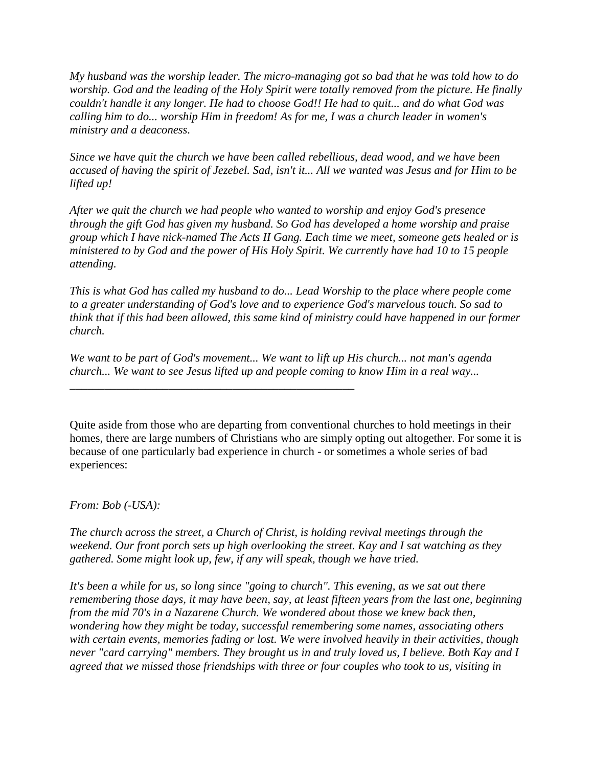*My husband was the worship leader. The micro-managing got so bad that he was told how to do worship. God and the leading of the Holy Spirit were totally removed from the picture. He finally couldn't handle it any longer. He had to choose God!! He had to quit... and do what God was calling him to do... worship Him in freedom! As for me, I was a church leader in women's ministry and a deaconess.*

*Since we have quit the church we have been called rebellious, dead wood, and we have been accused of having the spirit of Jezebel. Sad, isn't it... All we wanted was Jesus and for Him to be lifted up!*

*After we quit the church we had people who wanted to worship and enjoy God's presence through the gift God has given my husband. So God has developed a home worship and praise group which I have nick-named The Acts II Gang. Each time we meet, someone gets healed or is ministered to by God and the power of His Holy Spirit. We currently have had 10 to 15 people attending.*

*This is what God has called my husband to do... Lead Worship to the place where people come to a greater understanding of God's love and to experience God's marvelous touch. So sad to think that if this had been allowed, this same kind of ministry could have happened in our former church.*

*We want to be part of God's movement... We want to lift up His church... not man's agenda church... We want to see Jesus lifted up and people coming to know Him in a real way...*

---

Quite aside from those who are departing from conventional churches to hold meetings in their homes, there are large numbers of Christians who are simply opting out altogether. For some it is because of one particularly bad experience in church - or sometimes a whole series of bad experiences:

*From: Bob (-USA):*

*The church across the street, a Church of Christ, is holding revival meetings through the weekend. Our front porch sets up high overlooking the street. Kay and I sat watching as they gathered. Some might look up, few, if any will speak, though we have tried.*

*It's been a while for us, so long since "going to church". This evening, as we sat out there remembering those days, it may have been, say, at least fifteen years from the last one, beginning from the mid 70's in a Nazarene Church. We wondered about those we knew back then, wondering how they might be today, successful remembering some names, associating others with certain events, memories fading or lost. We were involved heavily in their activities, though never "card carrying" members. They brought us in and truly loved us, I believe. Both Kay and I agreed that we missed those friendships with three or four couples who took to us, visiting in*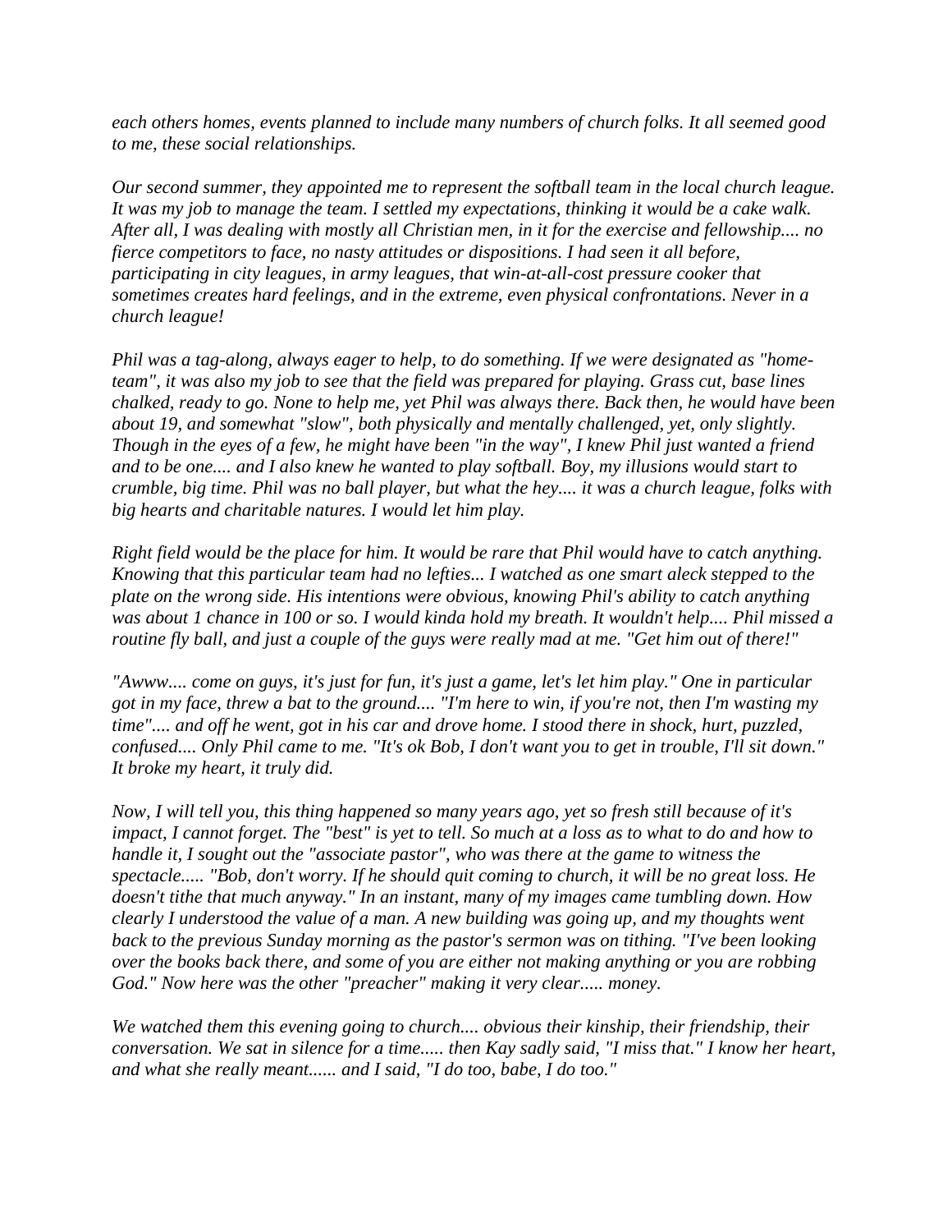*each others homes, events planned to include many numbers of church folks. It all seemed good to me, these social relationships.*

*Our second summer, they appointed me to represent the softball team in the local church league. It was my job to manage the team. I settled my expectations, thinking it would be a cake walk. After all, I was dealing with mostly all Christian men, in it for the exercise and fellowship.... no fierce competitors to face, no nasty attitudes or dispositions. I had seen it all before, participating in city leagues, in army leagues, that win-at-all-cost pressure cooker that sometimes creates hard feelings, and in the extreme, even physical confrontations. Never in a church league!*

*Phil was a tag-along, always eager to help, to do something. If we were designated as "home-team", it was also my job to see that the field was prepared for playing. Grass cut, base lines chalked, ready to go. None to help me, yet Phil was always there. Back then, he would have been about 19, and somewhat "slow", both physically and mentally challenged, yet, only slightly. Though in the eyes of a few, he might have been "in the way", I knew Phil just wanted a friend and to be one.... and I also knew he wanted to play softball. Boy, my illusions would start to crumble, big time. Phil was no ball player, but what the hey.... it was a church league, folks with big hearts and charitable natures. I would let him play.*

*Right field would be the place for him. It would be rare that Phil would have to catch anything. Knowing that this particular team had no lefties... I watched as one smart aleck stepped to the plate on the wrong side. His intentions were obvious, knowing Phil's ability to catch anything was about 1 chance in 100 or so. I would kinda hold my breath. It wouldn't help.... Phil missed a routine fly ball, and just a couple of the guys were really mad at me. "Get him out of there!"*

*"Awww.... come on guys, it's just for fun, it's just a game, let's let him play." One in particular got in my face, threw a bat to the ground.... "I'm here to win, if you're not, then I'm wasting my time".... and off he went, got in his car and drove home. I stood there in shock, hurt, puzzled, confused.... Only Phil came to me. "It's ok Bob, I don't want you to get in trouble, I'll sit down." It broke my heart, it truly did.*

*Now, I will tell you, this thing happened so many years ago, yet so fresh still because of it's impact, I cannot forget. The "best" is yet to tell. So much at a loss as to what to do and how to handle it, I sought out the "associate pastor", who was there at the game to witness the spectacle..... "Bob, don't worry. If he should quit coming to church, it will be no great loss. He doesn't tithe that much anyway." In an instant, many of my images came tumbling down. How clearly I understood the value of a man. A new building was going up, and my thoughts went back to the previous Sunday morning as the pastor's sermon was on tithing. "I've been looking over the books back there, and some of you are either not making anything or you are robbing God." Now here was the other "preacher" making it very clear..... money.*

*We watched them this evening going to church.... obvious their kinship, their friendship, their conversation. We sat in silence for a time..... then Kay sadly said, "I miss that." I know her heart, and what she really meant...... and I said, "I do too, babe, I do too."*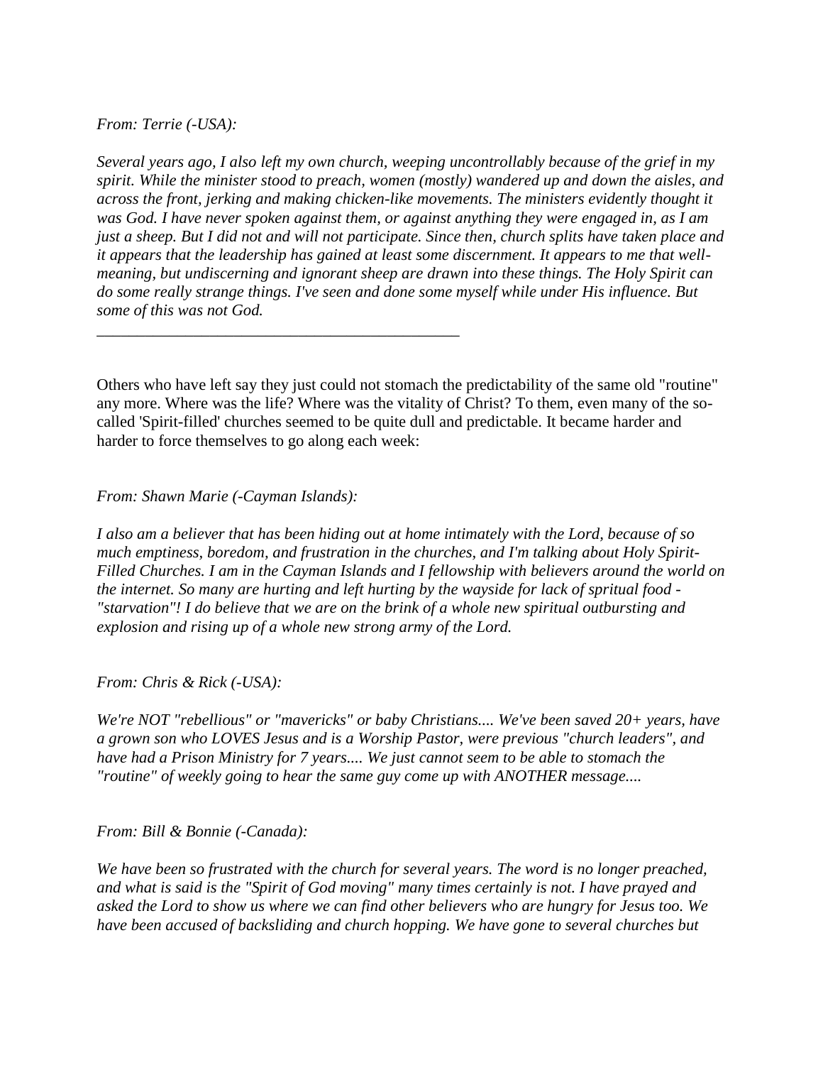*From: Terrie (-USA):*

*Several years ago, I also left my own church, weeping uncontrollably because of the grief in my spirit. While the minister stood to preach, women (mostly) wandered up and down the aisles, and across the front, jerking and making chicken-like movements. The ministers evidently thought it was God. I have never spoken against them, or against anything they were engaged in, as I am just a sheep. But I did not and will not participate. Since then, church splits have taken place and it appears that the leadership has gained at least some discernment. It appears to me that well-meaning, but undiscerning and ignorant sheep are drawn into these things. The Holy Spirit can do some really strange things. I've seen and done some myself while under His influence. But some of this was not God.*

---

Others who have left say they just could not stomach the predictability of the same old "routine" any more. Where was the life? Where was the vitality of Christ? To them, even many of the so-called 'Spirit-filled' churches seemed to be quite dull and predictable. It became harder and harder to force themselves to go along each week:

*From: Shawn Marie (-Cayman Islands):*

*I also am a believer that has been hiding out at home intimately with the Lord, because of so much emptiness, boredom, and frustration in the churches, and I'm talking about Holy Spirit-Filled Churches. I am in the Cayman Islands and I fellowship with believers around the world on the internet. So many are hurting and left hurting by the wayside for lack of spritual food - "starvation"! I do believe that we are on the brink of a whole new spiritual outbursting and explosion and rising up of a whole new strong army of the Lord.*

*From: Chris & Rick (-USA):*

*We're NOT "rebellious" or "mavericks" or baby Christians.... We've been saved 20+ years, have a grown son who LOVES Jesus and is a Worship Pastor, were previous "church leaders", and have had a Prison Ministry for 7 years.... We just cannot seem to be able to stomach the "routine" of weekly going to hear the same guy come up with ANOTHER message....*

*From: Bill & Bonnie (-Canada):*

*We have been so frustrated with the church for several years. The word is no longer preached, and what is said is the "Spirit of God moving" many times certainly is not. I have prayed and asked the Lord to show us where we can find other believers who are hungry for Jesus too. We have been accused of backsliding and church hopping. We have gone to several churches but*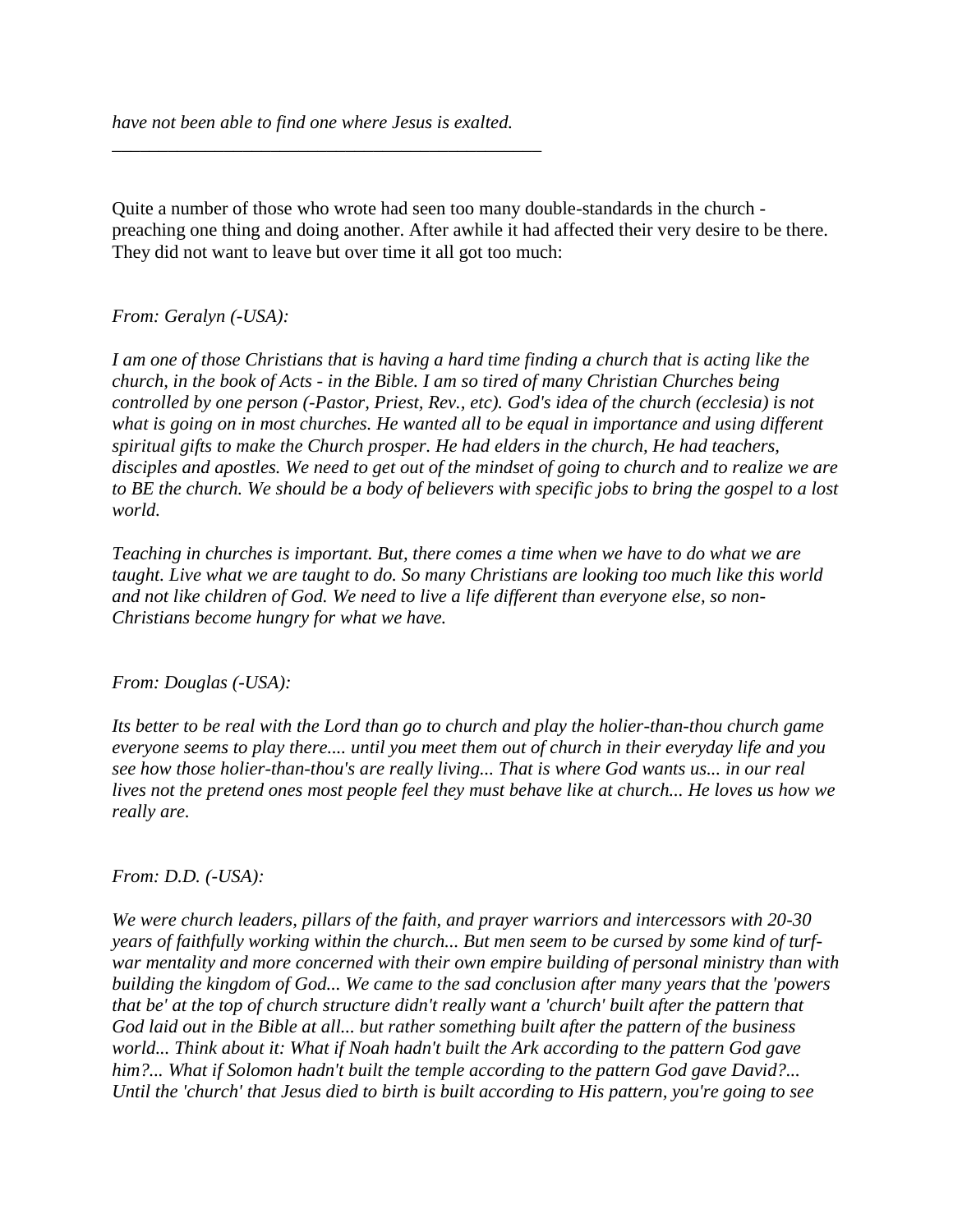*have not been able to find one where Jesus is exalted.*

---

Quite a number of those who wrote had seen too many double-standards in the church - preaching one thing and doing another. After awhile it had affected their very desire to be there. They did not want to leave but over time it all got too much:

*From: Geralyn (-USA):*

*I am one of those Christians that is having a hard time finding a church that is acting like the church, in the book of Acts - in the Bible. I am so tired of many Christian Churches being controlled by one person (-Pastor, Priest, Rev., etc). God's idea of the church (ecclesia) is not what is going on in most churches. He wanted all to be equal in importance and using different spiritual gifts to make the Church prosper. He had elders in the church, He had teachers, disciples and apostles. We need to get out of the mindset of going to church and to realize we are to BE the church. We should be a body of believers with specific jobs to bring the gospel to a lost world.*

*Teaching in churches is important. But, there comes a time when we have to do what we are taught. Live what we are taught to do. So many Christians are looking too much like this world and not like children of God. We need to live a life different than everyone else, so non-Christians become hungry for what we have.*

*From: Douglas (-USA):*

*Its better to be real with the Lord than go to church and play the holier-than-thou church game everyone seems to play there.... until you meet them out of church in their everyday life and you see how those holier-than-thou's are really living... That is where God wants us... in our real lives not the pretend ones most people feel they must behave like at church... He loves us how we really are.*

*From: D.D. (-USA):*

*We were church leaders, pillars of the faith, and prayer warriors and intercessors with 20-30 years of faithfully working within the church... But men seem to be cursed by some kind of turf-war mentality and more concerned with their own empire building of personal ministry than with building the kingdom of God... We came to the sad conclusion after many years that the 'powers that be' at the top of church structure didn't really want a 'church' built after the pattern that God laid out in the Bible at all... but rather something built after the pattern of the business world... Think about it: What if Noah hadn't built the Ark according to the pattern God gave him?... What if Solomon hadn't built the temple according to the pattern God gave David?... Until the 'church' that Jesus died to birth is built according to His pattern, you're going to see*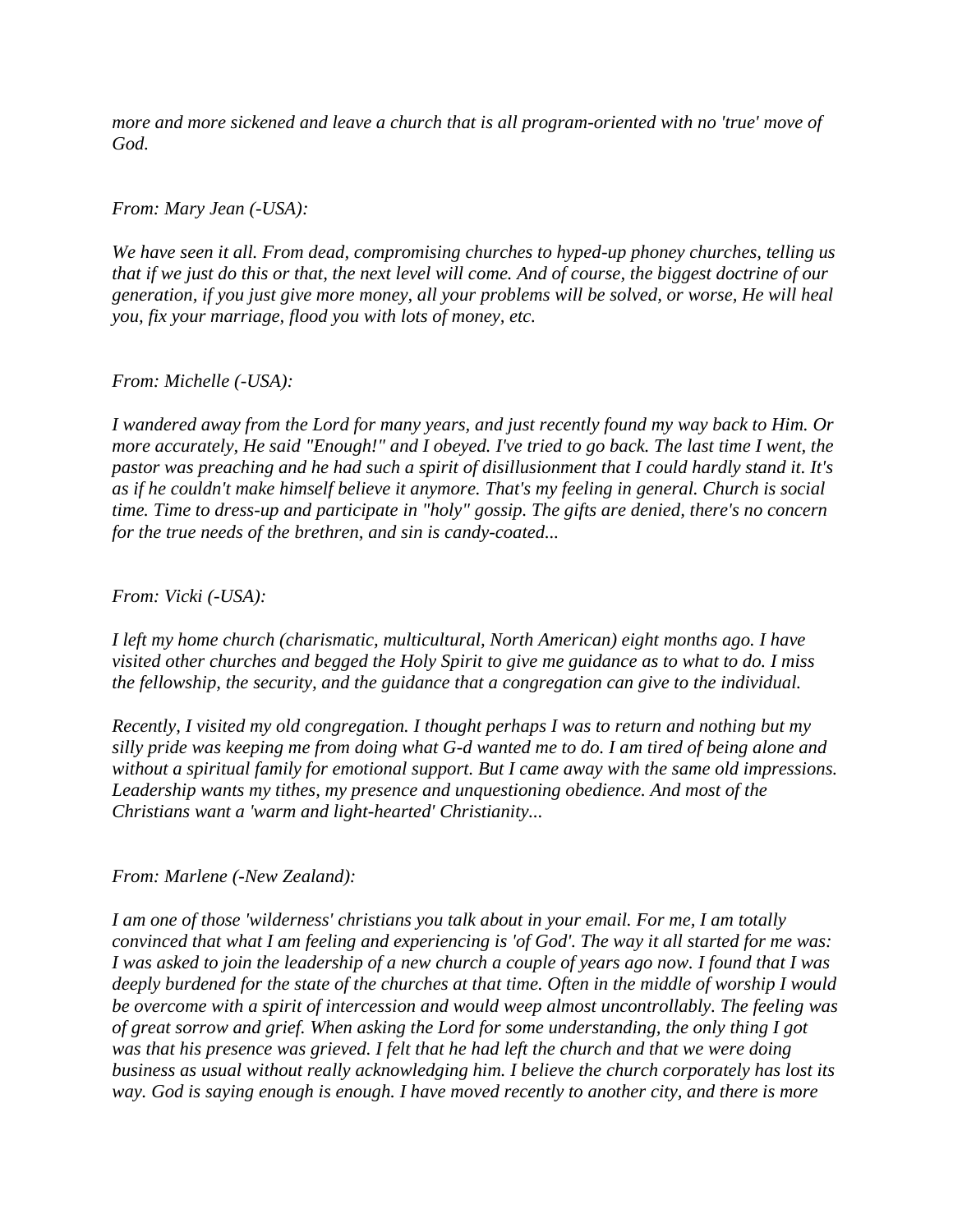*more and more sickened and leave a church that is all program-oriented with no 'true' move of God.*

*From: Mary Jean (-USA):*

*We have seen it all. From dead, compromising churches to hyped-up phoney churches, telling us that if we just do this or that, the next level will come. And of course, the biggest doctrine of our generation, if you just give more money, all your problems will be solved, or worse, He will heal you, fix your marriage, flood you with lots of money, etc.*

*From: Michelle (-USA):*

*I wandered away from the Lord for many years, and just recently found my way back to Him. Or more accurately, He said "Enough!" and I obeyed. I've tried to go back. The last time I went, the pastor was preaching and he had such a spirit of disillusionment that I could hardly stand it. It's as if he couldn't make himself believe it anymore. That's my feeling in general. Church is social time. Time to dress-up and participate in "holy" gossip. The gifts are denied, there's no concern for the true needs of the brethren, and sin is candy-coated...*

*From: Vicki (-USA):*

*I left my home church (charismatic, multicultural, North American) eight months ago. I have visited other churches and begged the Holy Spirit to give me guidance as to what to do. I miss the fellowship, the security, and the guidance that a congregation can give to the individual.*

*Recently, I visited my old congregation. I thought perhaps I was to return and nothing but my silly pride was keeping me from doing what G-d wanted me to do. I am tired of being alone and without a spiritual family for emotional support. But I came away with the same old impressions. Leadership wants my tithes, my presence and unquestioning obedience. And most of the Christians want a 'warm and light-hearted' Christianity...*

*From: Marlene (-New Zealand):*

*I am one of those 'wilderness' christians you talk about in your email. For me, I am totally convinced that what I am feeling and experiencing is 'of God'. The way it all started for me was: I was asked to join the leadership of a new church a couple of years ago now. I found that I was deeply burdened for the state of the churches at that time. Often in the middle of worship I would be overcome with a spirit of intercession and would weep almost uncontrollably. The feeling was of great sorrow and grief. When asking the Lord for some understanding, the only thing I got was that his presence was grieved. I felt that he had left the church and that we were doing business as usual without really acknowledging him. I believe the church corporately has lost its way. God is saying enough is enough. I have moved recently to another city, and there is more*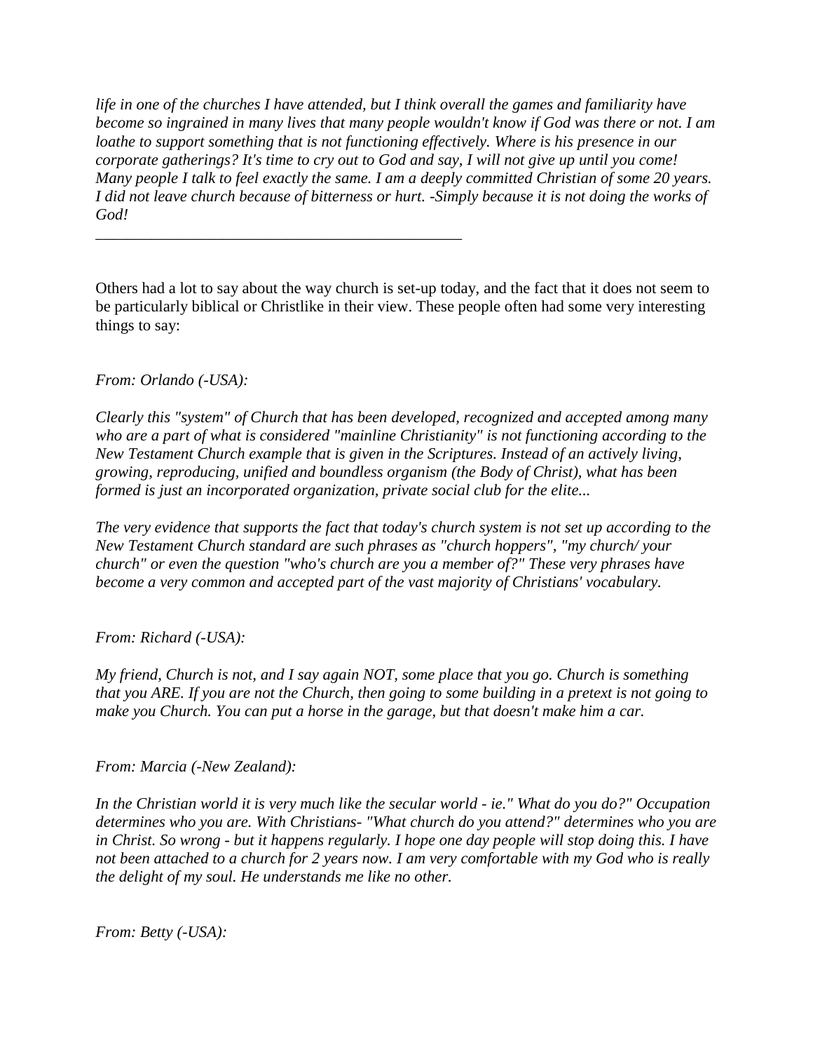*life in one of the churches I have attended, but I think overall the games and familiarity have become so ingrained in many lives that many people wouldn't know if God was there or not. I am loathe to support something that is not functioning effectively. Where is his presence in our corporate gatherings? It's time to cry out to God and say, I will not give up until you come! Many people I talk to feel exactly the same. I am a deeply committed Christian of some 20 years. I did not leave church because of bitterness or hurt. -Simply because it is not doing the works of God!*

_______________________________________________

Others had a lot to say about the way church is set-up today, and the fact that it does not seem to be particularly biblical or Christlike in their view. These people often had some very interesting things to say:

*From: Orlando (-USA):*

*Clearly this "system" of Church that has been developed, recognized and accepted among many who are a part of what is considered "mainline Christianity" is not functioning according to the New Testament Church example that is given in the Scriptures. Instead of an actively living, growing, reproducing, unified and boundless organism (the Body of Christ), what has been formed is just an incorporated organization, private social club for the elite...*

*The very evidence that supports the fact that today's church system is not set up according to the New Testament Church standard are such phrases as "church hoppers", "my church/ your church" or even the question "who's church are you a member of?" These very phrases have become a very common and accepted part of the vast majority of Christians' vocabulary.*

*From: Richard (-USA):*

*My friend, Church is not, and I say again NOT, some place that you go. Church is something that you ARE. If you are not the Church, then going to some building in a pretext is not going to make you Church. You can put a horse in the garage, but that doesn't make him a car.*

*From: Marcia (-New Zealand):*

*In the Christian world it is very much like the secular world - ie." What do you do?" Occupation determines who you are. With Christians- "What church do you attend?" determines who you are in Christ. So wrong - but it happens regularly. I hope one day people will stop doing this. I have not been attached to a church for 2 years now. I am very comfortable with my God who is really the delight of my soul. He understands me like no other.*

*From: Betty (-USA):*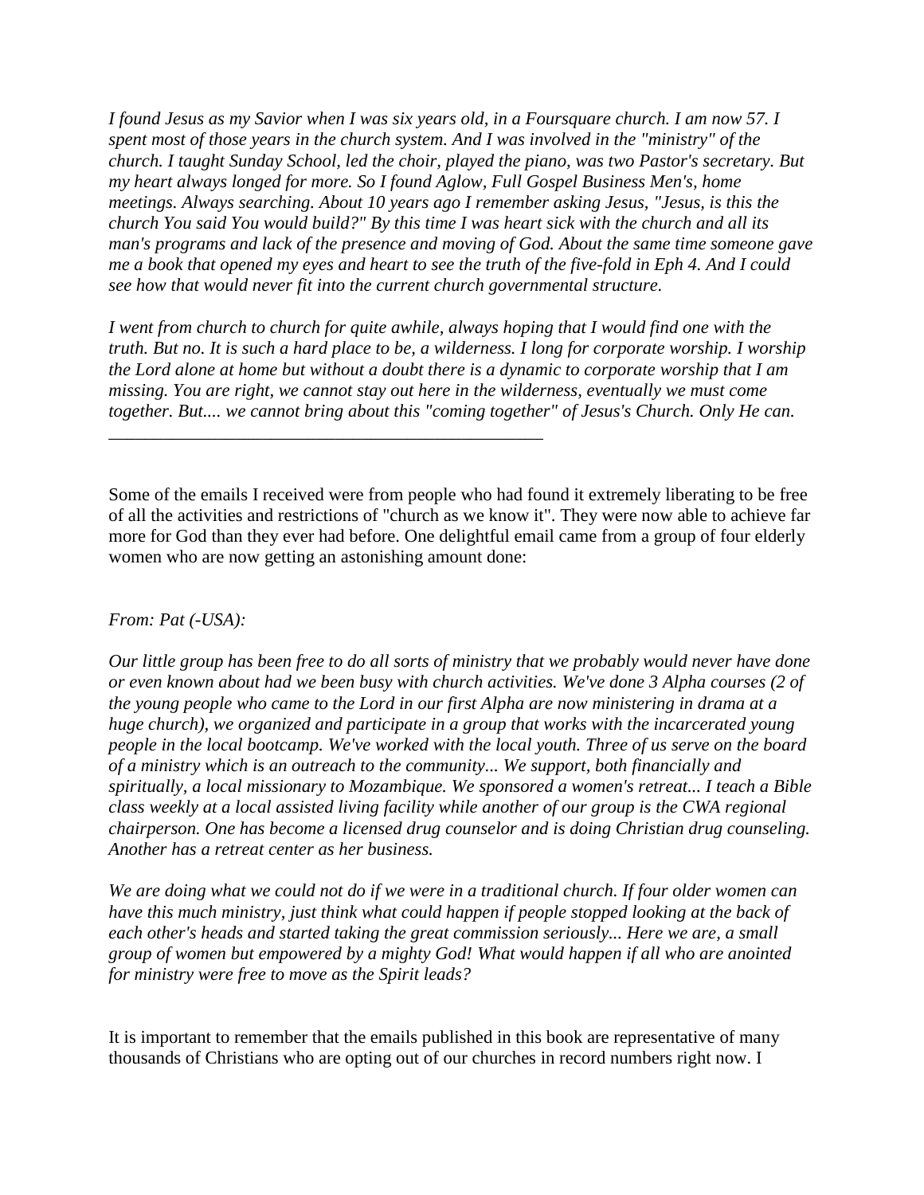*I found Jesus as my Savior when I was six years old, in a Foursquare church. I am now 57. I spent most of those years in the church system. And I was involved in the "ministry" of the church. I taught Sunday School, led the choir, played the piano, was two Pastor's secretary. But my heart always longed for more. So I found Aglow, Full Gospel Business Men's, home meetings. Always searching. About 10 years ago I remember asking Jesus, "Jesus, is this the church You said You would build?" By this time I was heart sick with the church and all its man's programs and lack of the presence and moving of God. About the same time someone gave me a book that opened my eyes and heart to see the truth of the five-fold in Eph 4. And I could see how that would never fit into the current church governmental structure.*

*I went from church to church for quite awhile, always hoping that I would find one with the truth. But no. It is such a hard place to be, a wilderness. I long for corporate worship. I worship the Lord alone at home but without a doubt there is a dynamic to corporate worship that I am missing. You are right, we cannot stay out here in the wilderness, eventually we must come together. But.... we cannot bring about this "coming together" of Jesus's Church. Only He can.*

---

Some of the emails I received were from people who had found it extremely liberating to be free of all the activities and restrictions of "church as we know it". They were now able to achieve far more for God than they ever had before. One delightful email came from a group of four elderly women who are now getting an astonishing amount done:

*From: Pat (-USA):*

*Our little group has been free to do all sorts of ministry that we probably would never have done or even known about had we been busy with church activities. We've done 3 Alpha courses (2 of the young people who came to the Lord in our first Alpha are now ministering in drama at a huge church), we organized and participate in a group that works with the incarcerated young people in the local bootcamp. We've worked with the local youth. Three of us serve on the board of a ministry which is an outreach to the community... We support, both financially and spiritually, a local missionary to Mozambique. We sponsored a women's retreat... I teach a Bible class weekly at a local assisted living facility while another of our group is the CWA regional chairperson. One has become a licensed drug counselor and is doing Christian drug counseling. Another has a retreat center as her business.*

*We are doing what we could not do if we were in a traditional church. If four older women can have this much ministry, just think what could happen if people stopped looking at the back of each other's heads and started taking the great commission seriously... Here we are, a small group of women but empowered by a mighty God! What would happen if all who are anointed for ministry were free to move as the Spirit leads?*

It is important to remember that the emails published in this book are representative of many thousands of Christians who are opting out of our churches in record numbers right now. I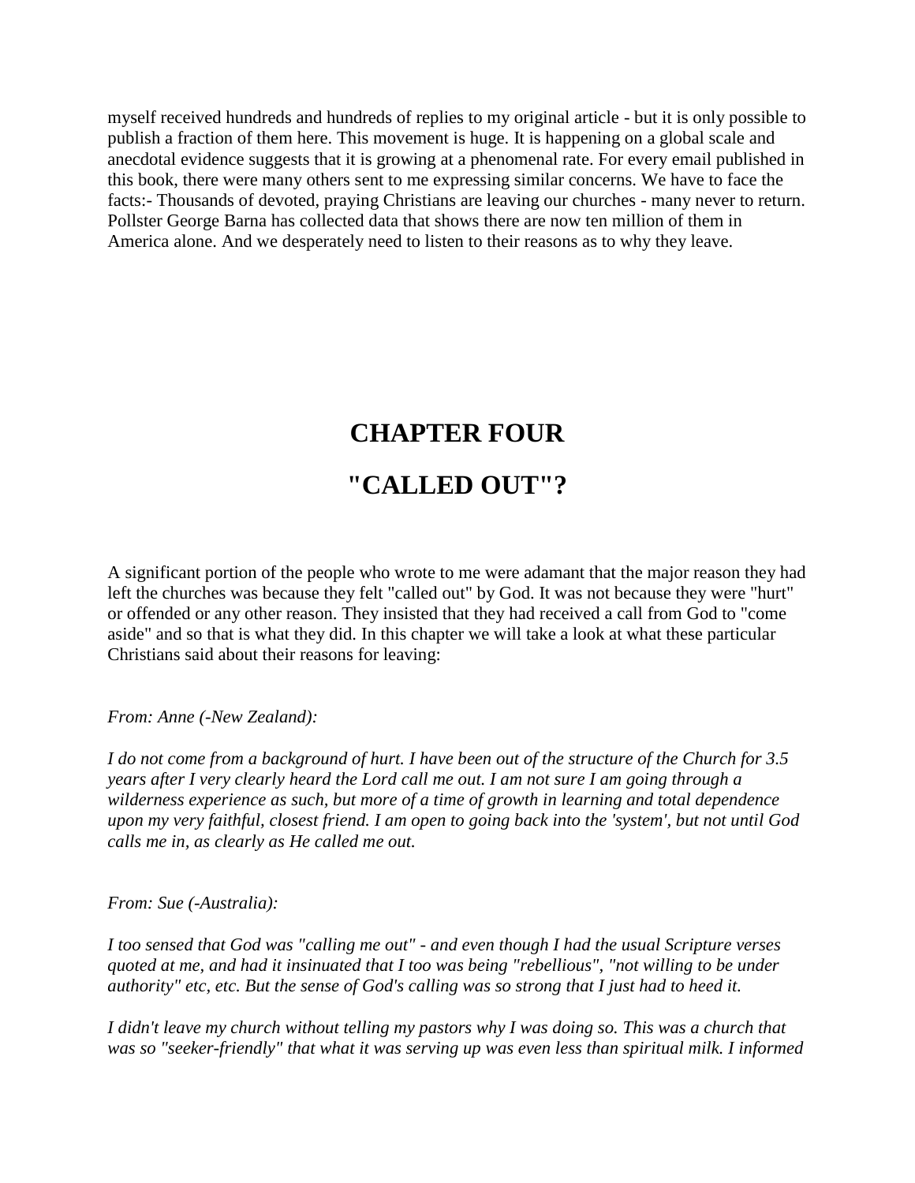myself received hundreds and hundreds of replies to my original article - but it is only possible to publish a fraction of them here. This movement is huge. It is happening on a global scale and anecdotal evidence suggests that it is growing at a phenomenal rate. For every email published in this book, there were many others sent to me expressing similar concerns. We have to face the facts:- Thousands of devoted, praying Christians are leaving our churches - many never to return. Pollster George Barna has collected data that shows there are now ten million of them in America alone. And we desperately need to listen to their reasons as to why they leave.

# CHAPTER FOUR

# "CALLED OUT"?

A significant portion of the people who wrote to me were adamant that the major reason they had left the churches was because they felt "called out" by God. It was not because they were "hurt" or offended or any other reason. They insisted that they had received a call from God to "come aside" and so that is what they did. In this chapter we will take a look at what these particular Christians said about their reasons for leaving:

*From: Anne (-New Zealand):*

*I do not come from a background of hurt. I have been out of the structure of the Church for 3.5 years after I very clearly heard the Lord call me out. I am not sure I am going through a wilderness experience as such, but more of a time of growth in learning and total dependence upon my very faithful, closest friend. I am open to going back into the 'system', but not until God calls me in, as clearly as He called me out.*

*From: Sue (-Australia):*

*I too sensed that God was "calling me out" - and even though I had the usual Scripture verses quoted at me, and had it insinuated that I too was being "rebellious", "not willing to be under authority" etc, etc. But the sense of God's calling was so strong that I just had to heed it.*

*I didn't leave my church without telling my pastors why I was doing so. This was a church that was so "seeker-friendly" that what it was serving up was even less than spiritual milk. I informed*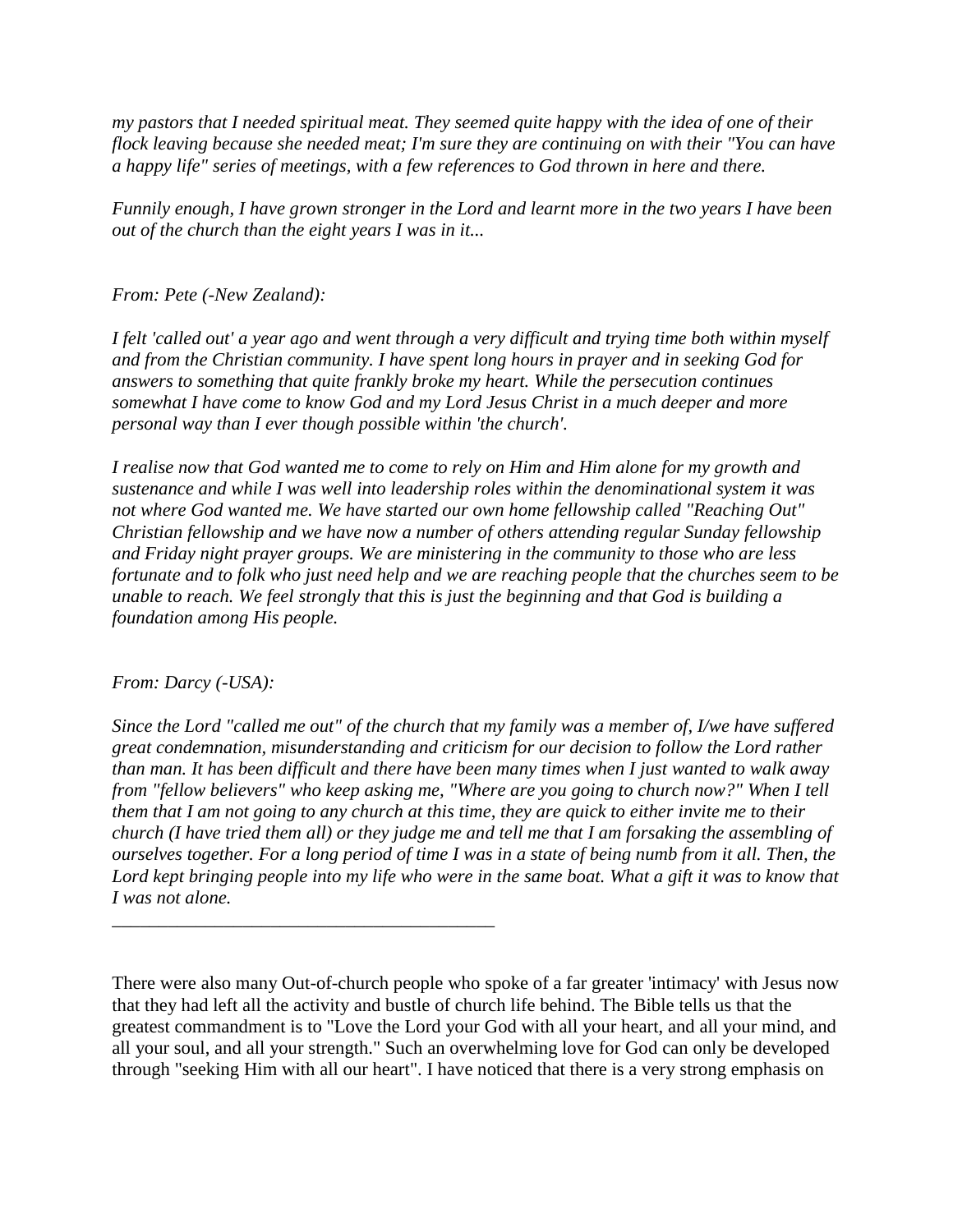*my pastors that I needed spiritual meat. They seemed quite happy with the idea of one of their flock leaving because she needed meat; I'm sure they are continuing on with their "You can have a happy life" series of meetings, with a few references to God thrown in here and there.*

*Funnily enough, I have grown stronger in the Lord and learnt more in the two years I have been out of the church than the eight years I was in it...*

*From: Pete (-New Zealand):*

*I felt 'called out' a year ago and went through a very difficult and trying time both within myself and from the Christian community. I have spent long hours in prayer and in seeking God for answers to something that quite frankly broke my heart. While the persecution continues somewhat I have come to know God and my Lord Jesus Christ in a much deeper and more personal way than I ever though possible within 'the church'.*

*I realise now that God wanted me to come to rely on Him and Him alone for my growth and sustenance and while I was well into leadership roles within the denominational system it was not where God wanted me. We have started our own home fellowship called "Reaching Out" Christian fellowship and we have now a number of others attending regular Sunday fellowship and Friday night prayer groups. We are ministering in the community to those who are less fortunate and to folk who just need help and we are reaching people that the churches seem to be unable to reach. We feel strongly that this is just the beginning and that God is building a foundation among His people.*

*From: Darcy (-USA):*

*Since the Lord "called me out" of the church that my family was a member of, I/we have suffered great condemnation, misunderstanding and criticism for our decision to follow the Lord rather than man. It has been difficult and there have been many times when I just wanted to walk away from "fellow believers" who keep asking me, "Where are you going to church now?" When I tell them that I am not going to any church at this time, they are quick to either invite me to their church (I have tried them all) or they judge me and tell me that I am forsaking the assembling of ourselves together. For a long period of time I was in a state of being numb from it all. Then, the Lord kept bringing people into my life who were in the same boat. What a gift it was to know that I was not alone.*

---

There were also many Out-of-church people who spoke of a far greater 'intimacy' with Jesus now that they had left all the activity and bustle of church life behind. The Bible tells us that the greatest commandment is to "Love the Lord your God with all your heart, and all your mind, and all your soul, and all your strength." Such an overwhelming love for God can only be developed through "seeking Him with all our heart". I have noticed that there is a very strong emphasis on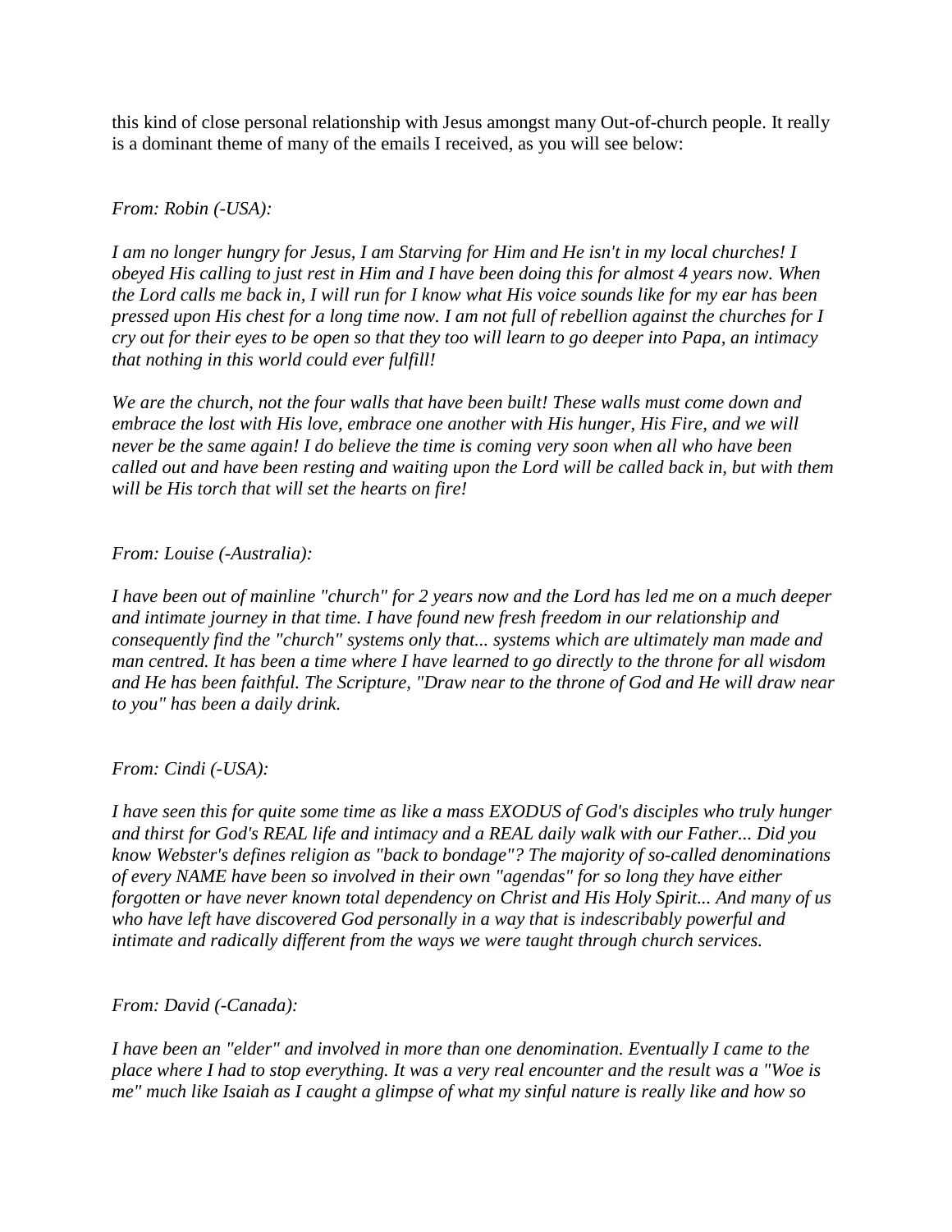this kind of close personal relationship with Jesus amongst many Out-of-church people. It really is a dominant theme of many of the emails I received, as you will see below:

*From: Robin (-USA):*

*I am no longer hungry for Jesus, I am Starving for Him and He isn't in my local churches! I obeyed His calling to just rest in Him and I have been doing this for almost 4 years now. When the Lord calls me back in, I will run for I know what His voice sounds like for my ear has been pressed upon His chest for a long time now. I am not full of rebellion against the churches for I cry out for their eyes to be open so that they too will learn to go deeper into Papa, an intimacy that nothing in this world could ever fulfill!*

*We are the church, not the four walls that have been built! These walls must come down and embrace the lost with His love, embrace one another with His hunger, His Fire, and we will never be the same again! I do believe the time is coming very soon when all who have been called out and have been resting and waiting upon the Lord will be called back in, but with them will be His torch that will set the hearts on fire!*

*From: Louise (-Australia):*

*I have been out of mainline "church" for 2 years now and the Lord has led me on a much deeper and intimate journey in that time. I have found new fresh freedom in our relationship and consequently find the "church" systems only that... systems which are ultimately man made and man centred. It has been a time where I have learned to go directly to the throne for all wisdom and He has been faithful. The Scripture, "Draw near to the throne of God and He will draw near to you" has been a daily drink.*

*From: Cindi (-USA):*

*I have seen this for quite some time as like a mass EXODUS of God's disciples who truly hunger and thirst for God's REAL life and intimacy and a REAL daily walk with our Father... Did you know Webster's defines religion as "back to bondage"? The majority of so-called denominations of every NAME have been so involved in their own "agendas" for so long they have either forgotten or have never known total dependency on Christ and His Holy Spirit... And many of us who have left have discovered God personally in a way that is indescribably powerful and intimate and radically different from the ways we were taught through church services.*

*From: David (-Canada):*

*I have been an "elder" and involved in more than one denomination. Eventually I came to the place where I had to stop everything. It was a very real encounter and the result was a "Woe is me" much like Isaiah as I caught a glimpse of what my sinful nature is really like and how so*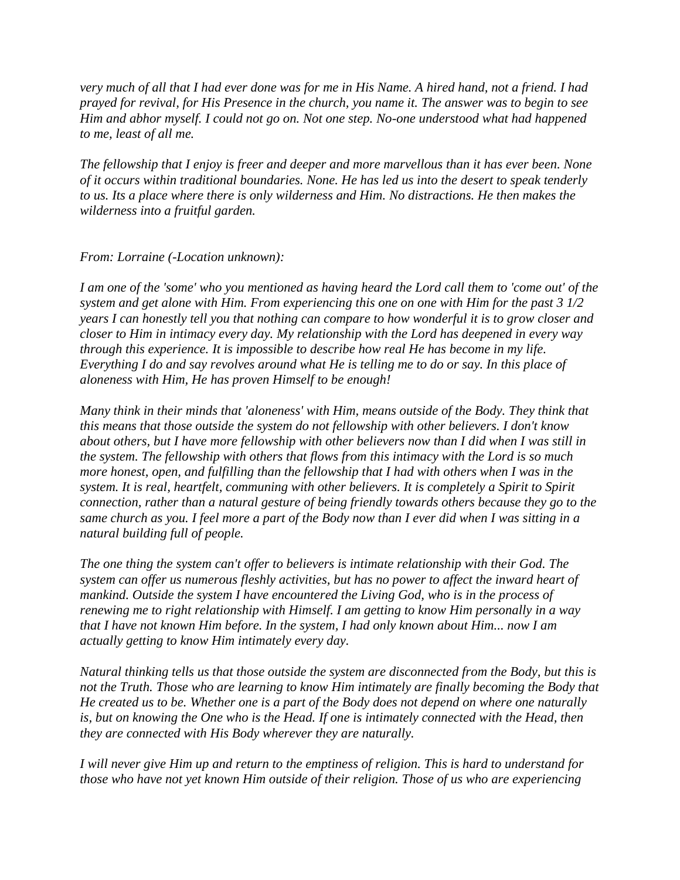*very much of all that I had ever done was for me in His Name. A hired hand, not a friend. I had prayed for revival, for His Presence in the church, you name it. The answer was to begin to see Him and abhor myself. I could not go on. Not one step. No-one understood what had happened to me, least of all me.*

*The fellowship that I enjoy is freer and deeper and more marvellous than it has ever been. None of it occurs within traditional boundaries. None. He has led us into the desert to speak tenderly to us. Its a place where there is only wilderness and Him. No distractions. He then makes the wilderness into a fruitful garden.*

*From: Lorraine (-Location unknown):*

*I am one of the 'some' who you mentioned as having heard the Lord call them to 'come out' of the system and get alone with Him. From experiencing this one on one with Him for the past 3 1/2 years I can honestly tell you that nothing can compare to how wonderful it is to grow closer and closer to Him in intimacy every day. My relationship with the Lord has deepened in every way through this experience. It is impossible to describe how real He has become in my life. Everything I do and say revolves around what He is telling me to do or say. In this place of aloneness with Him, He has proven Himself to be enough!*

*Many think in their minds that 'aloneness' with Him, means outside of the Body. They think that this means that those outside the system do not fellowship with other believers. I don't know about others, but I have more fellowship with other believers now than I did when I was still in the system. The fellowship with others that flows from this intimacy with the Lord is so much more honest, open, and fulfilling than the fellowship that I had with others when I was in the system. It is real, heartfelt, communing with other believers. It is completely a Spirit to Spirit connection, rather than a natural gesture of being friendly towards others because they go to the same church as you. I feel more a part of the Body now than I ever did when I was sitting in a natural building full of people.*

*The one thing the system can't offer to believers is intimate relationship with their God. The system can offer us numerous fleshly activities, but has no power to affect the inward heart of mankind. Outside the system I have encountered the Living God, who is in the process of renewing me to right relationship with Himself. I am getting to know Him personally in a way that I have not known Him before. In the system, I had only known about Him... now I am actually getting to know Him intimately every day.*

*Natural thinking tells us that those outside the system are disconnected from the Body, but this is not the Truth. Those who are learning to know Him intimately are finally becoming the Body that He created us to be. Whether one is a part of the Body does not depend on where one naturally is, but on knowing the One who is the Head. If one is intimately connected with the Head, then they are connected with His Body wherever they are naturally.*

*I will never give Him up and return to the emptiness of religion. This is hard to understand for those who have not yet known Him outside of their religion. Those of us who are experiencing*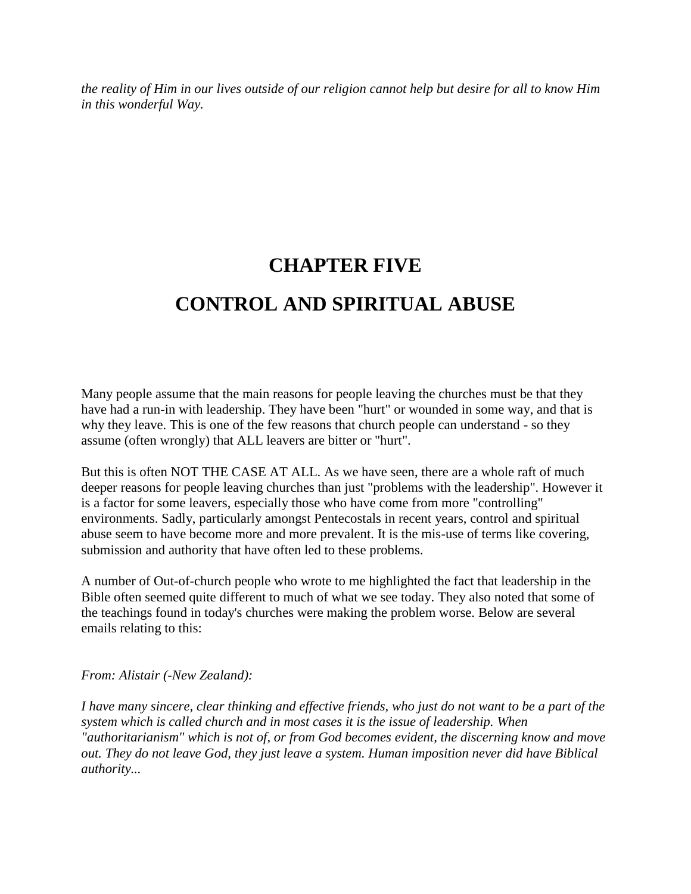*the reality of Him in our lives outside of our religion cannot help but desire for all to know Him in this wonderful Way.*

# CHAPTER FIVE

# CONTROL AND SPIRITUAL ABUSE

Many people assume that the main reasons for people leaving the churches must be that they have had a run-in with leadership. They have been "hurt" or wounded in some way, and that is why they leave. This is one of the few reasons that church people can understand - so they assume (often wrongly) that ALL leavers are bitter or "hurt".

But this is often NOT THE CASE AT ALL. As we have seen, there are a whole raft of much deeper reasons for people leaving churches than just "problems with the leadership". However it is a factor for some leavers, especially those who have come from more "controlling" environments. Sadly, particularly amongst Pentecostals in recent years, control and spiritual abuse seem to have become more and more prevalent. It is the mis-use of terms like covering, submission and authority that have often led to these problems.

A number of Out-of-church people who wrote to me highlighted the fact that leadership in the Bible often seemed quite different to much of what we see today. They also noted that some of the teachings found in today's churches were making the problem worse. Below are several emails relating to this:

*From: Alistair (-New Zealand):*

*I have many sincere, clear thinking and effective friends, who just do not want to be a part of the system which is called church and in most cases it is the issue of leadership. When "authoritarianism" which is not of, or from God becomes evident, the discerning know and move out. They do not leave God, they just leave a system. Human imposition never did have Biblical authority...*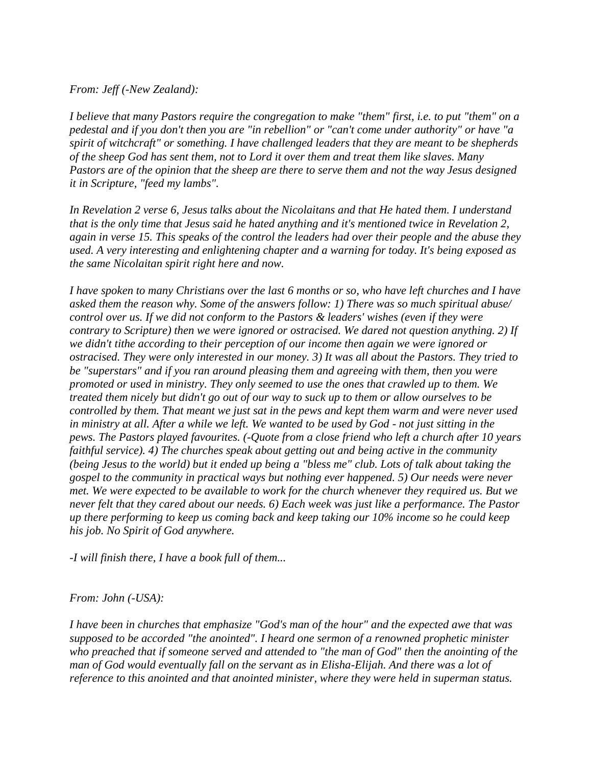*From: Jeff (-New Zealand):*

*I believe that many Pastors require the congregation to make "them" first, i.e. to put "them" on a pedestal and if you don't then you are "in rebellion" or "can't come under authority" or have "a spirit of witchcraft" or something. I have challenged leaders that they are meant to be shepherds of the sheep God has sent them, not to Lord it over them and treat them like slaves. Many Pastors are of the opinion that the sheep are there to serve them and not the way Jesus designed it in Scripture, "feed my lambs".*

*In Revelation 2 verse 6, Jesus talks about the Nicolaitans and that He hated them. I understand that is the only time that Jesus said he hated anything and it's mentioned twice in Revelation 2, again in verse 15. This speaks of the control the leaders had over their people and the abuse they used. A very interesting and enlightening chapter and a warning for today. It's being exposed as the same Nicolaitan spirit right here and now.*

*I have spoken to many Christians over the last 6 months or so, who have left churches and I have asked them the reason why. Some of the answers follow: 1) There was so much spiritual abuse/ control over us. If we did not conform to the Pastors & leaders' wishes (even if they were contrary to Scripture) then we were ignored or ostracised. We dared not question anything. 2) If we didn't tithe according to their perception of our income then again we were ignored or ostracised. They were only interested in our money. 3) It was all about the Pastors. They tried to be "superstars" and if you ran around pleasing them and agreeing with them, then you were promoted or used in ministry. They only seemed to use the ones that crawled up to them. We treated them nicely but didn't go out of our way to suck up to them or allow ourselves to be controlled by them. That meant we just sat in the pews and kept them warm and were never used in ministry at all. After a while we left. We wanted to be used by God - not just sitting in the pews. The Pastors played favourites. (-Quote from a close friend who left a church after 10 years faithful service). 4) The churches speak about getting out and being active in the community (being Jesus to the world) but it ended up being a "bless me" club. Lots of talk about taking the gospel to the community in practical ways but nothing ever happened. 5) Our needs were never met. We were expected to be available to work for the church whenever they required us. But we never felt that they cared about our needs. 6) Each week was just like a performance. The Pastor up there performing to keep us coming back and keep taking our 10% income so he could keep his job. No Spirit of God anywhere.*

*-I will finish there, I have a book full of them...*

*From: John (-USA):*

*I have been in churches that emphasize "God's man of the hour" and the expected awe that was supposed to be accorded "the anointed". I heard one sermon of a renowned prophetic minister who preached that if someone served and attended to "the man of God" then the anointing of the man of God would eventually fall on the servant as in Elisha-Elijah. And there was a lot of reference to this anointed and that anointed minister, where they were held in superman status.*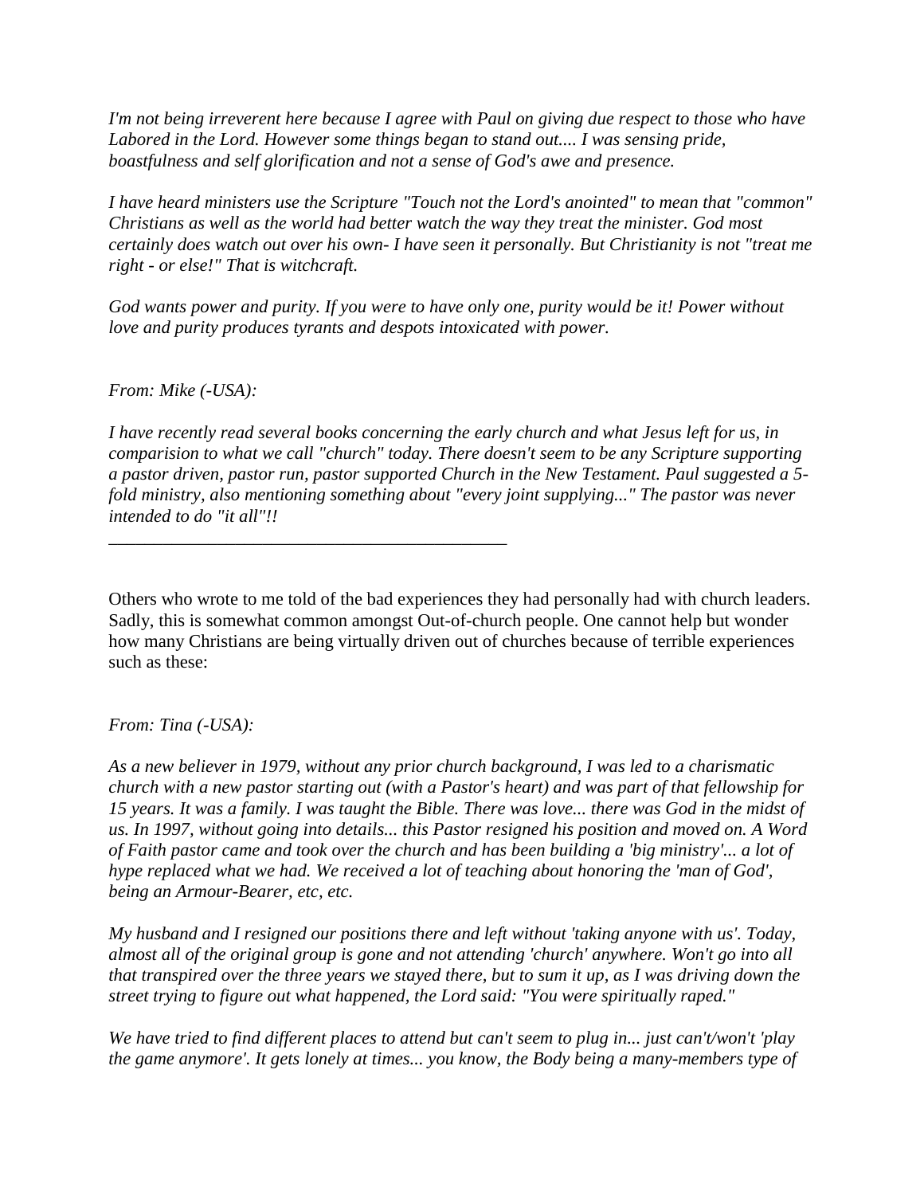*I'm not being irreverent here because I agree with Paul on giving due respect to those who have Labored in the Lord. However some things began to stand out.... I was sensing pride, boastfulness and self glorification and not a sense of God's awe and presence.*

*I have heard ministers use the Scripture "Touch not the Lord's anointed" to mean that "common" Christians as well as the world had better watch the way they treat the minister. God most certainly does watch out over his own- I have seen it personally. But Christianity is not "treat me right - or else!" That is witchcraft.*

*God wants power and purity. If you were to have only one, purity would be it! Power without love and purity produces tyrants and despots intoxicated with power.*

*From: Mike (-USA):*

*I have recently read several books concerning the early church and what Jesus left for us, in comparision to what we call "church" today. There doesn't seem to be any Scripture supporting a pastor driven, pastor run, pastor supported Church in the New Testament. Paul suggested a 5-fold ministry, also mentioning something about "every joint supplying..." The pastor was never intended to do "it all"!!*

---

Others who wrote to me told of the bad experiences they had personally had with church leaders. Sadly, this is somewhat common amongst Out-of-church people. One cannot help but wonder how many Christians are being virtually driven out of churches because of terrible experiences such as these:

*From: Tina (-USA):*

*As a new believer in 1979, without any prior church background, I was led to a charismatic church with a new pastor starting out (with a Pastor's heart) and was part of that fellowship for 15 years. It was a family. I was taught the Bible. There was love... there was God in the midst of us. In 1997, without going into details... this Pastor resigned his position and moved on. A Word of Faith pastor came and took over the church and has been building a 'big ministry'... a lot of hype replaced what we had. We received a lot of teaching about honoring the 'man of God', being an Armour-Bearer, etc, etc.*

*My husband and I resigned our positions there and left without 'taking anyone with us'. Today, almost all of the original group is gone and not attending 'church' anywhere. Won't go into all that transpired over the three years we stayed there, but to sum it up, as I was driving down the street trying to figure out what happened, the Lord said: "You were spiritually raped."*

*We have tried to find different places to attend but can't seem to plug in... just can't/won't 'play the game anymore'. It gets lonely at times... you know, the Body being a many-members type of*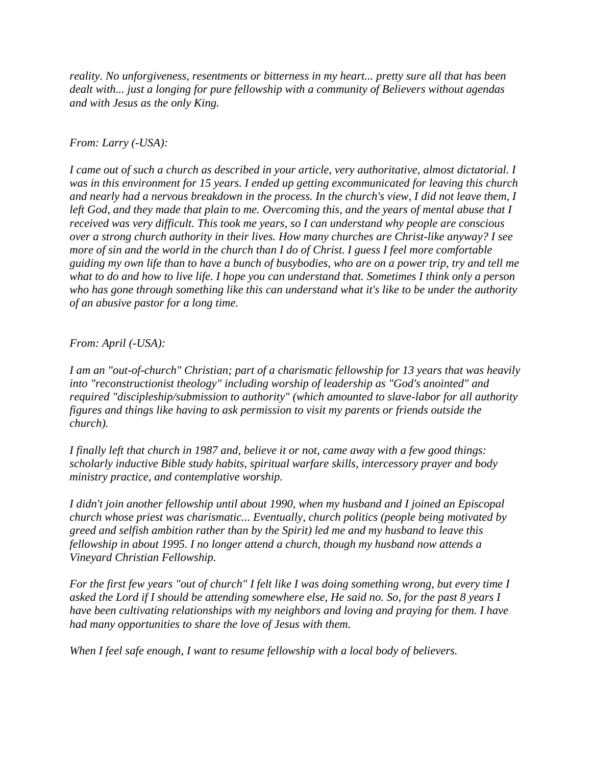*reality. No unforgiveness, resentments or bitterness in my heart... pretty sure all that has been dealt with... just a longing for pure fellowship with a community of Believers without agendas and with Jesus as the only King.*

*From: Larry (-USA):*

*I came out of such a church as described in your article, very authoritative, almost dictatorial. I was in this environment for 15 years. I ended up getting excommunicated for leaving this church and nearly had a nervous breakdown in the process. In the church's view, I did not leave them, I left God, and they made that plain to me. Overcoming this, and the years of mental abuse that I received was very difficult. This took me years, so I can understand why people are conscious over a strong church authority in their lives. How many churches are Christ-like anyway? I see more of sin and the world in the church than I do of Christ. I guess I feel more comfortable guiding my own life than to have a bunch of busybodies, who are on a power trip, try and tell me what to do and how to live life. I hope you can understand that. Sometimes I think only a person who has gone through something like this can understand what it's like to be under the authority of an abusive pastor for a long time.*

*From: April (-USA):*

*I am an "out-of-church" Christian; part of a charismatic fellowship for 13 years that was heavily into "reconstructionist theology" including worship of leadership as "God's anointed" and required "discipleship/submission to authority" (which amounted to slave-labor for all authority figures and things like having to ask permission to visit my parents or friends outside the church).*

*I finally left that church in 1987 and, believe it or not, came away with a few good things: scholarly inductive Bible study habits, spiritual warfare skills, intercessory prayer and body ministry practice, and contemplative worship.*

*I didn't join another fellowship until about 1990, when my husband and I joined an Episcopal church whose priest was charismatic... Eventually, church politics (people being motivated by greed and selfish ambition rather than by the Spirit) led me and my husband to leave this fellowship in about 1995. I no longer attend a church, though my husband now attends a Vineyard Christian Fellowship.*

*For the first few years "out of church" I felt like I was doing something wrong, but every time I asked the Lord if I should be attending somewhere else, He said no. So, for the past 8 years I have been cultivating relationships with my neighbors and loving and praying for them. I have had many opportunities to share the love of Jesus with them.*

*When I feel safe enough, I want to resume fellowship with a local body of believers.*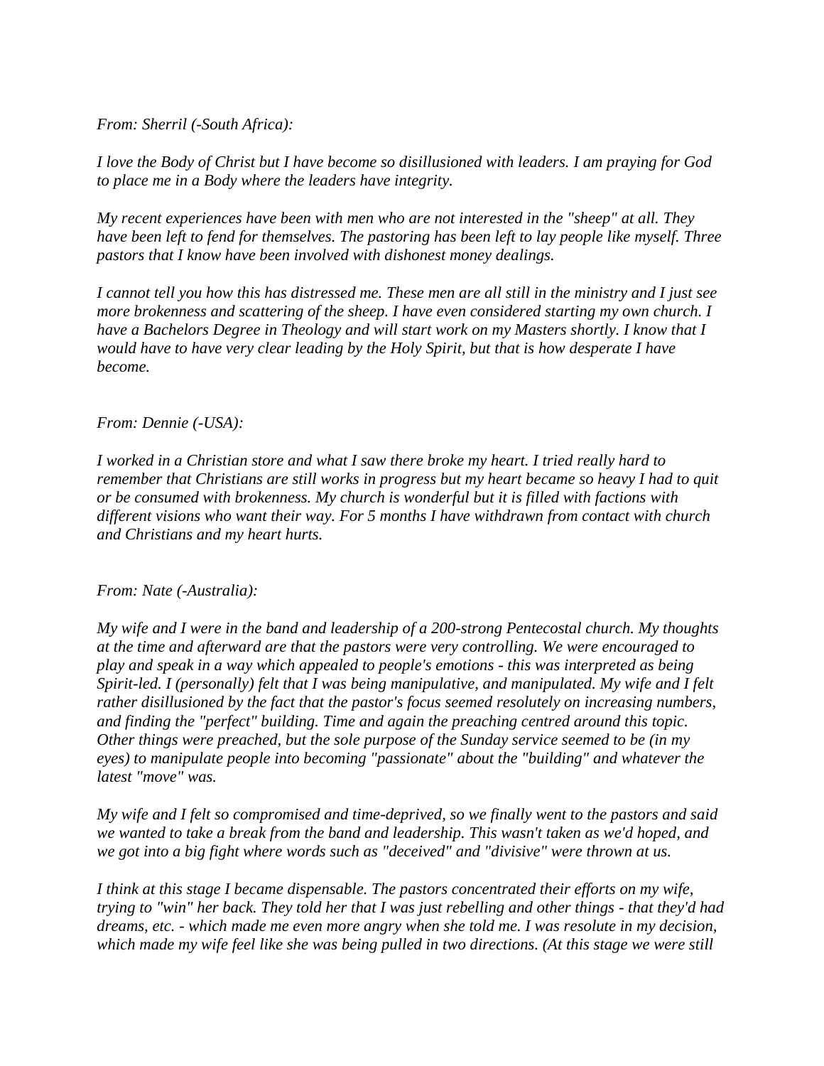*From: Sherril (-South Africa):*

*I love the Body of Christ but I have become so disillusioned with leaders. I am praying for God to place me in a Body where the leaders have integrity.*

*My recent experiences have been with men who are not interested in the "sheep" at all. They have been left to fend for themselves. The pastoring has been left to lay people like myself. Three pastors that I know have been involved with dishonest money dealings.*

*I cannot tell you how this has distressed me. These men are all still in the ministry and I just see more brokenness and scattering of the sheep. I have even considered starting my own church. I have a Bachelors Degree in Theology and will start work on my Masters shortly. I know that I would have to have very clear leading by the Holy Spirit, but that is how desperate I have become.*

*From: Dennie (-USA):*

*I worked in a Christian store and what I saw there broke my heart. I tried really hard to remember that Christians are still works in progress but my heart became so heavy I had to quit or be consumed with brokenness. My church is wonderful but it is filled with factions with different visions who want their way. For 5 months I have withdrawn from contact with church and Christians and my heart hurts.*

*From: Nate (-Australia):*

*My wife and I were in the band and leadership of a 200-strong Pentecostal church. My thoughts at the time and afterward are that the pastors were very controlling. We were encouraged to play and speak in a way which appealed to people's emotions - this was interpreted as being Spirit-led. I (personally) felt that I was being manipulative, and manipulated. My wife and I felt rather disillusioned by the fact that the pastor's focus seemed resolutely on increasing numbers, and finding the "perfect" building. Time and again the preaching centred around this topic. Other things were preached, but the sole purpose of the Sunday service seemed to be (in my eyes) to manipulate people into becoming "passionate" about the "building" and whatever the latest "move" was.*

*My wife and I felt so compromised and time-deprived, so we finally went to the pastors and said we wanted to take a break from the band and leadership. This wasn't taken as we'd hoped, and we got into a big fight where words such as "deceived" and "divisive" were thrown at us.*

*I think at this stage I became dispensable. The pastors concentrated their efforts on my wife, trying to "win" her back. They told her that I was just rebelling and other things - that they'd had dreams, etc. - which made me even more angry when she told me. I was resolute in my decision, which made my wife feel like she was being pulled in two directions. (At this stage we were still*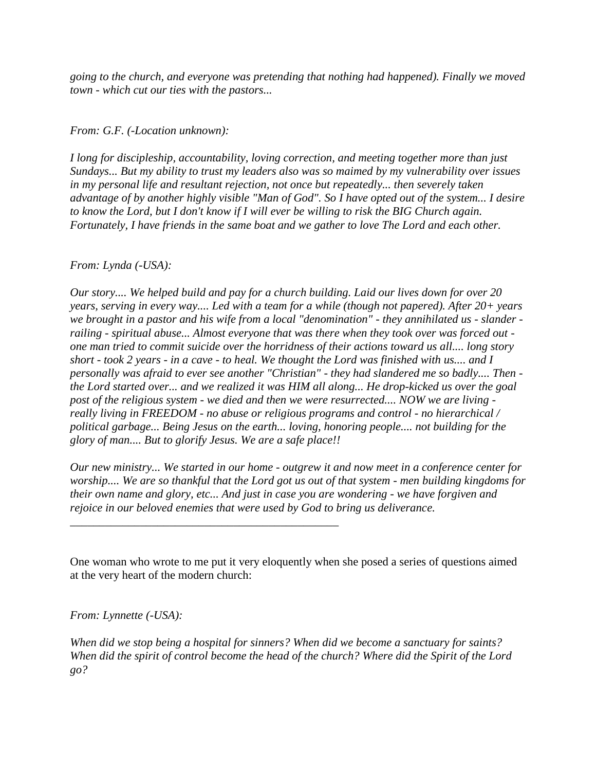*going to the church, and everyone was pretending that nothing had happened). Finally we moved town - which cut our ties with the pastors...*

*From: G.F. (-Location unknown):*

*I long for discipleship, accountability, loving correction, and meeting together more than just Sundays... But my ability to trust my leaders also was so maimed by my vulnerability over issues in my personal life and resultant rejection, not once but repeatedly... then severely taken advantage of by another highly visible "Man of God". So I have opted out of the system... I desire to know the Lord, but I don't know if I will ever be willing to risk the BIG Church again. Fortunately, I have friends in the same boat and we gather to love The Lord and each other.*

*From: Lynda (-USA):*

*Our story.... We helped build and pay for a church building. Laid our lives down for over 20 years, serving in every way.... Led with a team for a while (though not papered). After 20+ years we brought in a pastor and his wife from a local "denomination" - they annihilated us - slander - railing - spiritual abuse... Almost everyone that was there when they took over was forced out - one man tried to commit suicide over the horridness of their actions toward us all.... long story short - took 2 years - in a cave - to heal. We thought the Lord was finished with us.... and I personally was afraid to ever see another "Christian" - they had slandered me so badly.... Then - the Lord started over... and we realized it was HIM all along... He drop-kicked us over the goal post of the religious system - we died and then we were resurrected.... NOW we are living - really living in FREEDOM - no abuse or religious programs and control - no hierarchical / political garbage... Being Jesus on the earth... loving, honoring people.... not building for the glory of man.... But to glorify Jesus. We are a safe place!!*

*Our new ministry... We started in our home - outgrew it and now meet in a conference center for worship.... We are so thankful that the Lord got us out of that system - men building kingdoms for their own name and glory, etc... And just in case you are wondering - we have forgiven and rejoice in our beloved enemies that were used by God to bring us deliverance.*

---

One woman who wrote to me put it very eloquently when she posed a series of questions aimed at the very heart of the modern church:

*From: Lynnette (-USA):*

*When did we stop being a hospital for sinners? When did we become a sanctuary for saints? When did the spirit of control become the head of the church? Where did the Spirit of the Lord go?*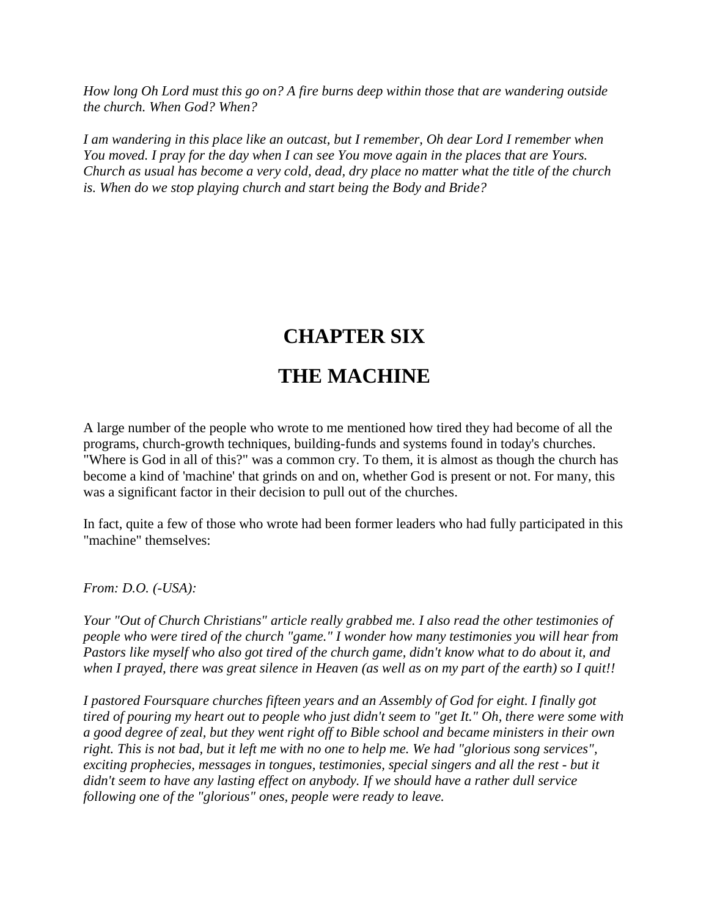*How long Oh Lord must this go on? A fire burns deep within those that are wandering outside the church. When God? When?*

*I am wandering in this place like an outcast, but I remember, Oh dear Lord I remember when You moved. I pray for the day when I can see You move again in the places that are Yours. Church as usual has become a very cold, dead, dry place no matter what the title of the church is. When do we stop playing church and start being the Body and Bride?*

# CHAPTER SIX

# THE MACHINE

A large number of the people who wrote to me mentioned how tired they had become of all the programs, church-growth techniques, building-funds and systems found in today's churches. "Where is God in all of this?" was a common cry. To them, it is almost as though the church has become a kind of 'machine' that grinds on and on, whether God is present or not. For many, this was a significant factor in their decision to pull out of the churches.

In fact, quite a few of those who wrote had been former leaders who had fully participated in this "machine" themselves:

*From: D.O. (-USA):*

*Your "Out of Church Christians" article really grabbed me. I also read the other testimonies of people who were tired of the church "game." I wonder how many testimonies you will hear from Pastors like myself who also got tired of the church game, didn't know what to do about it, and when I prayed, there was great silence in Heaven (as well as on my part of the earth) so I quit!!*

*I pastored Foursquare churches fifteen years and an Assembly of God for eight. I finally got tired of pouring my heart out to people who just didn't seem to "get It." Oh, there were some with a good degree of zeal, but they went right off to Bible school and became ministers in their own right. This is not bad, but it left me with no one to help me. We had "glorious song services", exciting prophecies, messages in tongues, testimonies, special singers and all the rest - but it didn't seem to have any lasting effect on anybody. If we should have a rather dull service following one of the "glorious" ones, people were ready to leave.*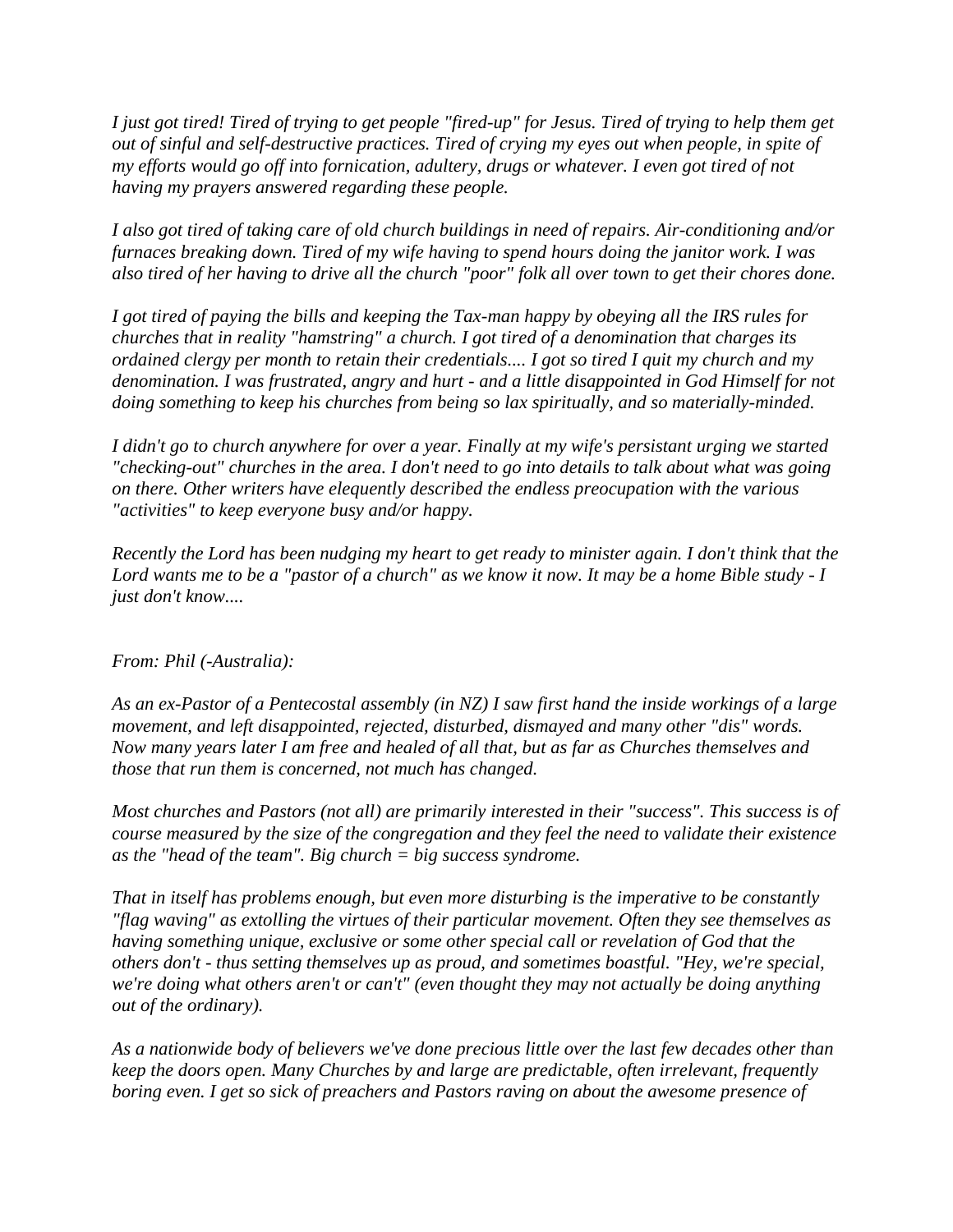*I just got tired! Tired of trying to get people "fired-up" for Jesus. Tired of trying to help them get out of sinful and self-destructive practices. Tired of crying my eyes out when people, in spite of my efforts would go off into fornication, adultery, drugs or whatever. I even got tired of not having my prayers answered regarding these people.*

*I also got tired of taking care of old church buildings in need of repairs. Air-conditioning and/or furnaces breaking down. Tired of my wife having to spend hours doing the janitor work. I was also tired of her having to drive all the church "poor" folk all over town to get their chores done.*

*I got tired of paying the bills and keeping the Tax-man happy by obeying all the IRS rules for churches that in reality "hamstring" a church. I got tired of a denomination that charges its ordained clergy per month to retain their credentials.... I got so tired I quit my church and my denomination. I was frustrated, angry and hurt - and a little disappointed in God Himself for not doing something to keep his churches from being so lax spiritually, and so materially-minded.*

*I didn't go to church anywhere for over a year. Finally at my wife's persistant urging we started "checking-out" churches in the area. I don't need to go into details to talk about what was going on there. Other writers have elequently described the endless preocupation with the various "activities" to keep everyone busy and/or happy.*

*Recently the Lord has been nudging my heart to get ready to minister again. I don't think that the Lord wants me to be a "pastor of a church" as we know it now. It may be a home Bible study - I just don't know....*

*From: Phil (-Australia):*

*As an ex-Pastor of a Pentecostal assembly (in NZ) I saw first hand the inside workings of a large movement, and left disappointed, rejected, disturbed, dismayed and many other "dis" words. Now many years later I am free and healed of all that, but as far as Churches themselves and those that run them is concerned, not much has changed.*

*Most churches and Pastors (not all) are primarily interested in their "success". This success is of course measured by the size of the congregation and they feel the need to validate their existence as the "head of the team". Big church = big success syndrome.*

*That in itself has problems enough, but even more disturbing is the imperative to be constantly "flag waving" as extolling the virtues of their particular movement. Often they see themselves as having something unique, exclusive or some other special call or revelation of God that the others don't - thus setting themselves up as proud, and sometimes boastful. "Hey, we're special, we're doing what others aren't or can't" (even thought they may not actually be doing anything out of the ordinary).*

*As a nationwide body of believers we've done precious little over the last few decades other than keep the doors open. Many Churches by and large are predictable, often irrelevant, frequently boring even. I get so sick of preachers and Pastors raving on about the awesome presence of*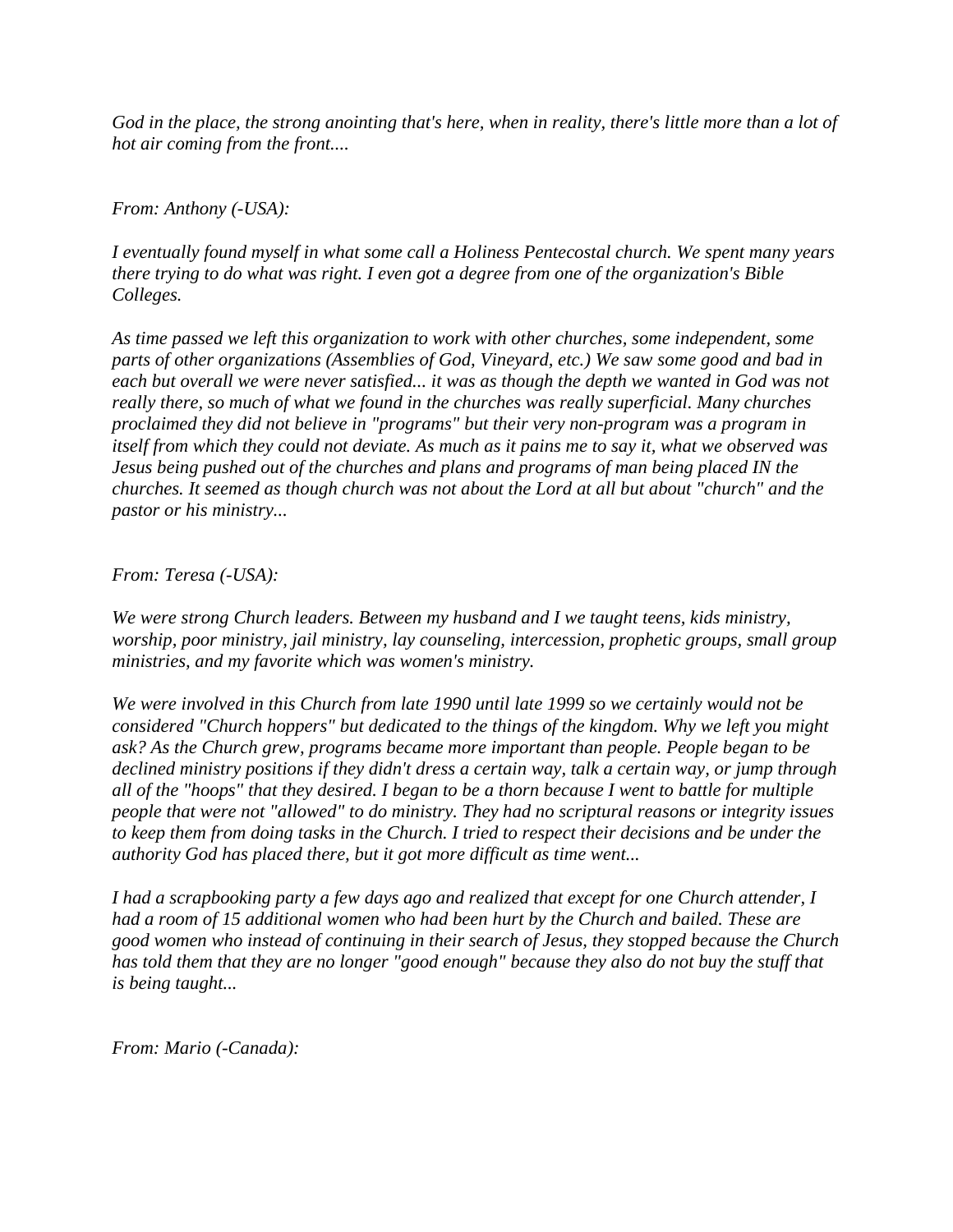*God in the place, the strong anointing that's here, when in reality, there's little more than a lot of hot air coming from the front....*

*From: Anthony (-USA):*

*I eventually found myself in what some call a Holiness Pentecostal church. We spent many years there trying to do what was right. I even got a degree from one of the organization's Bible Colleges.*

*As time passed we left this organization to work with other churches, some independent, some parts of other organizations (Assemblies of God, Vineyard, etc.) We saw some good and bad in each but overall we were never satisfied... it was as though the depth we wanted in God was not really there, so much of what we found in the churches was really superficial. Many churches proclaimed they did not believe in "programs" but their very non-program was a program in itself from which they could not deviate. As much as it pains me to say it, what we observed was Jesus being pushed out of the churches and plans and programs of man being placed IN the churches. It seemed as though church was not about the Lord at all but about "church" and the pastor or his ministry...*

*From: Teresa (-USA):*

*We were strong Church leaders. Between my husband and I we taught teens, kids ministry, worship, poor ministry, jail ministry, lay counseling, intercession, prophetic groups, small group ministries, and my favorite which was women's ministry.*

*We were involved in this Church from late 1990 until late 1999 so we certainly would not be considered "Church hoppers" but dedicated to the things of the kingdom. Why we left you might ask? As the Church grew, programs became more important than people. People began to be declined ministry positions if they didn't dress a certain way, talk a certain way, or jump through all of the "hoops" that they desired. I began to be a thorn because I went to battle for multiple people that were not "allowed" to do ministry. They had no scriptural reasons or integrity issues to keep them from doing tasks in the Church. I tried to respect their decisions and be under the authority God has placed there, but it got more difficult as time went...*

*I had a scrapbooking party a few days ago and realized that except for one Church attender, I had a room of 15 additional women who had been hurt by the Church and bailed. These are good women who instead of continuing in their search of Jesus, they stopped because the Church has told them that they are no longer "good enough" because they also do not buy the stuff that is being taught...*

*From: Mario (-Canada):*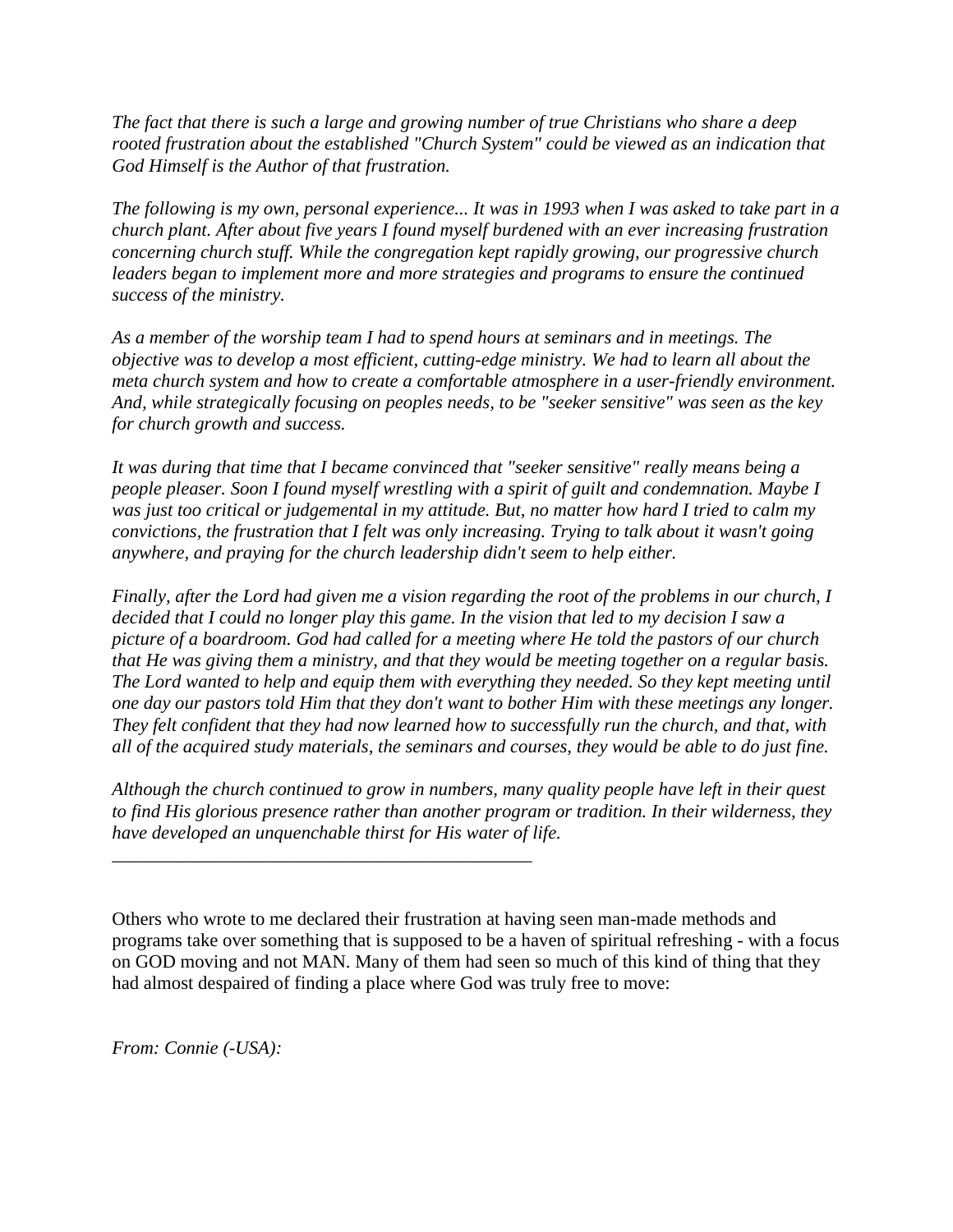*The fact that there is such a large and growing number of true Christians who share a deep rooted frustration about the established "Church System" could be viewed as an indication that God Himself is the Author of that frustration.*

*The following is my own, personal experience... It was in 1993 when I was asked to take part in a church plant. After about five years I found myself burdened with an ever increasing frustration concerning church stuff. While the congregation kept rapidly growing, our progressive church leaders began to implement more and more strategies and programs to ensure the continued success of the ministry.*

*As a member of the worship team I had to spend hours at seminars and in meetings. The objective was to develop a most efficient, cutting-edge ministry. We had to learn all about the meta church system and how to create a comfortable atmosphere in a user-friendly environment. And, while strategically focusing on peoples needs, to be "seeker sensitive" was seen as the key for church growth and success.*

*It was during that time that I became convinced that "seeker sensitive" really means being a people pleaser. Soon I found myself wrestling with a spirit of guilt and condemnation. Maybe I was just too critical or judgemental in my attitude. But, no matter how hard I tried to calm my convictions, the frustration that I felt was only increasing. Trying to talk about it wasn't going anywhere, and praying for the church leadership didn't seem to help either.*

*Finally, after the Lord had given me a vision regarding the root of the problems in our church, I decided that I could no longer play this game. In the vision that led to my decision I saw a picture of a boardroom. God had called for a meeting where He told the pastors of our church that He was giving them a ministry, and that they would be meeting together on a regular basis. The Lord wanted to help and equip them with everything they needed. So they kept meeting until one day our pastors told Him that they don't want to bother Him with these meetings any longer. They felt confident that they had now learned how to successfully run the church, and that, with all of the acquired study materials, the seminars and courses, they would be able to do just fine.*

*Although the church continued to grow in numbers, many quality people have left in their quest to find His glorious presence rather than another program or tradition. In their wilderness, they have developed an unquenchable thirst for His water of life.*

---

Others who wrote to me declared their frustration at having seen man-made methods and programs take over something that is supposed to be a haven of spiritual refreshing - with a focus on GOD moving and not MAN. Many of them had seen so much of this kind of thing that they had almost despaired of finding a place where God was truly free to move:

*From: Connie (-USA):*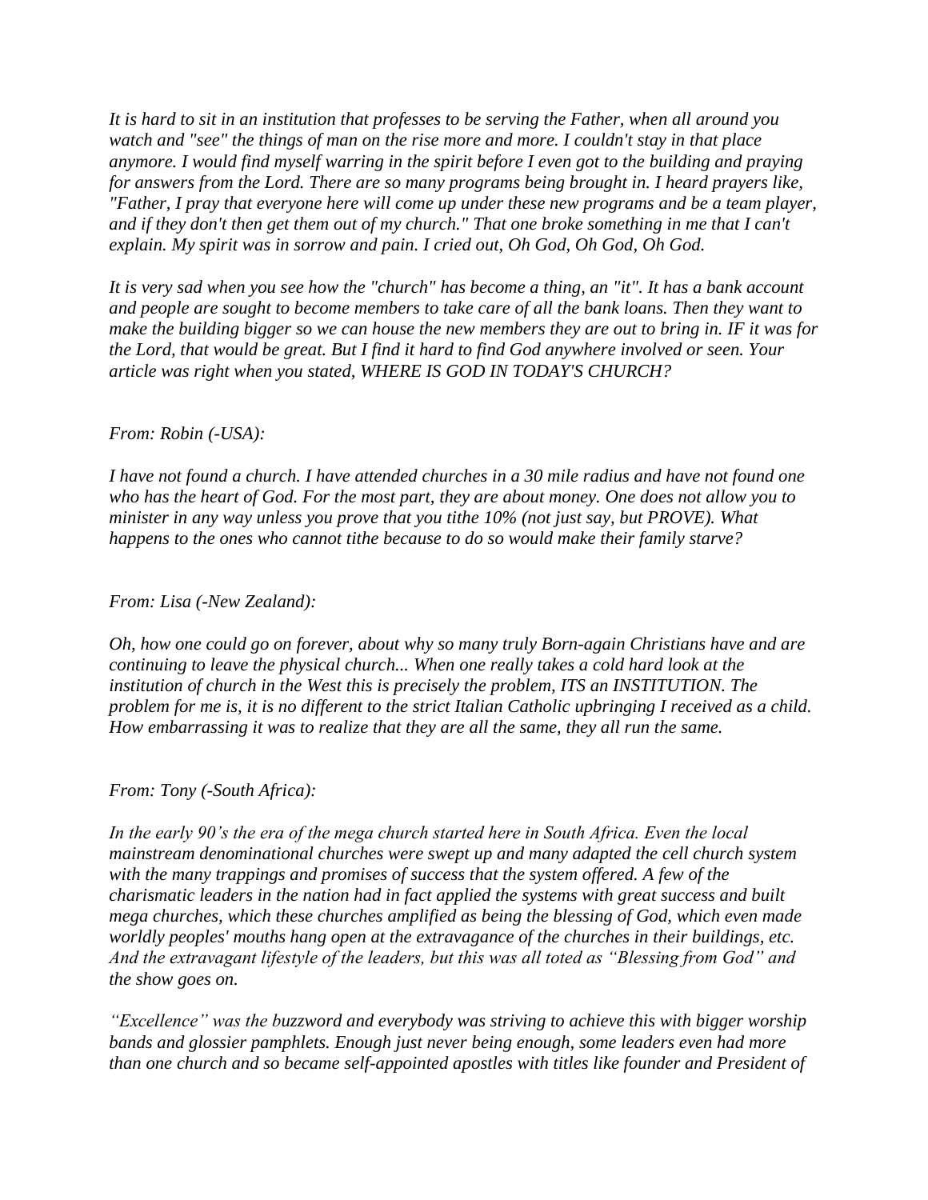*It is hard to sit in an institution that professes to be serving the Father, when all around you watch and "see" the things of man on the rise more and more. I couldn't stay in that place anymore. I would find myself warring in the spirit before I even got to the building and praying for answers from the Lord. There are so many programs being brought in. I heard prayers like, "Father, I pray that everyone here will come up under these new programs and be a team player, and if they don't then get them out of my church." That one broke something in me that I can't explain. My spirit was in sorrow and pain. I cried out, Oh God, Oh God, Oh God.*

*It is very sad when you see how the "church" has become a thing, an "it". It has a bank account and people are sought to become members to take care of all the bank loans. Then they want to make the building bigger so we can house the new members they are out to bring in. IF it was for the Lord, that would be great. But I find it hard to find God anywhere involved or seen. Your article was right when you stated, WHERE IS GOD IN TODAY'S CHURCH?*

*From: Robin (-USA):*

*I have not found a church. I have attended churches in a 30 mile radius and have not found one who has the heart of God. For the most part, they are about money. One does not allow you to minister in any way unless you prove that you tithe 10% (not just say, but PROVE). What happens to the ones who cannot tithe because to do so would make their family starve?*

*From: Lisa (-New Zealand):*

*Oh, how one could go on forever, about why so many truly Born-again Christians have and are continuing to leave the physical church... When one really takes a cold hard look at the institution of church in the West this is precisely the problem, ITS an INSTITUTION. The problem for me is, it is no different to the strict Italian Catholic upbringing I received as a child. How embarrassing it was to realize that they are all the same, they all run the same.*

*From: Tony (-South Africa):*

*In the early 90's the era of the mega church started here in South Africa. Even the local mainstream denominational churches were swept up and many adapted the cell church system with the many trappings and promises of success that the system offered. A few of the charismatic leaders in the nation had in fact applied the systems with great success and built mega churches, which these churches amplified as being the blessing of God, which even made worldly peoples' mouths hang open at the extravagance of the churches in their buildings, etc. And the extravagant lifestyle of the leaders, but this was all toted as "Blessing from God" and the show goes on.*

*"Excellence" was the buzzword and everybody was striving to achieve this with bigger worship bands and glossier pamphlets. Enough just never being enough, some leaders even had more than one church and so became self-appointed apostles with titles like founder and President of*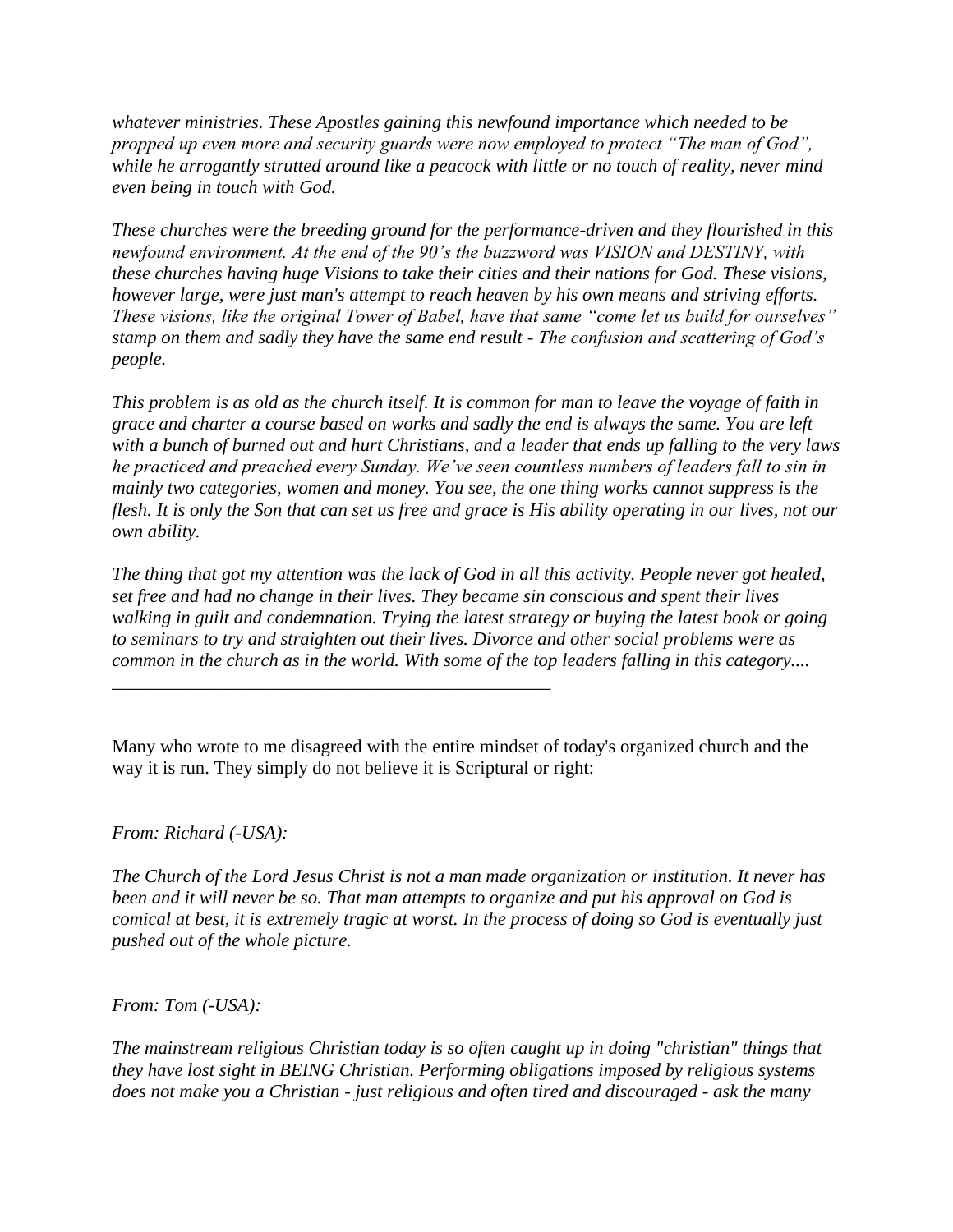*whatever ministries. These Apostles gaining this newfound importance which needed to be propped up even more and security guards were now employed to protect "The man of God", while he arrogantly strutted around like a peacock with little or no touch of reality, never mind even being in touch with God.*

*These churches were the breeding ground for the performance-driven and they flourished in this newfound environment. At the end of the 90's the buzzword was VISION and DESTINY, with these churches having huge Visions to take their cities and their nations for God. These visions, however large, were just man's attempt to reach heaven by his own means and striving efforts. These visions, like the original Tower of Babel, have that same "come let us build for ourselves" stamp on them and sadly they have the same end result - The confusion and scattering of God's people.*

*This problem is as old as the church itself. It is common for man to leave the voyage of faith in grace and charter a course based on works and sadly the end is always the same. You are left with a bunch of burned out and hurt Christians, and a leader that ends up falling to the very laws he practiced and preached every Sunday. We've seen countless numbers of leaders fall to sin in mainly two categories, women and money. You see, the one thing works cannot suppress is the flesh. It is only the Son that can set us free and grace is His ability operating in our lives, not our own ability.*

*The thing that got my attention was the lack of God in all this activity. People never got healed, set free and had no change in their lives. They became sin conscious and spent their lives walking in guilt and condemnation. Trying the latest strategy or buying the latest book or going to seminars to try and straighten out their lives. Divorce and other social problems were as common in the church as in the world. With some of the top leaders falling in this category....*

---

Many who wrote to me disagreed with the entire mindset of today's organized church and the way it is run. They simply do not believe it is Scriptural or right:

*From: Richard (-USA):*

*The Church of the Lord Jesus Christ is not a man made organization or institution. It never has been and it will never be so. That man attempts to organize and put his approval on God is comical at best, it is extremely tragic at worst. In the process of doing so God is eventually just pushed out of the whole picture.*

*From: Tom (-USA):*

*The mainstream religious Christian today is so often caught up in doing "christian" things that they have lost sight in BEING Christian. Performing obligations imposed by religious systems does not make you a Christian - just religious and often tired and discouraged - ask the many*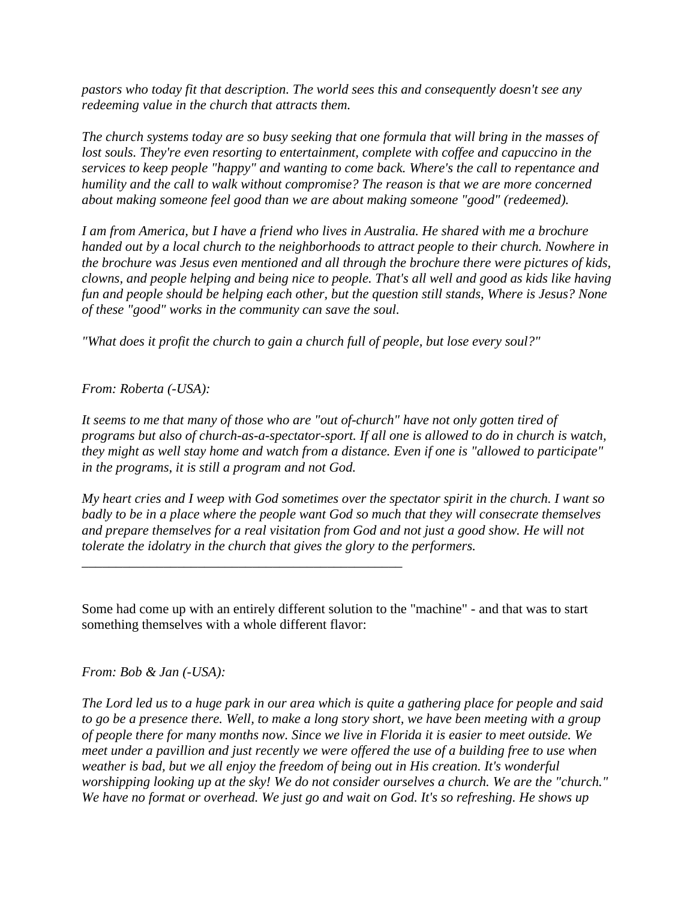*pastors who today fit that description. The world sees this and consequently doesn't see any redeeming value in the church that attracts them.*

*The church systems today are so busy seeking that one formula that will bring in the masses of lost souls. They're even resorting to entertainment, complete with coffee and capuccino in the services to keep people "happy" and wanting to come back. Where's the call to repentance and humility and the call to walk without compromise? The reason is that we are more concerned about making someone feel good than we are about making someone "good" (redeemed).*

*I am from America, but I have a friend who lives in Australia. He shared with me a brochure handed out by a local church to the neighborhoods to attract people to their church. Nowhere in the brochure was Jesus even mentioned and all through the brochure there were pictures of kids, clowns, and people helping and being nice to people. That's all well and good as kids like having fun and people should be helping each other, but the question still stands, Where is Jesus? None of these "good" works in the community can save the soul.*

*"What does it profit the church to gain a church full of people, but lose every soul?"*

*From: Roberta (-USA):*

*It seems to me that many of those who are "out of-church" have not only gotten tired of programs but also of church-as-a-spectator-sport. If all one is allowed to do in church is watch, they might as well stay home and watch from a distance. Even if one is "allowed to participate" in the programs, it is still a program and not God.*

*My heart cries and I weep with God sometimes over the spectator spirit in the church. I want so badly to be in a place where the people want God so much that they will consecrate themselves and prepare themselves for a real visitation from God and not just a good show. He will not tolerate the idolatry in the church that gives the glory to the performers.*

---

Some had come up with an entirely different solution to the "machine" - and that was to start something themselves with a whole different flavor:

*From: Bob & Jan (-USA):*

*The Lord led us to a huge park in our area which is quite a gathering place for people and said to go be a presence there. Well, to make a long story short, we have been meeting with a group of people there for many months now. Since we live in Florida it is easier to meet outside. We meet under a pavillion and just recently we were offered the use of a building free to use when weather is bad, but we all enjoy the freedom of being out in His creation. It's wonderful worshipping looking up at the sky! We do not consider ourselves a church. We are the "church." We have no format or overhead. We just go and wait on God. It's so refreshing. He shows up*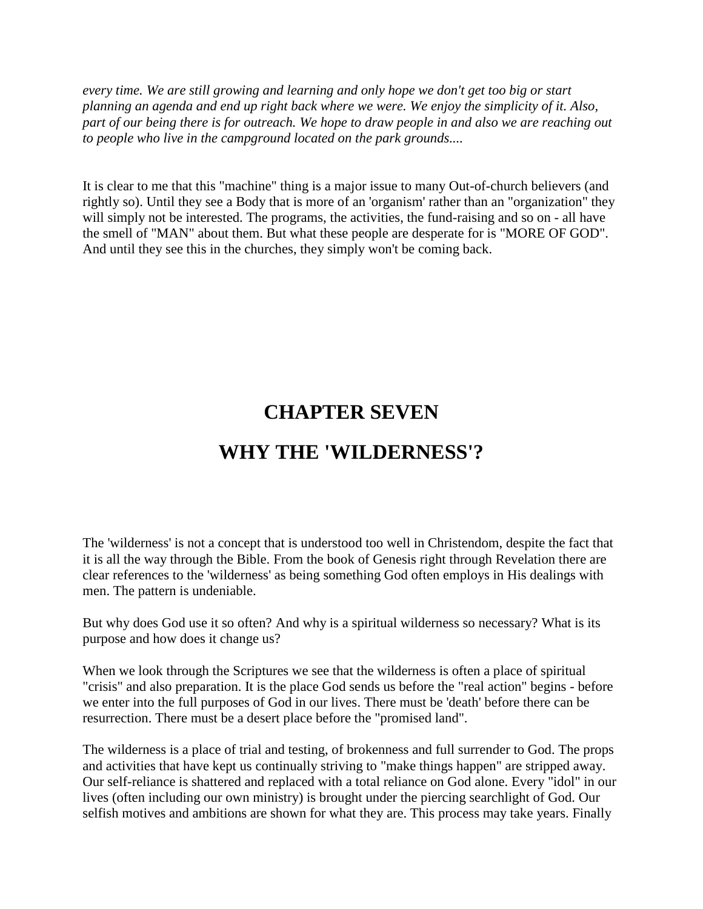*every time. We are still growing and learning and only hope we don't get too big or start planning an agenda and end up right back where we were. We enjoy the simplicity of it. Also, part of our being there is for outreach. We hope to draw people in and also we are reaching out to people who live in the campground located on the park grounds....*

It is clear to me that this "machine" thing is a major issue to many Out-of-church believers (and rightly so). Until they see a Body that is more of an 'organism' rather than an "organization" they will simply not be interested. The programs, the activities, the fund-raising and so on - all have the smell of "MAN" about them. But what these people are desperate for is "MORE OF GOD". And until they see this in the churches, they simply won't be coming back.

# CHAPTER SEVEN

# WHY THE 'WILDERNESS'?

The 'wilderness' is not a concept that is understood too well in Christendom, despite the fact that it is all the way through the Bible. From the book of Genesis right through Revelation there are clear references to the 'wilderness' as being something God often employs in His dealings with men. The pattern is undeniable.

But why does God use it so often? And why is a spiritual wilderness so necessary? What is its purpose and how does it change us?

When we look through the Scriptures we see that the wilderness is often a place of spiritual "crisis" and also preparation. It is the place God sends us before the "real action" begins - before we enter into the full purposes of God in our lives. There must be 'death' before there can be resurrection. There must be a desert place before the "promised land".

The wilderness is a place of trial and testing, of brokenness and full surrender to God. The props and activities that have kept us continually striving to "make things happen" are stripped away. Our self-reliance is shattered and replaced with a total reliance on God alone. Every "idol" in our lives (often including our own ministry) is brought under the piercing searchlight of God. Our selfish motives and ambitions are shown for what they are. This process may take years. Finally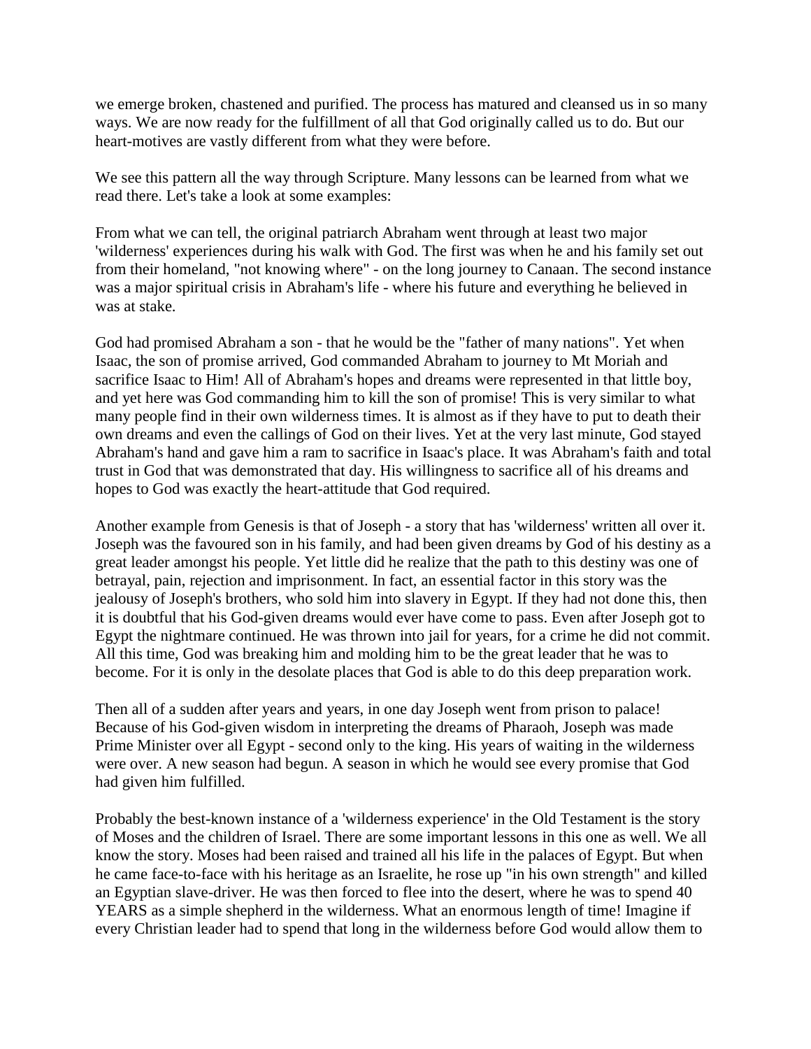we emerge broken, chastened and purified. The process has matured and cleansed us in so many ways. We are now ready for the fulfillment of all that God originally called us to do. But our heart-motives are vastly different from what they were before.

We see this pattern all the way through Scripture. Many lessons can be learned from what we read there. Let's take a look at some examples:

From what we can tell, the original patriarch Abraham went through at least two major 'wilderness' experiences during his walk with God. The first was when he and his family set out from their homeland, "not knowing where" - on the long journey to Canaan. The second instance was a major spiritual crisis in Abraham's life - where his future and everything he believed in was at stake.

God had promised Abraham a son - that he would be the "father of many nations". Yet when Isaac, the son of promise arrived, God commanded Abraham to journey to Mt Moriah and sacrifice Isaac to Him! All of Abraham's hopes and dreams were represented in that little boy, and yet here was God commanding him to kill the son of promise! This is very similar to what many people find in their own wilderness times. It is almost as if they have to put to death their own dreams and even the callings of God on their lives. Yet at the very last minute, God stayed Abraham's hand and gave him a ram to sacrifice in Isaac's place. It was Abraham's faith and total trust in God that was demonstrated that day. His willingness to sacrifice all of his dreams and hopes to God was exactly the heart-attitude that God required.

Another example from Genesis is that of Joseph - a story that has 'wilderness' written all over it. Joseph was the favoured son in his family, and had been given dreams by God of his destiny as a great leader amongst his people. Yet little did he realize that the path to this destiny was one of betrayal, pain, rejection and imprisonment. In fact, an essential factor in this story was the jealousy of Joseph's brothers, who sold him into slavery in Egypt. If they had not done this, then it is doubtful that his God-given dreams would ever have come to pass. Even after Joseph got to Egypt the nightmare continued. He was thrown into jail for years, for a crime he did not commit. All this time, God was breaking him and molding him to be the great leader that he was to become. For it is only in the desolate places that God is able to do this deep preparation work.

Then all of a sudden after years and years, in one day Joseph went from prison to palace! Because of his God-given wisdom in interpreting the dreams of Pharaoh, Joseph was made Prime Minister over all Egypt - second only to the king. His years of waiting in the wilderness were over. A new season had begun. A season in which he would see every promise that God had given him fulfilled.

Probably the best-known instance of a 'wilderness experience' in the Old Testament is the story of Moses and the children of Israel. There are some important lessons in this one as well. We all know the story. Moses had been raised and trained all his life in the palaces of Egypt. But when he came face-to-face with his heritage as an Israelite, he rose up "in his own strength" and killed an Egyptian slave-driver. He was then forced to flee into the desert, where he was to spend 40 YEARS as a simple shepherd in the wilderness. What an enormous length of time! Imagine if every Christian leader had to spend that long in the wilderness before God would allow them to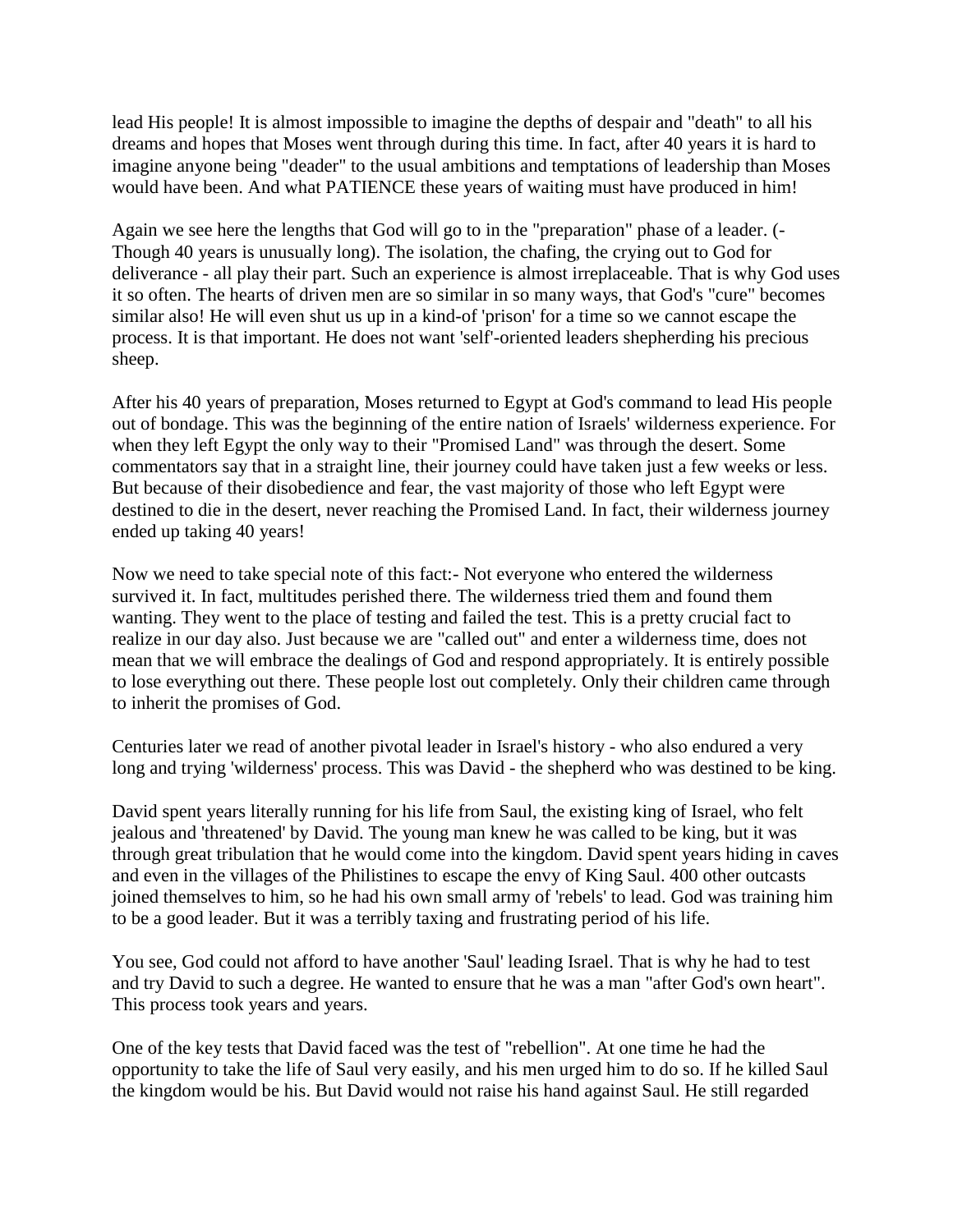lead His people! It is almost impossible to imagine the depths of despair and "death" to all his dreams and hopes that Moses went through during this time. In fact, after 40 years it is hard to imagine anyone being "deader" to the usual ambitions and temptations of leadership than Moses would have been. And what PATIENCE these years of waiting must have produced in him!

Again we see here the lengths that God will go to in the "preparation" phase of a leader. (- Though 40 years is unusually long). The isolation, the chafing, the crying out to God for deliverance - all play their part. Such an experience is almost irreplaceable. That is why God uses it so often. The hearts of driven men are so similar in so many ways, that God's "cure" becomes similar also! He will even shut us up in a kind-of 'prison' for a time so we cannot escape the process. It is that important. He does not want 'self'-oriented leaders shepherding his precious sheep.

After his 40 years of preparation, Moses returned to Egypt at God's command to lead His people out of bondage. This was the beginning of the entire nation of Israels' wilderness experience. For when they left Egypt the only way to their "Promised Land" was through the desert. Some commentators say that in a straight line, their journey could have taken just a few weeks or less. But because of their disobedience and fear, the vast majority of those who left Egypt were destined to die in the desert, never reaching the Promised Land. In fact, their wilderness journey ended up taking 40 years!

Now we need to take special note of this fact:- Not everyone who entered the wilderness survived it. In fact, multitudes perished there. The wilderness tried them and found them wanting. They went to the place of testing and failed the test. This is a pretty crucial fact to realize in our day also. Just because we are "called out" and enter a wilderness time, does not mean that we will embrace the dealings of God and respond appropriately. It is entirely possible to lose everything out there. These people lost out completely. Only their children came through to inherit the promises of God.

Centuries later we read of another pivotal leader in Israel's history - who also endured a very long and trying 'wilderness' process. This was David - the shepherd who was destined to be king.

David spent years literally running for his life from Saul, the existing king of Israel, who felt jealous and 'threatened' by David. The young man knew he was called to be king, but it was through great tribulation that he would come into the kingdom. David spent years hiding in caves and even in the villages of the Philistines to escape the envy of King Saul. 400 other outcasts joined themselves to him, so he had his own small army of 'rebels' to lead. God was training him to be a good leader. But it was a terribly taxing and frustrating period of his life.

You see, God could not afford to have another 'Saul' leading Israel. That is why he had to test and try David to such a degree. He wanted to ensure that he was a man "after God's own heart". This process took years and years.

One of the key tests that David faced was the test of "rebellion". At one time he had the opportunity to take the life of Saul very easily, and his men urged him to do so. If he killed Saul the kingdom would be his. But David would not raise his hand against Saul. He still regarded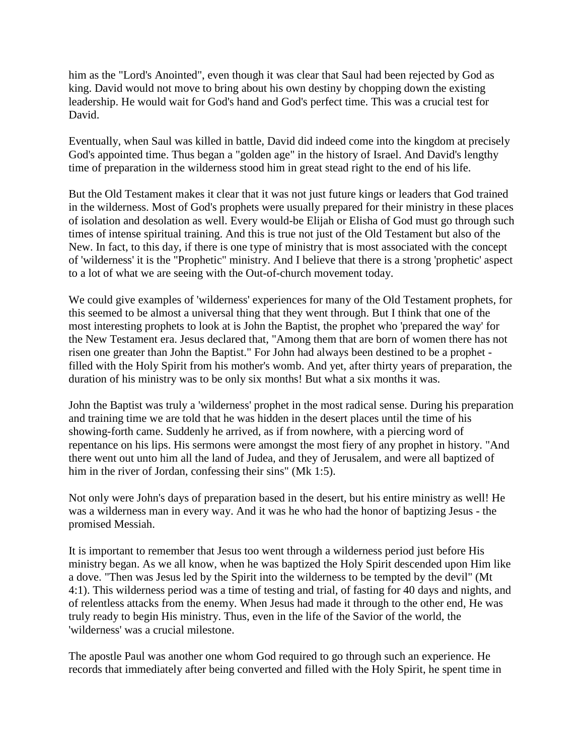him as the "Lord's Anointed", even though it was clear that Saul had been rejected by God as king. David would not move to bring about his own destiny by chopping down the existing leadership. He would wait for God's hand and God's perfect time. This was a crucial test for David.

Eventually, when Saul was killed in battle, David did indeed come into the kingdom at precisely God's appointed time. Thus began a "golden age" in the history of Israel. And David's lengthy time of preparation in the wilderness stood him in great stead right to the end of his life.

But the Old Testament makes it clear that it was not just future kings or leaders that God trained in the wilderness. Most of God's prophets were usually prepared for their ministry in these places of isolation and desolation as well. Every would-be Elijah or Elisha of God must go through such times of intense spiritual training. And this is true not just of the Old Testament but also of the New. In fact, to this day, if there is one type of ministry that is most associated with the concept of 'wilderness' it is the "Prophetic" ministry. And I believe that there is a strong 'prophetic' aspect to a lot of what we are seeing with the Out-of-church movement today.

We could give examples of 'wilderness' experiences for many of the Old Testament prophets, for this seemed to be almost a universal thing that they went through. But I think that one of the most interesting prophets to look at is John the Baptist, the prophet who 'prepared the way' for the New Testament era. Jesus declared that, "Among them that are born of women there has not risen one greater than John the Baptist." For John had always been destined to be a prophet - filled with the Holy Spirit from his mother's womb. And yet, after thirty years of preparation, the duration of his ministry was to be only six months! But what a six months it was.

John the Baptist was truly a 'wilderness' prophet in the most radical sense. During his preparation and training time we are told that he was hidden in the desert places until the time of his showing-forth came. Suddenly he arrived, as if from nowhere, with a piercing word of repentance on his lips. His sermons were amongst the most fiery of any prophet in history. "And there went out unto him all the land of Judea, and they of Jerusalem, and were all baptized of him in the river of Jordan, confessing their sins" (Mk 1:5).

Not only were John's days of preparation based in the desert, but his entire ministry as well! He was a wilderness man in every way. And it was he who had the honor of baptizing Jesus - the promised Messiah.

It is important to remember that Jesus too went through a wilderness period just before His ministry began. As we all know, when he was baptized the Holy Spirit descended upon Him like a dove. "Then was Jesus led by the Spirit into the wilderness to be tempted by the devil" (Mt 4:1). This wilderness period was a time of testing and trial, of fasting for 40 days and nights, and of relentless attacks from the enemy. When Jesus had made it through to the other end, He was truly ready to begin His ministry. Thus, even in the life of the Savior of the world, the 'wilderness' was a crucial milestone.

The apostle Paul was another one whom God required to go through such an experience. He records that immediately after being converted and filled with the Holy Spirit, he spent time in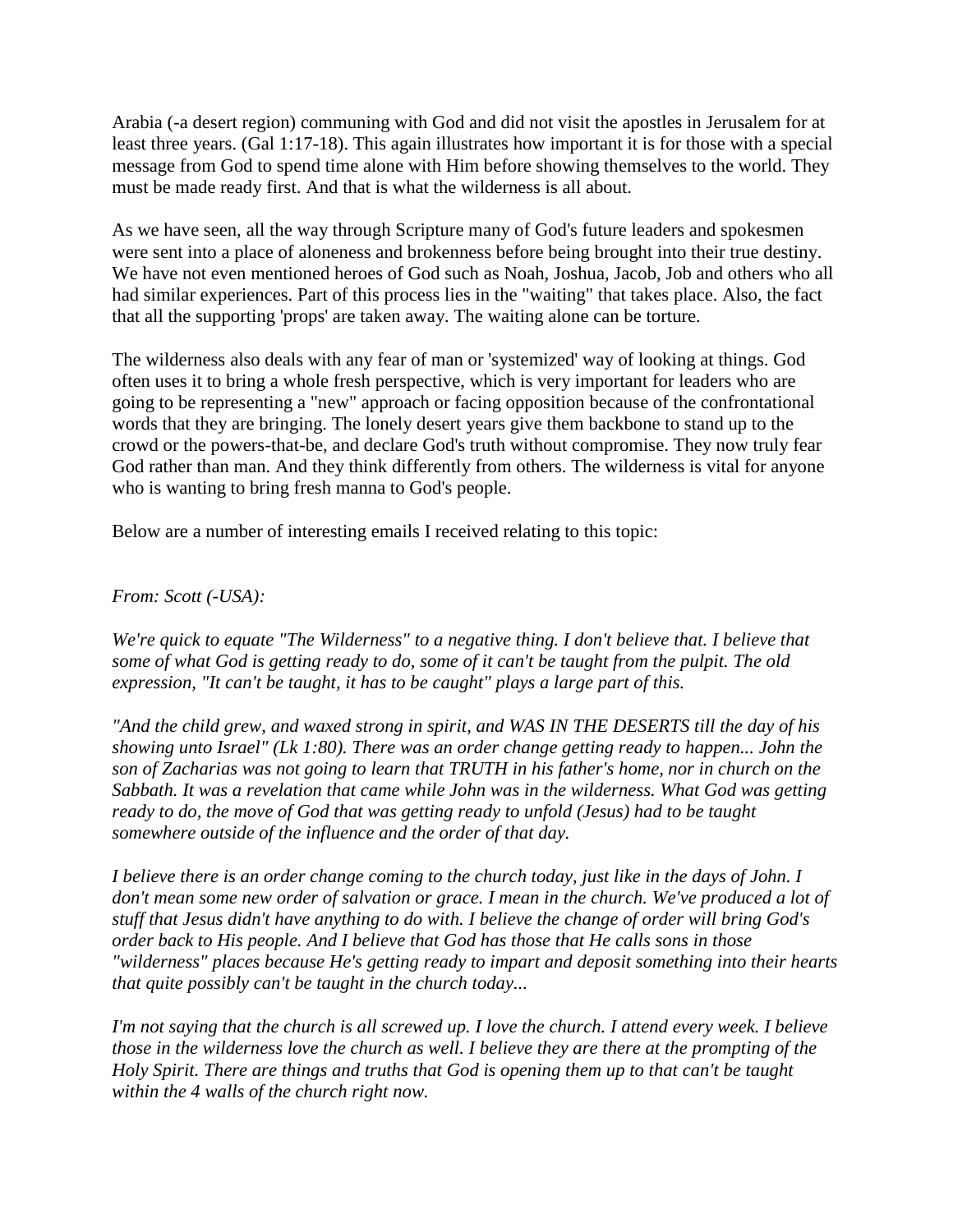Arabia (-a desert region) communing with God and did not visit the apostles in Jerusalem for at least three years. (Gal 1:17-18). This again illustrates how important it is for those with a special message from God to spend time alone with Him before showing themselves to the world. They must be made ready first. And that is what the wilderness is all about.

As we have seen, all the way through Scripture many of God's future leaders and spokesmen were sent into a place of aloneness and brokenness before being brought into their true destiny. We have not even mentioned heroes of God such as Noah, Joshua, Jacob, Job and others who all had similar experiences. Part of this process lies in the "waiting" that takes place. Also, the fact that all the supporting 'props' are taken away. The waiting alone can be torture.

The wilderness also deals with any fear of man or 'systemized' way of looking at things. God often uses it to bring a whole fresh perspective, which is very important for leaders who are going to be representing a "new" approach or facing opposition because of the confrontational words that they are bringing. The lonely desert years give them backbone to stand up to the crowd or the powers-that-be, and declare God's truth without compromise. They now truly fear God rather than man. And they think differently from others. The wilderness is vital for anyone who is wanting to bring fresh manna to God's people.

Below are a number of interesting emails I received relating to this topic:

*From: Scott (-USA):*

*We're quick to equate "The Wilderness" to a negative thing. I don't believe that. I believe that some of what God is getting ready to do, some of it can't be taught from the pulpit. The old expression, "It can't be taught, it has to be caught" plays a large part of this.*

*"And the child grew, and waxed strong in spirit, and WAS IN THE DESERTS till the day of his showing unto Israel" (Lk 1:80). There was an order change getting ready to happen... John the son of Zacharias was not going to learn that TRUTH in his father's home, nor in church on the Sabbath. It was a revelation that came while John was in the wilderness. What God was getting ready to do, the move of God that was getting ready to unfold (Jesus) had to be taught somewhere outside of the influence and the order of that day.*

*I believe there is an order change coming to the church today, just like in the days of John. I don't mean some new order of salvation or grace. I mean in the church. We've produced a lot of stuff that Jesus didn't have anything to do with. I believe the change of order will bring God's order back to His people. And I believe that God has those that He calls sons in those "wilderness" places because He's getting ready to impart and deposit something into their hearts that quite possibly can't be taught in the church today...*

*I'm not saying that the church is all screwed up. I love the church. I attend every week. I believe those in the wilderness love the church as well. I believe they are there at the prompting of the Holy Spirit. There are things and truths that God is opening them up to that can't be taught within the 4 walls of the church right now.*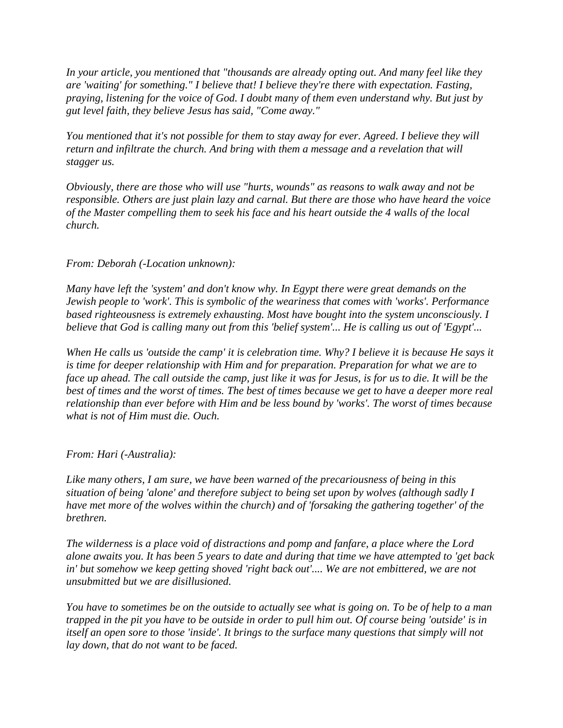*In your article, you mentioned that "thousands are already opting out. And many feel like they are 'waiting' for something." I believe that! I believe they're there with expectation. Fasting, praying, listening for the voice of God. I doubt many of them even understand why. But just by gut level faith, they believe Jesus has said, "Come away."*

*You mentioned that it's not possible for them to stay away for ever. Agreed. I believe they will return and infiltrate the church. And bring with them a message and a revelation that will stagger us.*

*Obviously, there are those who will use "hurts, wounds" as reasons to walk away and not be responsible. Others are just plain lazy and carnal. But there are those who have heard the voice of the Master compelling them to seek his face and his heart outside the 4 walls of the local church.*

*From: Deborah (-Location unknown):*

*Many have left the 'system' and don't know why. In Egypt there were great demands on the Jewish people to 'work'. This is symbolic of the weariness that comes with 'works'. Performance based righteousness is extremely exhausting. Most have bought into the system unconsciously. I believe that God is calling many out from this 'belief system'... He is calling us out of 'Egypt'...*

*When He calls us 'outside the camp' it is celebration time. Why? I believe it is because He says it is time for deeper relationship with Him and for preparation. Preparation for what we are to face up ahead. The call outside the camp, just like it was for Jesus, is for us to die. It will be the best of times and the worst of times. The best of times because we get to have a deeper more real relationship than ever before with Him and be less bound by 'works'. The worst of times because what is not of Him must die. Ouch.*

*From: Hari (-Australia):*

*Like many others, I am sure, we have been warned of the precariousness of being in this situation of being 'alone' and therefore subject to being set upon by wolves (although sadly I have met more of the wolves within the church) and of 'forsaking the gathering together' of the brethren.*

*The wilderness is a place void of distractions and pomp and fanfare, a place where the Lord alone awaits you. It has been 5 years to date and during that time we have attempted to 'get back in' but somehow we keep getting shoved 'right back out'.... We are not embittered, we are not unsubmitted but we are disillusioned.*

*You have to sometimes be on the outside to actually see what is going on. To be of help to a man trapped in the pit you have to be outside in order to pull him out. Of course being 'outside' is in itself an open sore to those 'inside'. It brings to the surface many questions that simply will not lay down, that do not want to be faced.*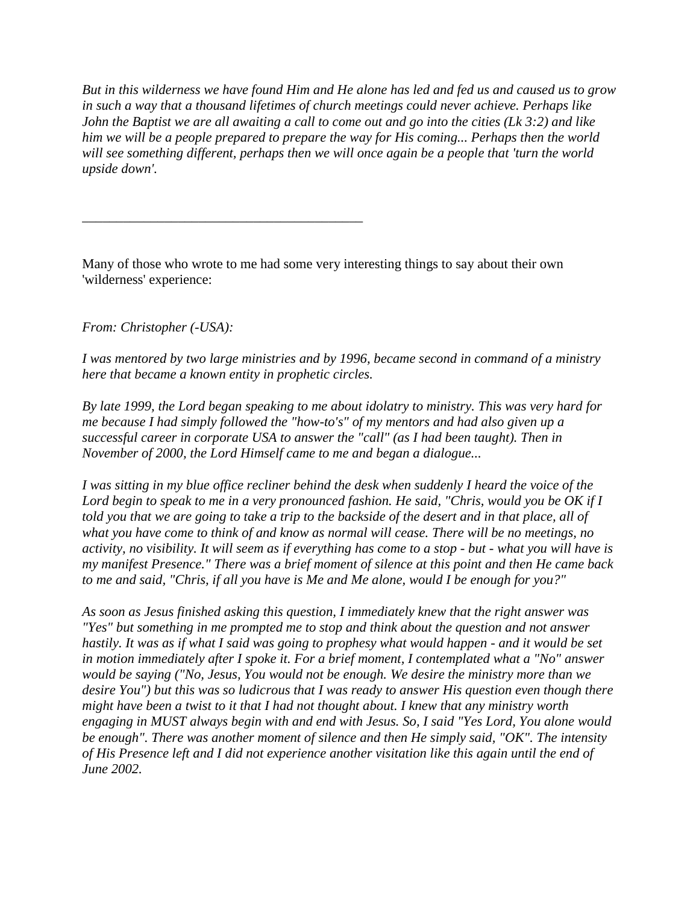*But in this wilderness we have found Him and He alone has led and fed us and caused us to grow in such a way that a thousand lifetimes of church meetings could never achieve. Perhaps like John the Baptist we are all awaiting a call to come out and go into the cities (Lk 3:2) and like him we will be a people prepared to prepare the way for His coming... Perhaps then the world will see something different, perhaps then we will once again be a people that 'turn the world upside down'.*

_________________________________________

Many of those who wrote to me had some very interesting things to say about their own 'wilderness' experience:

*From: Christopher (-USA):*

*I was mentored by two large ministries and by 1996, became second in command of a ministry here that became a known entity in prophetic circles.*

*By late 1999, the Lord began speaking to me about idolatry to ministry. This was very hard for me because I had simply followed the "how-to's" of my mentors and had also given up a successful career in corporate USA to answer the "call" (as I had been taught). Then in November of 2000, the Lord Himself came to me and began a dialogue...*

*I was sitting in my blue office recliner behind the desk when suddenly I heard the voice of the Lord begin to speak to me in a very pronounced fashion. He said, "Chris, would you be OK if I told you that we are going to take a trip to the backside of the desert and in that place, all of what you have come to think of and know as normal will cease. There will be no meetings, no activity, no visibility. It will seem as if everything has come to a stop - but - what you will have is my manifest Presence." There was a brief moment of silence at this point and then He came back to me and said, "Chris, if all you have is Me and Me alone, would I be enough for you?"*

*As soon as Jesus finished asking this question, I immediately knew that the right answer was "Yes" but something in me prompted me to stop and think about the question and not answer hastily. It was as if what I said was going to prophesy what would happen - and it would be set in motion immediately after I spoke it. For a brief moment, I contemplated what a "No" answer would be saying ("No, Jesus, You would not be enough. We desire the ministry more than we desire You") but this was so ludicrous that I was ready to answer His question even though there might have been a twist to it that I had not thought about. I knew that any ministry worth engaging in MUST always begin with and end with Jesus. So, I said "Yes Lord, You alone would be enough". There was another moment of silence and then He simply said, "OK". The intensity of His Presence left and I did not experience another visitation like this again until the end of June 2002.*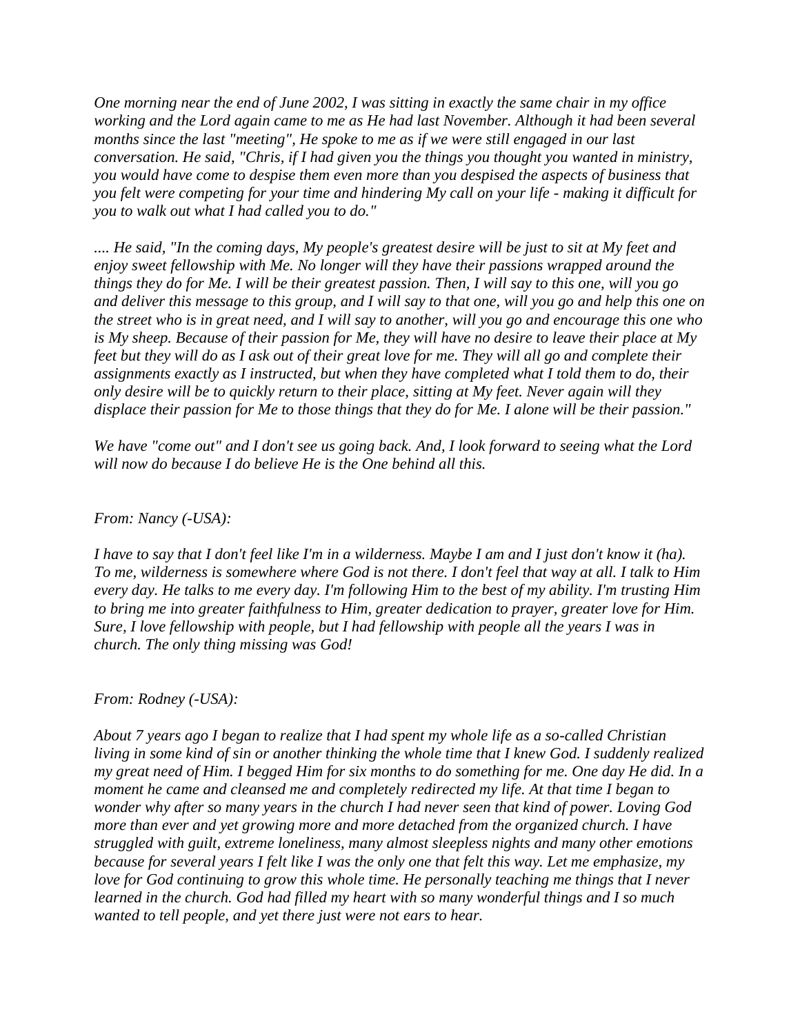*One morning near the end of June 2002, I was sitting in exactly the same chair in my office working and the Lord again came to me as He had last November. Although it had been several months since the last "meeting", He spoke to me as if we were still engaged in our last conversation. He said, "Chris, if I had given you the things you thought you wanted in ministry, you would have come to despise them even more than you despised the aspects of business that you felt were competing for your time and hindering My call on your life - making it difficult for you to walk out what I had called you to do."*

*.... He said, "In the coming days, My people's greatest desire will be just to sit at My feet and enjoy sweet fellowship with Me. No longer will they have their passions wrapped around the things they do for Me. I will be their greatest passion. Then, I will say to this one, will you go and deliver this message to this group, and I will say to that one, will you go and help this one on the street who is in great need, and I will say to another, will you go and encourage this one who is My sheep. Because of their passion for Me, they will have no desire to leave their place at My feet but they will do as I ask out of their great love for me. They will all go and complete their assignments exactly as I instructed, but when they have completed what I told them to do, their only desire will be to quickly return to their place, sitting at My feet. Never again will they displace their passion for Me to those things that they do for Me. I alone will be their passion."*

*We have "come out" and I don't see us going back. And, I look forward to seeing what the Lord will now do because I do believe He is the One behind all this.*

*From: Nancy (-USA):*

*I have to say that I don't feel like I'm in a wilderness. Maybe I am and I just don't know it (ha). To me, wilderness is somewhere where God is not there. I don't feel that way at all. I talk to Him every day. He talks to me every day. I'm following Him to the best of my ability. I'm trusting Him to bring me into greater faithfulness to Him, greater dedication to prayer, greater love for Him. Sure, I love fellowship with people, but I had fellowship with people all the years I was in church. The only thing missing was God!*

*From: Rodney (-USA):*

*About 7 years ago I began to realize that I had spent my whole life as a so-called Christian living in some kind of sin or another thinking the whole time that I knew God. I suddenly realized my great need of Him. I begged Him for six months to do something for me. One day He did. In a moment he came and cleansed me and completely redirected my life. At that time I began to wonder why after so many years in the church I had never seen that kind of power. Loving God more than ever and yet growing more and more detached from the organized church. I have struggled with guilt, extreme loneliness, many almost sleepless nights and many other emotions because for several years I felt like I was the only one that felt this way. Let me emphasize, my love for God continuing to grow this whole time. He personally teaching me things that I never learned in the church. God had filled my heart with so many wonderful things and I so much wanted to tell people, and yet there just were not ears to hear.*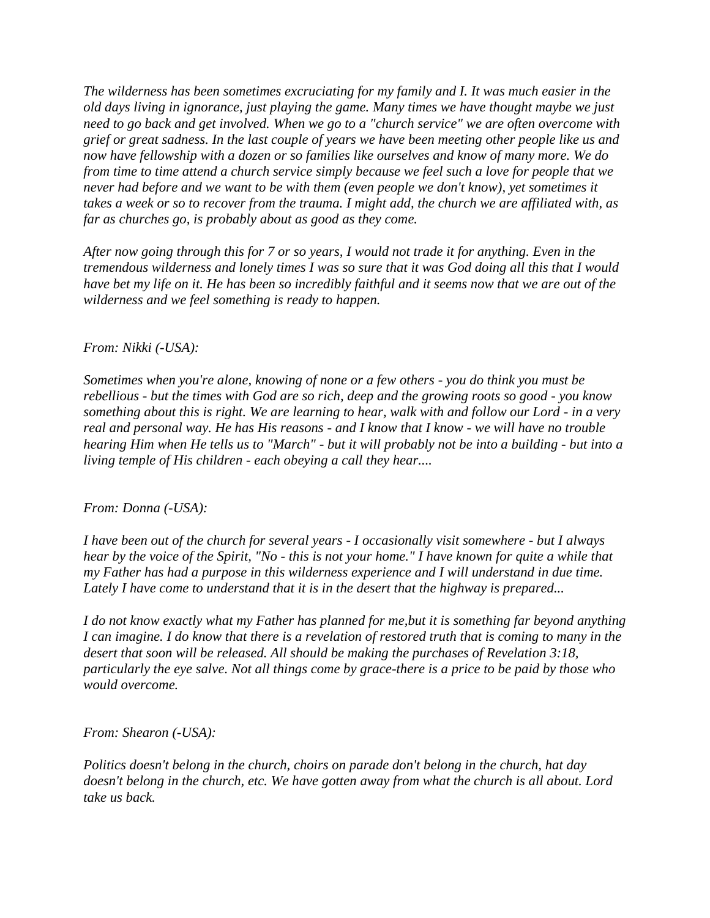*The wilderness has been sometimes excruciating for my family and I. It was much easier in the old days living in ignorance, just playing the game. Many times we have thought maybe we just need to go back and get involved. When we go to a "church service" we are often overcome with grief or great sadness. In the last couple of years we have been meeting other people like us and now have fellowship with a dozen or so families like ourselves and know of many more. We do from time to time attend a church service simply because we feel such a love for people that we never had before and we want to be with them (even people we don't know), yet sometimes it takes a week or so to recover from the trauma. I might add, the church we are affiliated with, as far as churches go, is probably about as good as they come.*

*After now going through this for 7 or so years, I would not trade it for anything. Even in the tremendous wilderness and lonely times I was so sure that it was God doing all this that I would have bet my life on it. He has been so incredibly faithful and it seems now that we are out of the wilderness and we feel something is ready to happen.*

*From: Nikki (-USA):*

*Sometimes when you're alone, knowing of none or a few others - you do think you must be rebellious - but the times with God are so rich, deep and the growing roots so good - you know something about this is right. We are learning to hear, walk with and follow our Lord - in a very real and personal way. He has His reasons - and I know that I know - we will have no trouble hearing Him when He tells us to "March" - but it will probably not be into a building - but into a living temple of His children - each obeying a call they hear....*

*From: Donna (-USA):*

*I have been out of the church for several years - I occasionally visit somewhere - but I always hear by the voice of the Spirit, "No - this is not your home." I have known for quite a while that my Father has had a purpose in this wilderness experience and I will understand in due time. Lately I have come to understand that it is in the desert that the highway is prepared...*

*I do not know exactly what my Father has planned for me,but it is something far beyond anything I can imagine. I do know that there is a revelation of restored truth that is coming to many in the desert that soon will be released. All should be making the purchases of Revelation 3:18, particularly the eye salve. Not all things come by grace-there is a price to be paid by those who would overcome.*

*From: Shearon (-USA):*

*Politics doesn't belong in the church, choirs on parade don't belong in the church, hat day doesn't belong in the church, etc. We have gotten away from what the church is all about. Lord take us back.*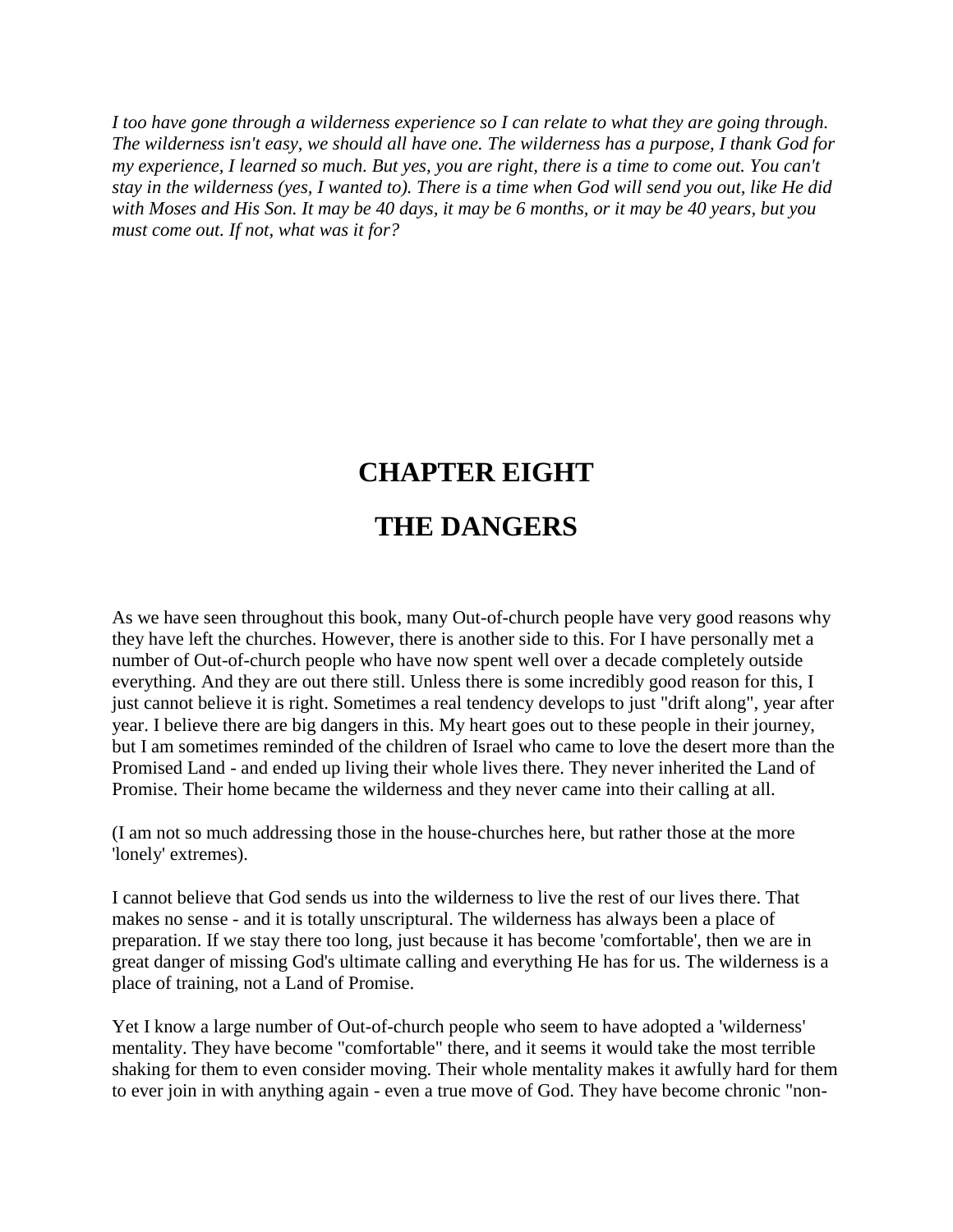*I too have gone through a wilderness experience so I can relate to what they are going through. The wilderness isn't easy, we should all have one. The wilderness has a purpose, I thank God for my experience, I learned so much. But yes, you are right, there is a time to come out. You can't stay in the wilderness (yes, I wanted to). There is a time when God will send you out, like He did with Moses and His Son. It may be 40 days, it may be 6 months, or it may be 40 years, but you must come out. If not, what was it for?*

# CHAPTER EIGHT

# THE DANGERS

As we have seen throughout this book, many Out-of-church people have very good reasons why they have left the churches. However, there is another side to this. For I have personally met a number of Out-of-church people who have now spent well over a decade completely outside everything. And they are out there still. Unless there is some incredibly good reason for this, I just cannot believe it is right. Sometimes a real tendency develops to just "drift along", year after year. I believe there are big dangers in this. My heart goes out to these people in their journey, but I am sometimes reminded of the children of Israel who came to love the desert more than the Promised Land - and ended up living their whole lives there. They never inherited the Land of Promise. Their home became the wilderness and they never came into their calling at all.

(I am not so much addressing those in the house-churches here, but rather those at the more 'lonely' extremes).

I cannot believe that God sends us into the wilderness to live the rest of our lives there. That makes no sense - and it is totally unscriptural. The wilderness has always been a place of preparation. If we stay there too long, just because it has become 'comfortable', then we are in great danger of missing God's ultimate calling and everything He has for us. The wilderness is a place of training, not a Land of Promise.

Yet I know a large number of Out-of-church people who seem to have adopted a 'wilderness' mentality. They have become "comfortable" there, and it seems it would take the most terrible shaking for them to even consider moving. Their whole mentality makes it awfully hard for them to ever join in with anything again - even a true move of God. They have become chronic "non-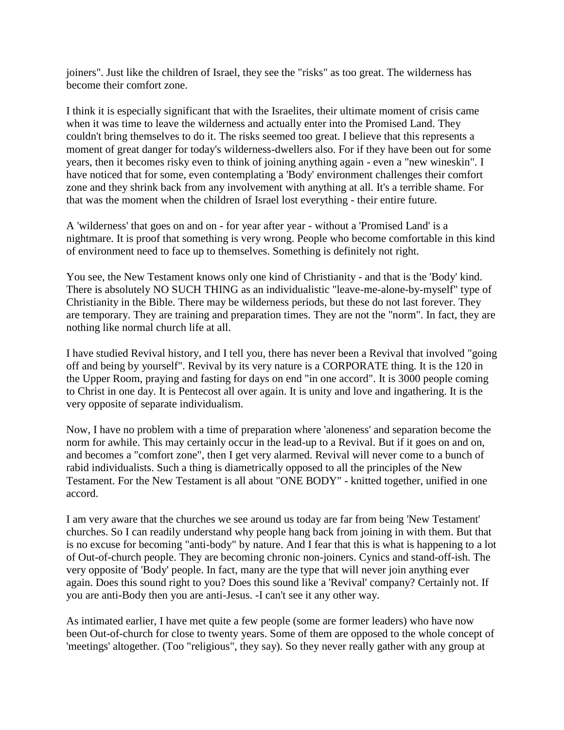joiners". Just like the children of Israel, they see the "risks" as too great. The wilderness has become their comfort zone.

I think it is especially significant that with the Israelites, their ultimate moment of crisis came when it was time to leave the wilderness and actually enter into the Promised Land. They couldn't bring themselves to do it. The risks seemed too great. I believe that this represents a moment of great danger for today's wilderness-dwellers also. For if they have been out for some years, then it becomes risky even to think of joining anything again - even a "new wineskin". I have noticed that for some, even contemplating a 'Body' environment challenges their comfort zone and they shrink back from any involvement with anything at all. It's a terrible shame. For that was the moment when the children of Israel lost everything - their entire future.

A 'wilderness' that goes on and on - for year after year - without a 'Promised Land' is a nightmare. It is proof that something is very wrong. People who become comfortable in this kind of environment need to face up to themselves. Something is definitely not right.

You see, the New Testament knows only one kind of Christianity - and that is the 'Body' kind. There is absolutely NO SUCH THING as an individualistic "leave-me-alone-by-myself" type of Christianity in the Bible. There may be wilderness periods, but these do not last forever. They are temporary. They are training and preparation times. They are not the "norm". In fact, they are nothing like normal church life at all.

I have studied Revival history, and I tell you, there has never been a Revival that involved "going off and being by yourself". Revival by its very nature is a CORPORATE thing. It is the 120 in the Upper Room, praying and fasting for days on end "in one accord". It is 3000 people coming to Christ in one day. It is Pentecost all over again. It is unity and love and ingathering. It is the very opposite of separate individualism.

Now, I have no problem with a time of preparation where 'aloneness' and separation become the norm for awhile. This may certainly occur in the lead-up to a Revival. But if it goes on and on, and becomes a "comfort zone", then I get very alarmed. Revival will never come to a bunch of rabid individualists. Such a thing is diametrically opposed to all the principles of the New Testament. For the New Testament is all about "ONE BODY" - knitted together, unified in one accord.

I am very aware that the churches we see around us today are far from being 'New Testament' churches. So I can readily understand why people hang back from joining in with them. But that is no excuse for becoming "anti-body" by nature. And I fear that this is what is happening to a lot of Out-of-church people. They are becoming chronic non-joiners. Cynics and stand-off-ish. The very opposite of 'Body' people. In fact, many are the type that will never join anything ever again. Does this sound right to you? Does this sound like a 'Revival' company? Certainly not. If you are anti-Body then you are anti-Jesus. -I can't see it any other way.

As intimated earlier, I have met quite a few people (some are former leaders) who have now been Out-of-church for close to twenty years. Some of them are opposed to the whole concept of 'meetings' altogether. (Too "religious", they say). So they never really gather with any group at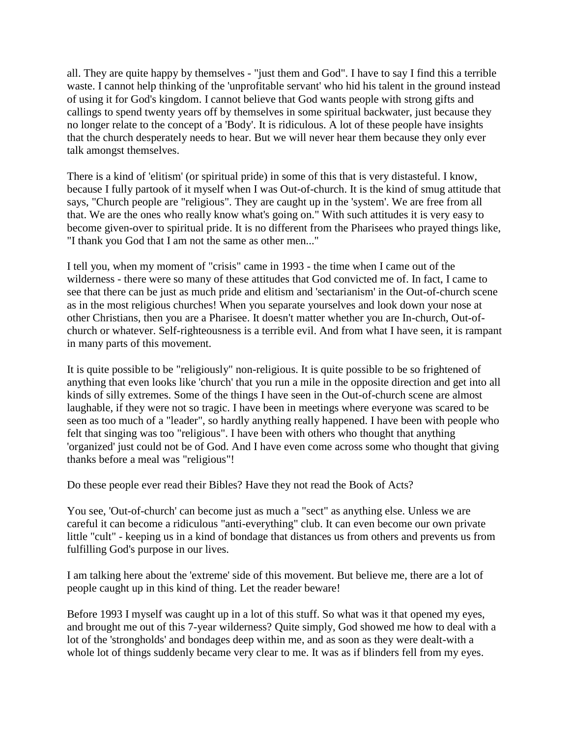all. They are quite happy by themselves - "just them and God". I have to say I find this a terrible waste. I cannot help thinking of the 'unprofitable servant' who hid his talent in the ground instead of using it for God's kingdom. I cannot believe that God wants people with strong gifts and callings to spend twenty years off by themselves in some spiritual backwater, just because they no longer relate to the concept of a 'Body'. It is ridiculous. A lot of these people have insights that the church desperately needs to hear. But we will never hear them because they only ever talk amongst themselves.

There is a kind of 'elitism' (or spiritual pride) in some of this that is very distasteful. I know, because I fully partook of it myself when I was Out-of-church. It is the kind of smug attitude that says, "Church people are "religious". They are caught up in the 'system'. We are free from all that. We are the ones who really know what's going on." With such attitudes it is very easy to become given-over to spiritual pride. It is no different from the Pharisees who prayed things like, "I thank you God that I am not the same as other men..."

I tell you, when my moment of "crisis" came in 1993 - the time when I came out of the wilderness - there were so many of these attitudes that God convicted me of. In fact, I came to see that there can be just as much pride and elitism and 'sectarianism' in the Out-of-church scene as in the most religious churches! When you separate yourselves and look down your nose at other Christians, then you are a Pharisee. It doesn't matter whether you are In-church, Out-of-church or whatever. Self-righteousness is a terrible evil. And from what I have seen, it is rampant in many parts of this movement.

It is quite possible to be "religiously" non-religious. It is quite possible to be so frightened of anything that even looks like 'church' that you run a mile in the opposite direction and get into all kinds of silly extremes. Some of the things I have seen in the Out-of-church scene are almost laughable, if they were not so tragic. I have been in meetings where everyone was scared to be seen as too much of a "leader", so hardly anything really happened. I have been with people who felt that singing was too "religious". I have been with others who thought that anything 'organized' just could not be of God. And I have even come across some who thought that giving thanks before a meal was "religious"!

Do these people ever read their Bibles? Have they not read the Book of Acts?

You see, 'Out-of-church' can become just as much a "sect" as anything else. Unless we are careful it can become a ridiculous "anti-everything" club. It can even become our own private little "cult" - keeping us in a kind of bondage that distances us from others and prevents us from fulfilling God's purpose in our lives.

I am talking here about the 'extreme' side of this movement. But believe me, there are a lot of people caught up in this kind of thing. Let the reader beware!

Before 1993 I myself was caught up in a lot of this stuff. So what was it that opened my eyes, and brought me out of this 7-year wilderness? Quite simply, God showed me how to deal with a lot of the 'strongholds' and bondages deep within me, and as soon as they were dealt-with a whole lot of things suddenly became very clear to me. It was as if blinders fell from my eyes.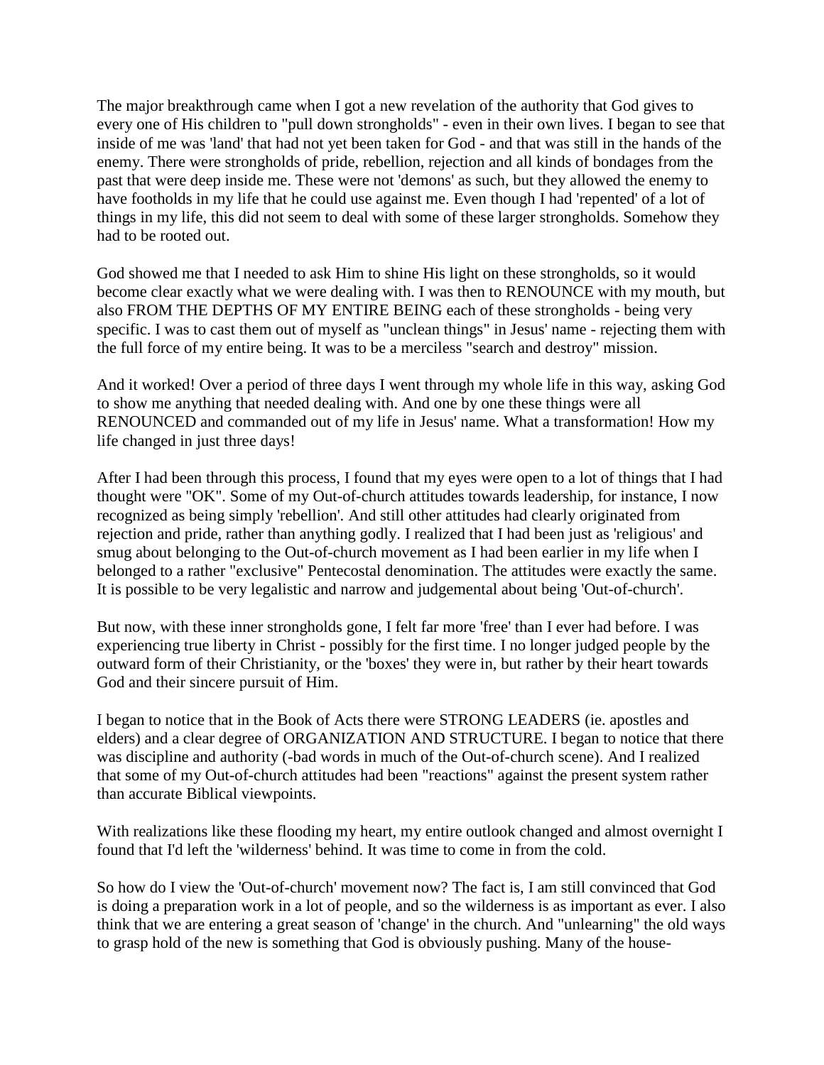The major breakthrough came when I got a new revelation of the authority that God gives to every one of His children to "pull down strongholds" - even in their own lives. I began to see that inside of me was 'land' that had not yet been taken for God - and that was still in the hands of the enemy. There were strongholds of pride, rebellion, rejection and all kinds of bondages from the past that were deep inside me. These were not 'demons' as such, but they allowed the enemy to have footholds in my life that he could use against me. Even though I had 'repented' of a lot of things in my life, this did not seem to deal with some of these larger strongholds. Somehow they had to be rooted out.

God showed me that I needed to ask Him to shine His light on these strongholds, so it would become clear exactly what we were dealing with. I was then to RENOUNCE with my mouth, but also FROM THE DEPTHS OF MY ENTIRE BEING each of these strongholds - being very specific. I was to cast them out of myself as "unclean things" in Jesus' name - rejecting them with the full force of my entire being. It was to be a merciless "search and destroy" mission.

And it worked! Over a period of three days I went through my whole life in this way, asking God to show me anything that needed dealing with. And one by one these things were all RENOUNCED and commanded out of my life in Jesus' name. What a transformation! How my life changed in just three days!

After I had been through this process, I found that my eyes were open to a lot of things that I had thought were "OK". Some of my Out-of-church attitudes towards leadership, for instance, I now recognized as being simply 'rebellion'. And still other attitudes had clearly originated from rejection and pride, rather than anything godly. I realized that I had been just as 'religious' and smug about belonging to the Out-of-church movement as I had been earlier in my life when I belonged to a rather "exclusive" Pentecostal denomination. The attitudes were exactly the same. It is possible to be very legalistic and narrow and judgemental about being 'Out-of-church'.

But now, with these inner strongholds gone, I felt far more 'free' than I ever had before. I was experiencing true liberty in Christ - possibly for the first time. I no longer judged people by the outward form of their Christianity, or the 'boxes' they were in, but rather by their heart towards God and their sincere pursuit of Him.

I began to notice that in the Book of Acts there were STRONG LEADERS (ie. apostles and elders) and a clear degree of ORGANIZATION AND STRUCTURE. I began to notice that there was discipline and authority (-bad words in much of the Out-of-church scene). And I realized that some of my Out-of-church attitudes had been "reactions" against the present system rather than accurate Biblical viewpoints.

With realizations like these flooding my heart, my entire outlook changed and almost overnight I found that I'd left the 'wilderness' behind. It was time to come in from the cold.

So how do I view the 'Out-of-church' movement now? The fact is, I am still convinced that God is doing a preparation work in a lot of people, and so the wilderness is as important as ever. I also think that we are entering a great season of 'change' in the church. And "unlearning" the old ways to grasp hold of the new is something that God is obviously pushing. Many of the house-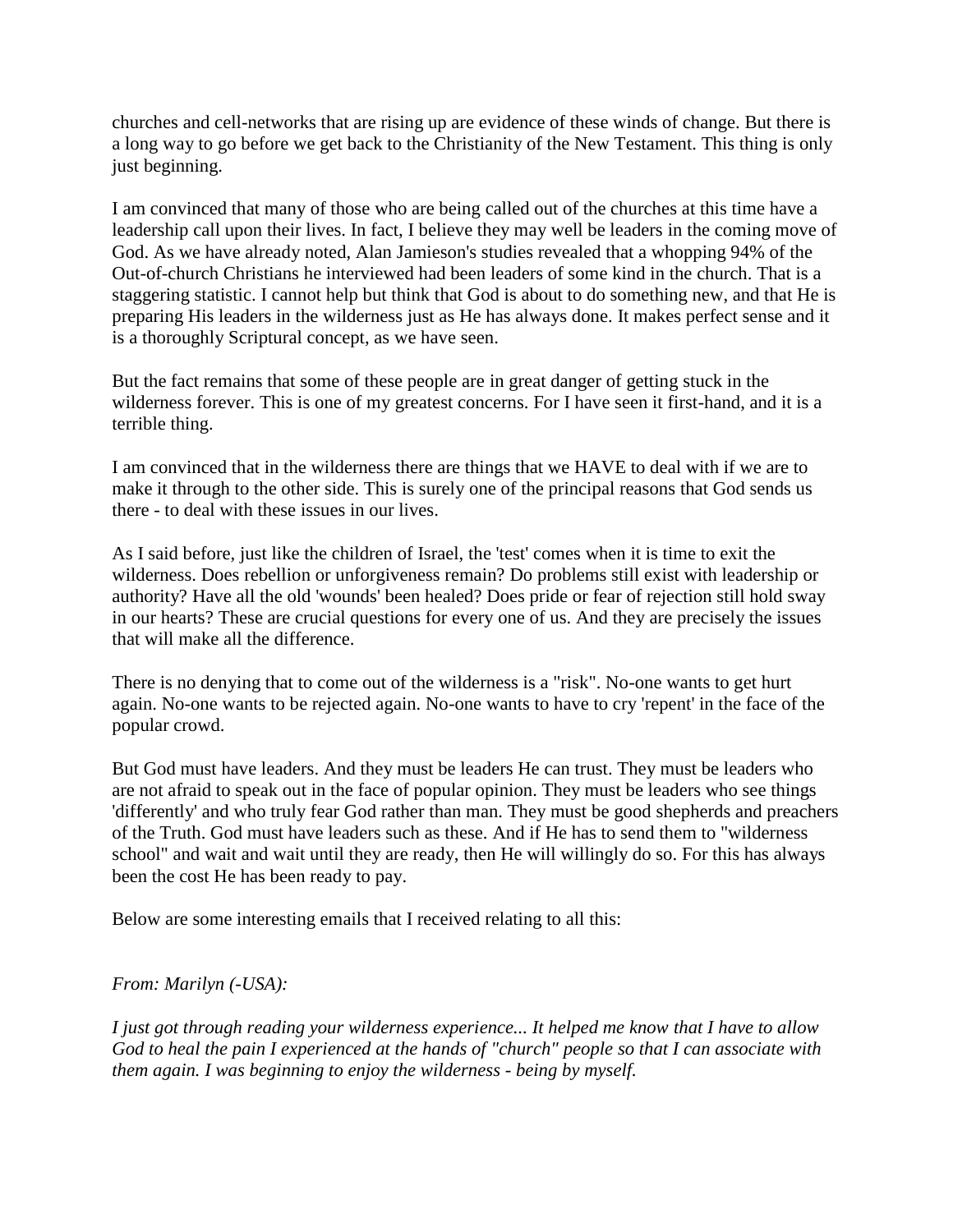churches and cell-networks that are rising up are evidence of these winds of change. But there is a long way to go before we get back to the Christianity of the New Testament. This thing is only just beginning.

I am convinced that many of those who are being called out of the churches at this time have a leadership call upon their lives. In fact, I believe they may well be leaders in the coming move of God. As we have already noted, Alan Jamieson's studies revealed that a whopping 94% of the Out-of-church Christians he interviewed had been leaders of some kind in the church. That is a staggering statistic. I cannot help but think that God is about to do something new, and that He is preparing His leaders in the wilderness just as He has always done. It makes perfect sense and it is a thoroughly Scriptural concept, as we have seen.

But the fact remains that some of these people are in great danger of getting stuck in the wilderness forever. This is one of my greatest concerns. For I have seen it first-hand, and it is a terrible thing.

I am convinced that in the wilderness there are things that we HAVE to deal with if we are to make it through to the other side. This is surely one of the principal reasons that God sends us there - to deal with these issues in our lives.

As I said before, just like the children of Israel, the 'test' comes when it is time to exit the wilderness. Does rebellion or unforgiveness remain? Do problems still exist with leadership or authority? Have all the old 'wounds' been healed? Does pride or fear of rejection still hold sway in our hearts? These are crucial questions for every one of us. And they are precisely the issues that will make all the difference.

There is no denying that to come out of the wilderness is a "risk". No-one wants to get hurt again. No-one wants to be rejected again. No-one wants to have to cry 'repent' in the face of the popular crowd.

But God must have leaders. And they must be leaders He can trust. They must be leaders who are not afraid to speak out in the face of popular opinion. They must be leaders who see things 'differently' and who truly fear God rather than man. They must be good shepherds and preachers of the Truth. God must have leaders such as these. And if He has to send them to "wilderness school" and wait and wait until they are ready, then He will willingly do so. For this has always been the cost He has been ready to pay.

Below are some interesting emails that I received relating to all this:

*From: Marilyn (-USA):*

*I just got through reading your wilderness experience... It helped me know that I have to allow God to heal the pain I experienced at the hands of "church" people so that I can associate with them again. I was beginning to enjoy the wilderness - being by myself.*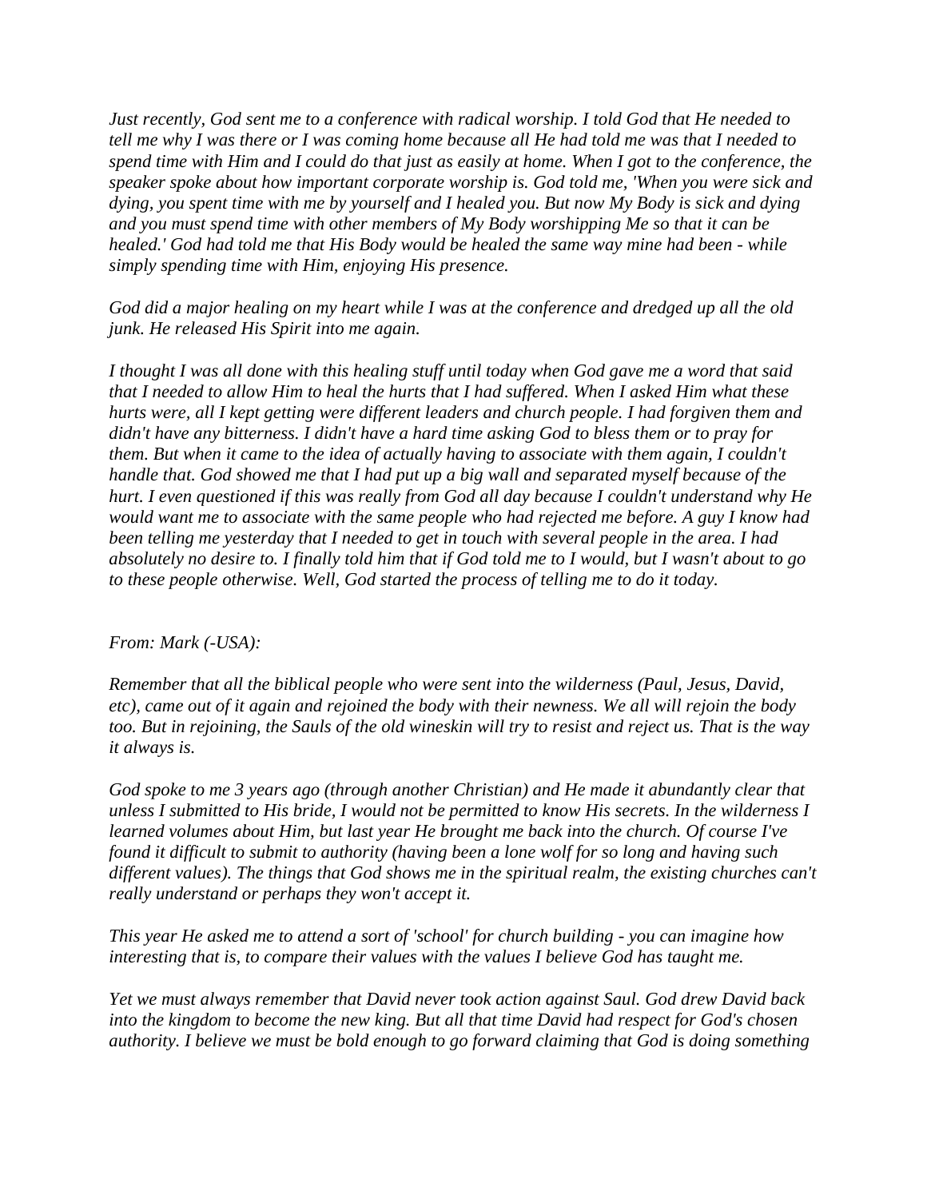*Just recently, God sent me to a conference with radical worship. I told God that He needed to tell me why I was there or I was coming home because all He had told me was that I needed to spend time with Him and I could do that just as easily at home. When I got to the conference, the speaker spoke about how important corporate worship is. God told me, 'When you were sick and dying, you spent time with me by yourself and I healed you. But now My Body is sick and dying and you must spend time with other members of My Body worshipping Me so that it can be healed.' God had told me that His Body would be healed the same way mine had been - while simply spending time with Him, enjoying His presence.*

*God did a major healing on my heart while I was at the conference and dredged up all the old junk. He released His Spirit into me again.*

*I thought I was all done with this healing stuff until today when God gave me a word that said that I needed to allow Him to heal the hurts that I had suffered. When I asked Him what these hurts were, all I kept getting were different leaders and church people. I had forgiven them and didn't have any bitterness. I didn't have a hard time asking God to bless them or to pray for them. But when it came to the idea of actually having to associate with them again, I couldn't handle that. God showed me that I had put up a big wall and separated myself because of the hurt. I even questioned if this was really from God all day because I couldn't understand why He would want me to associate with the same people who had rejected me before. A guy I know had been telling me yesterday that I needed to get in touch with several people in the area. I had absolutely no desire to. I finally told him that if God told me to I would, but I wasn't about to go to these people otherwise. Well, God started the process of telling me to do it today.*

*From: Mark (-USA):*

*Remember that all the biblical people who were sent into the wilderness (Paul, Jesus, David, etc), came out of it again and rejoined the body with their newness. We all will rejoin the body too. But in rejoining, the Sauls of the old wineskin will try to resist and reject us. That is the way it always is.*

*God spoke to me 3 years ago (through another Christian) and He made it abundantly clear that unless I submitted to His bride, I would not be permitted to know His secrets. In the wilderness I learned volumes about Him, but last year He brought me back into the church. Of course I've found it difficult to submit to authority (having been a lone wolf for so long and having such different values). The things that God shows me in the spiritual realm, the existing churches can't really understand or perhaps they won't accept it.*

*This year He asked me to attend a sort of 'school' for church building - you can imagine how interesting that is, to compare their values with the values I believe God has taught me.*

*Yet we must always remember that David never took action against Saul. God drew David back into the kingdom to become the new king. But all that time David had respect for God's chosen authority. I believe we must be bold enough to go forward claiming that God is doing something*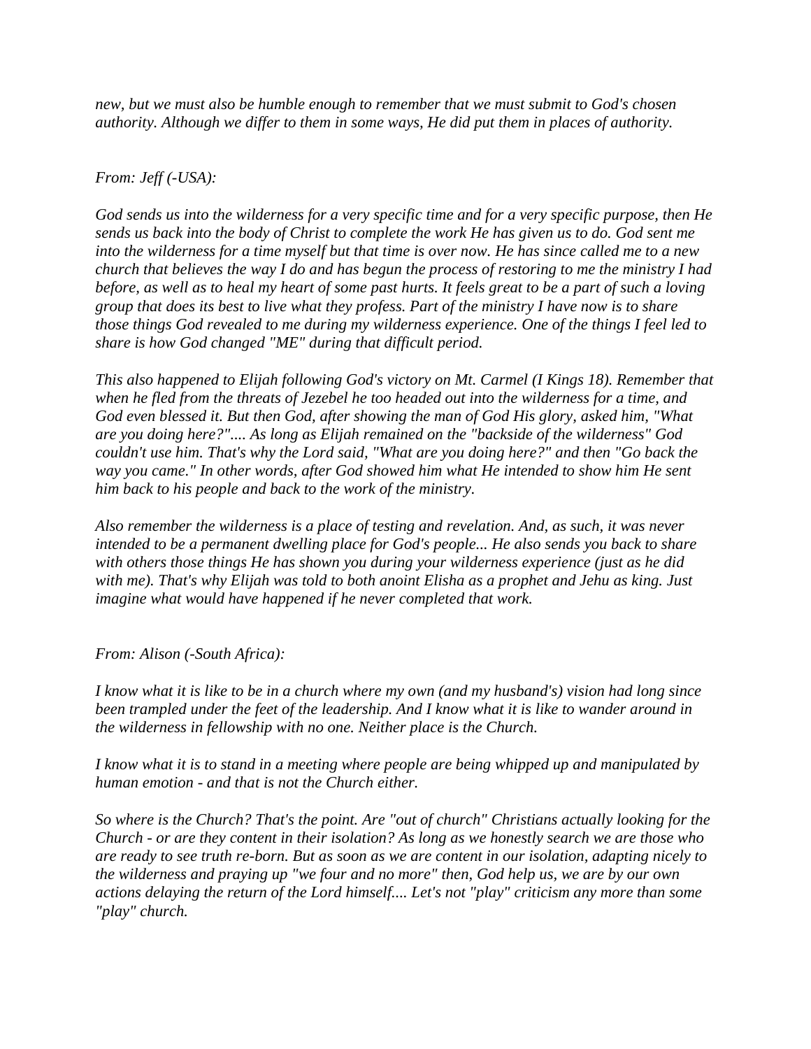*new, but we must also be humble enough to remember that we must submit to God's chosen authority. Although we differ to them in some ways, He did put them in places of authority.*

*From: Jeff (-USA):*

*God sends us into the wilderness for a very specific time and for a very specific purpose, then He sends us back into the body of Christ to complete the work He has given us to do. God sent me into the wilderness for a time myself but that time is over now. He has since called me to a new church that believes the way I do and has begun the process of restoring to me the ministry I had before, as well as to heal my heart of some past hurts. It feels great to be a part of such a loving group that does its best to live what they profess. Part of the ministry I have now is to share those things God revealed to me during my wilderness experience. One of the things I feel led to share is how God changed "ME" during that difficult period.*

*This also happened to Elijah following God's victory on Mt. Carmel (I Kings 18). Remember that when he fled from the threats of Jezebel he too headed out into the wilderness for a time, and God even blessed it. But then God, after showing the man of God His glory, asked him, "What are you doing here?".... As long as Elijah remained on the "backside of the wilderness" God couldn't use him. That's why the Lord said, "What are you doing here?" and then "Go back the way you came." In other words, after God showed him what He intended to show him He sent him back to his people and back to the work of the ministry.*

*Also remember the wilderness is a place of testing and revelation. And, as such, it was never intended to be a permanent dwelling place for God's people... He also sends you back to share with others those things He has shown you during your wilderness experience (just as he did with me). That's why Elijah was told to both anoint Elisha as a prophet and Jehu as king. Just imagine what would have happened if he never completed that work.*

*From: Alison (-South Africa):*

*I know what it is like to be in a church where my own (and my husband's) vision had long since been trampled under the feet of the leadership. And I know what it is like to wander around in the wilderness in fellowship with no one. Neither place is the Church.*

*I know what it is to stand in a meeting where people are being whipped up and manipulated by human emotion - and that is not the Church either.*

*So where is the Church? That's the point. Are "out of church" Christians actually looking for the Church - or are they content in their isolation? As long as we honestly search we are those who are ready to see truth re-born. But as soon as we are content in our isolation, adapting nicely to the wilderness and praying up "we four and no more" then, God help us, we are by our own actions delaying the return of the Lord himself.... Let's not "play" criticism any more than some "play" church.*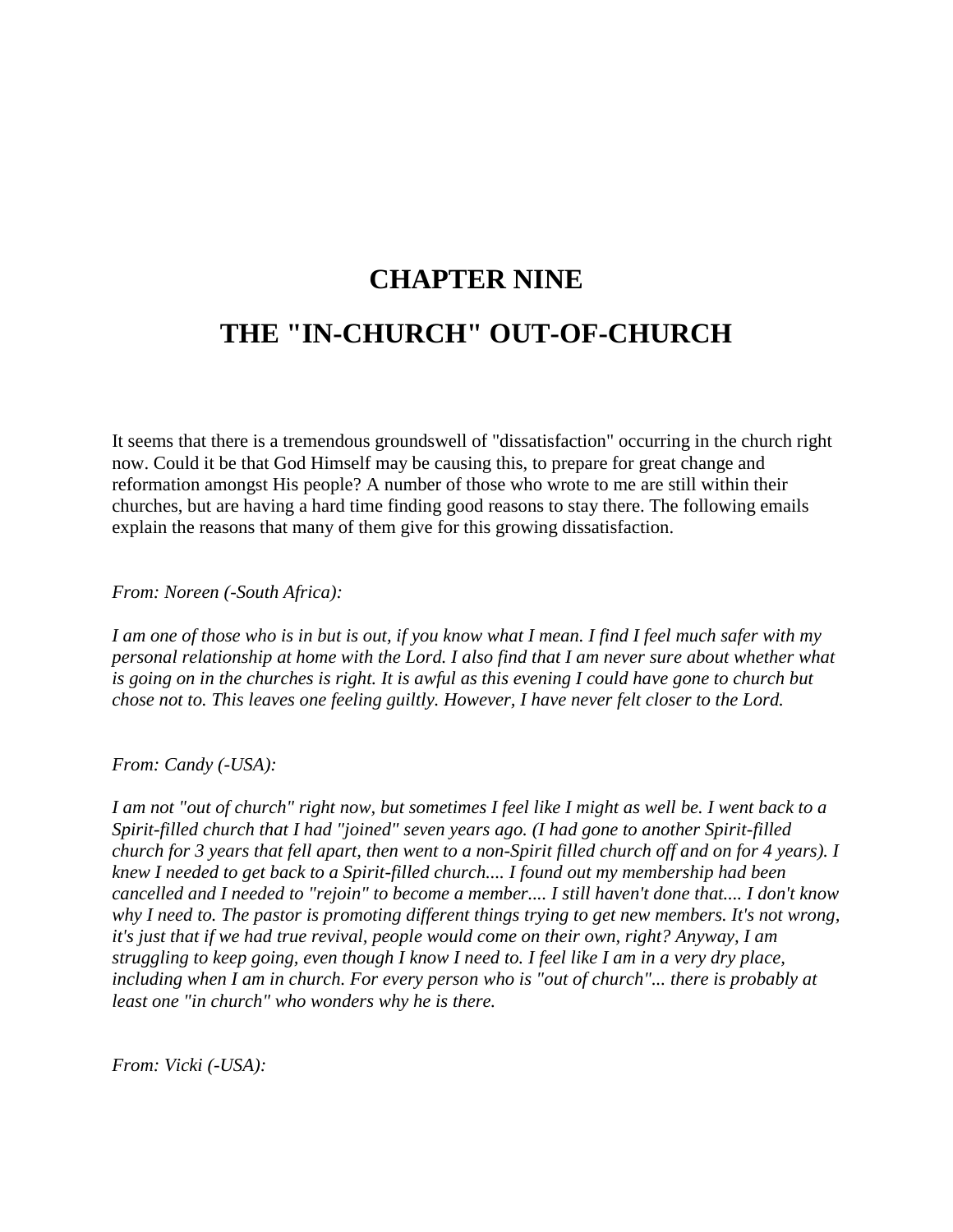# CHAPTER NINE

# THE "IN-CHURCH" OUT-OF-CHURCH

It seems that there is a tremendous groundswell of "dissatisfaction" occurring in the church right now. Could it be that God Himself may be causing this, to prepare for great change and reformation amongst His people? A number of those who wrote to me are still within their churches, but are having a hard time finding good reasons to stay there. The following emails explain the reasons that many of them give for this growing dissatisfaction.

*From: Noreen (-South Africa):*

*I am one of those who is in but is out, if you know what I mean. I find I feel much safer with my personal relationship at home with the Lord. I also find that I am never sure about whether what is going on in the churches is right. It is awful as this evening I could have gone to church but chose not to. This leaves one feeling guiltly. However, I have never felt closer to the Lord.*

*From: Candy (-USA):*

*I am not "out of church" right now, but sometimes I feel like I might as well be. I went back to a Spirit-filled church that I had "joined" seven years ago. (I had gone to another Spirit-filled church for 3 years that fell apart, then went to a non-Spirit filled church off and on for 4 years). I knew I needed to get back to a Spirit-filled church.... I found out my membership had been cancelled and I needed to "rejoin" to become a member.... I still haven't done that.... I don't know why I need to. The pastor is promoting different things trying to get new members. It's not wrong, it's just that if we had true revival, people would come on their own, right? Anyway, I am struggling to keep going, even though I know I need to. I feel like I am in a very dry place, including when I am in church. For every person who is "out of church"... there is probably at least one "in church" who wonders why he is there.*

*From: Vicki (-USA):*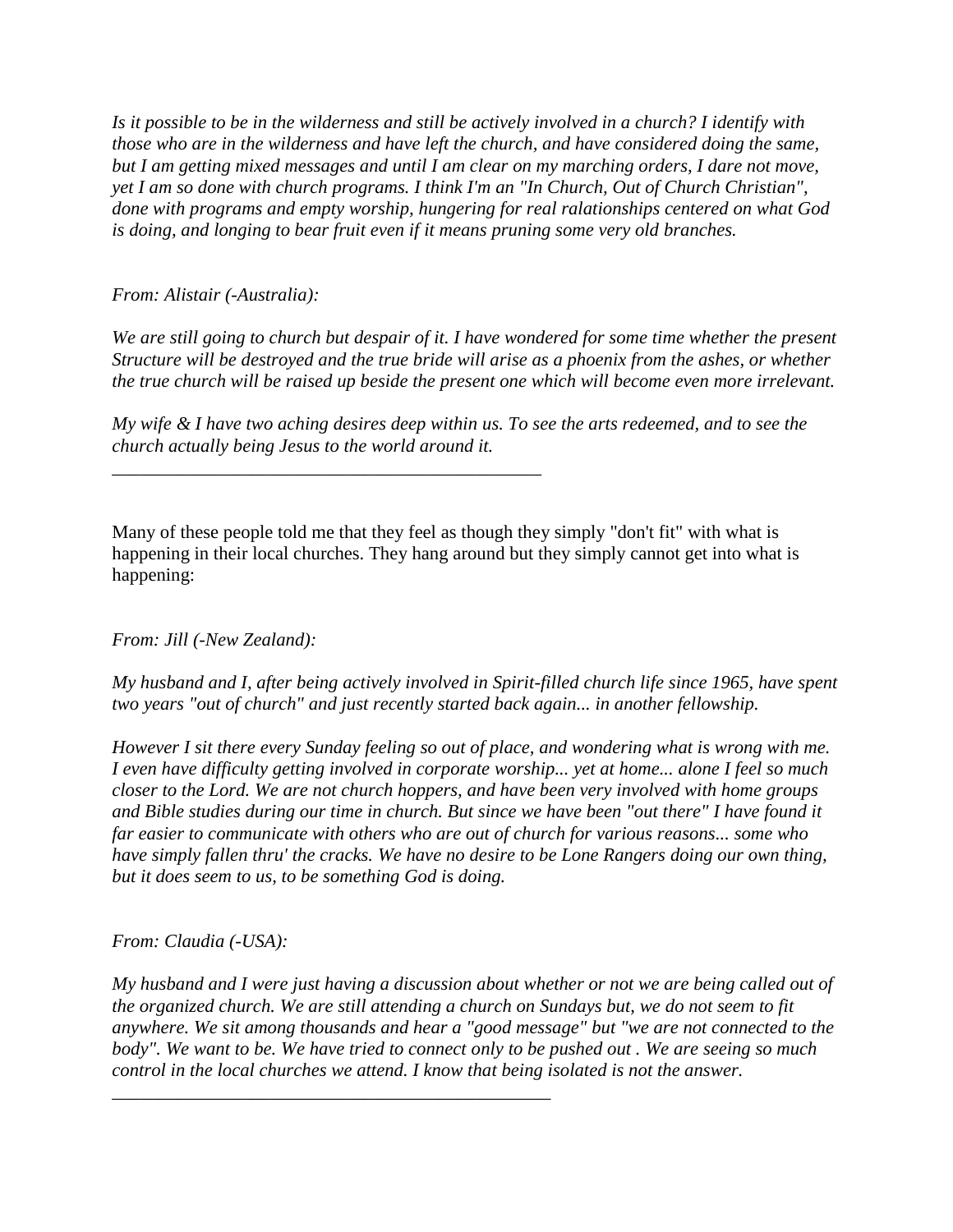*Is it possible to be in the wilderness and still be actively involved in a church? I identify with those who are in the wilderness and have left the church, and have considered doing the same, but I am getting mixed messages and until I am clear on my marching orders, I dare not move, yet I am so done with church programs. I think I'm an "In Church, Out of Church Christian", done with programs and empty worship, hungering for real ralationships centered on what God is doing, and longing to bear fruit even if it means pruning some very old branches.*

*From: Alistair (-Australia):*

*We are still going to church but despair of it. I have wondered for some time whether the present Structure will be destroyed and the true bride will arise as a phoenix from the ashes, or whether the true church will be raised up beside the present one which will become even more irrelevant.*

*My wife & I have two aching desires deep within us. To see the arts redeemed, and to see the church actually being Jesus to the world around it.*

---

Many of these people told me that they feel as though they simply "don't fit" with what is happening in their local churches. They hang around but they simply cannot get into what is happening:

*From: Jill (-New Zealand):*

*My husband and I, after being actively involved in Spirit-filled church life since 1965, have spent two years "out of church" and just recently started back again... in another fellowship.*

*However I sit there every Sunday feeling so out of place, and wondering what is wrong with me. I even have difficulty getting involved in corporate worship... yet at home... alone I feel so much closer to the Lord. We are not church hoppers, and have been very involved with home groups and Bible studies during our time in church. But since we have been "out there" I have found it far easier to communicate with others who are out of church for various reasons... some who have simply fallen thru' the cracks. We have no desire to be Lone Rangers doing our own thing, but it does seem to us, to be something God is doing.*

*From: Claudia (-USA):*

*My husband and I were just having a discussion about whether or not we are being called out of the organized church. We are still attending a church on Sundays but, we do not seem to fit anywhere. We sit among thousands and hear a "good message" but "we are not connected to the body". We want to be. We have tried to connect only to be pushed out . We are seeing so much control in the local churches we attend. I know that being isolated is not the answer.*

---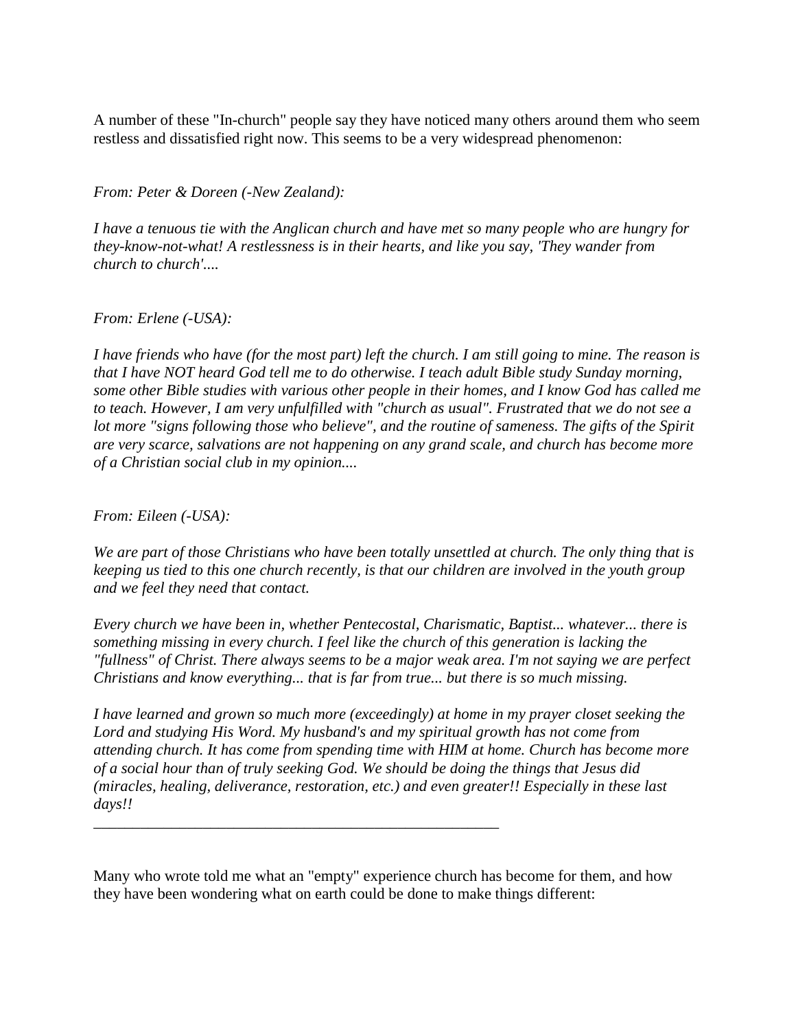A number of these "In-church" people say they have noticed many others around them who seem restless and dissatisfied right now. This seems to be a very widespread phenomenon:

*From: Peter & Doreen (-New Zealand):*

*I have a tenuous tie with the Anglican church and have met so many people who are hungry for they-know-not-what! A restlessness is in their hearts, and like you say, 'They wander from church to church'....*

*From: Erlene (-USA):*

*I have friends who have (for the most part) left the church. I am still going to mine. The reason is that I have NOT heard God tell me to do otherwise. I teach adult Bible study Sunday morning, some other Bible studies with various other people in their homes, and I know God has called me to teach. However, I am very unfulfilled with "church as usual". Frustrated that we do not see a lot more "signs following those who believe", and the routine of sameness. The gifts of the Spirit are very scarce, salvations are not happening on any grand scale, and church has become more of a Christian social club in my opinion....*

*From: Eileen (-USA):*

*We are part of those Christians who have been totally unsettled at church. The only thing that is keeping us tied to this one church recently, is that our children are involved in the youth group and we feel they need that contact.*

*Every church we have been in, whether Pentecostal, Charismatic, Baptist... whatever... there is something missing in every church. I feel like the church of this generation is lacking the "fullness" of Christ. There always seems to be a major weak area. I'm not saying we are perfect Christians and know everything... that is far from true... but there is so much missing.*

*I have learned and grown so much more (exceedingly) at home in my prayer closet seeking the Lord and studying His Word. My husband's and my spiritual growth has not come from attending church. It has come from spending time with HIM at home. Church has become more of a social hour than of truly seeking God. We should be doing the things that Jesus did (miracles, healing, deliverance, restoration, etc.) and even greater!! Especially in these last days!!*

---

Many who wrote told me what an "empty" experience church has become for them, and how they have been wondering what on earth could be done to make things different: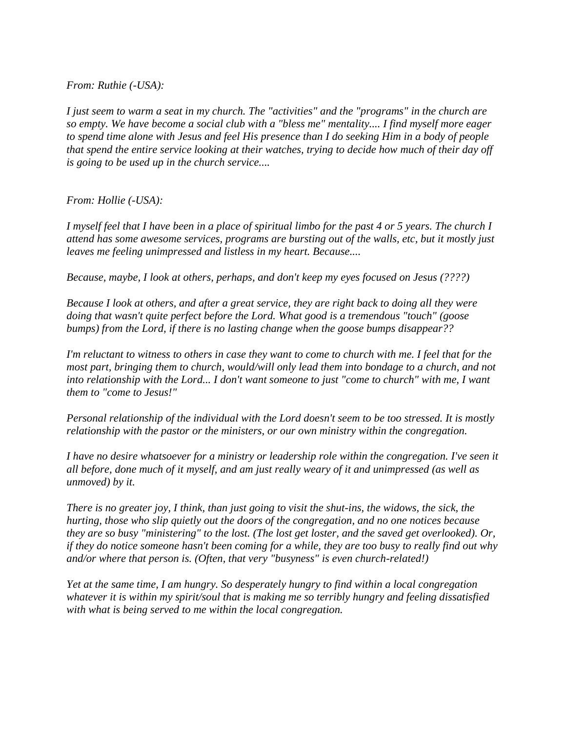*From: Ruthie (-USA):*

*I just seem to warm a seat in my church. The "activities" and the "programs" in the church are so empty. We have become a social club with a "bless me" mentality.... I find myself more eager to spend time alone with Jesus and feel His presence than I do seeking Him in a body of people that spend the entire service looking at their watches, trying to decide how much of their day off is going to be used up in the church service....*

*From: Hollie (-USA):*

*I myself feel that I have been in a place of spiritual limbo for the past 4 or 5 years. The church I attend has some awesome services, programs are bursting out of the walls, etc, but it mostly just leaves me feeling unimpressed and listless in my heart. Because....*

*Because, maybe, I look at others, perhaps, and don't keep my eyes focused on Jesus (????)*

*Because I look at others, and after a great service, they are right back to doing all they were doing that wasn't quite perfect before the Lord. What good is a tremendous "touch" (goose bumps) from the Lord, if there is no lasting change when the goose bumps disappear??*

*I'm reluctant to witness to others in case they want to come to church with me. I feel that for the most part, bringing them to church, would/will only lead them into bondage to a church, and not into relationship with the Lord... I don't want someone to just "come to church" with me, I want them to "come to Jesus!"*

*Personal relationship of the individual with the Lord doesn't seem to be too stressed. It is mostly relationship with the pastor or the ministers, or our own ministry within the congregation.*

*I have no desire whatsoever for a ministry or leadership role within the congregation. I've seen it all before, done much of it myself, and am just really weary of it and unimpressed (as well as unmoved) by it.*

*There is no greater joy, I think, than just going to visit the shut-ins, the widows, the sick, the hurting, those who slip quietly out the doors of the congregation, and no one notices because they are so busy "ministering" to the lost. (The lost get loster, and the saved get overlooked). Or, if they do notice someone hasn't been coming for a while, they are too busy to really find out why and/or where that person is. (Often, that very "busyness" is even church-related!)*

*Yet at the same time, I am hungry. So desperately hungry to find within a local congregation whatever it is within my spirit/soul that is making me so terribly hungry and feeling dissatisfied with what is being served to me within the local congregation.*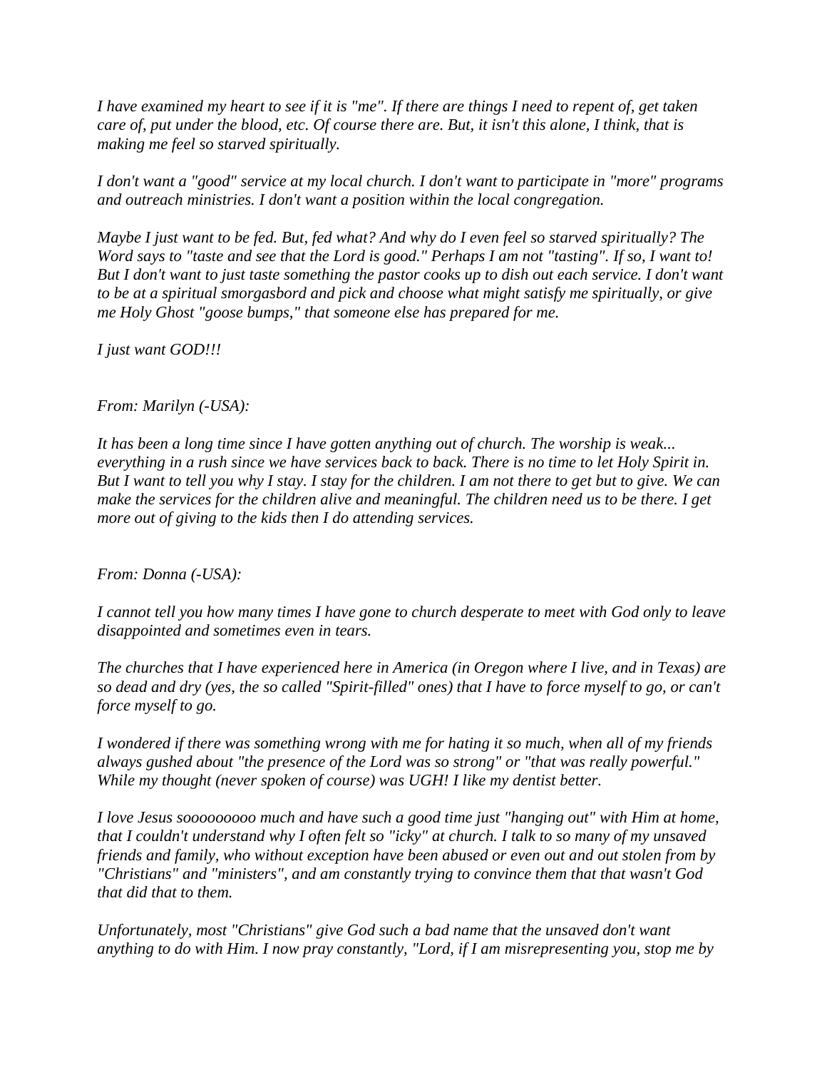*I have examined my heart to see if it is "me". If there are things I need to repent of, get taken care of, put under the blood, etc. Of course there are. But, it isn't this alone, I think, that is making me feel so starved spiritually.*

*I don't want a "good" service at my local church. I don't want to participate in "more" programs and outreach ministries. I don't want a position within the local congregation.*

*Maybe I just want to be fed. But, fed what? And why do I even feel so starved spiritually? The Word says to "taste and see that the Lord is good." Perhaps I am not "tasting". If so, I want to! But I don't want to just taste something the pastor cooks up to dish out each service. I don't want to be at a spiritual smorgasbord and pick and choose what might satisfy me spiritually, or give me Holy Ghost "goose bumps," that someone else has prepared for me.*

*I just want GOD!!!*

*From: Marilyn (-USA):*

*It has been a long time since I have gotten anything out of church. The worship is weak... everything in a rush since we have services back to back. There is no time to let Holy Spirit in. But I want to tell you why I stay. I stay for the children. I am not there to get but to give. We can make the services for the children alive and meaningful. The children need us to be there. I get more out of giving to the kids then I do attending services.*

*From: Donna (-USA):*

*I cannot tell you how many times I have gone to church desperate to meet with God only to leave disappointed and sometimes even in tears.*

*The churches that I have experienced here in America (in Oregon where I live, and in Texas) are so dead and dry (yes, the so called "Spirit-filled" ones) that I have to force myself to go, or can't force myself to go.*

*I wondered if there was something wrong with me for hating it so much, when all of my friends always gushed about "the presence of the Lord was so strong" or "that was really powerful." While my thought (never spoken of course) was UGH! I like my dentist better.*

*I love Jesus sooooooooo much and have such a good time just "hanging out" with Him at home, that I couldn't understand why I often felt so "icky" at church. I talk to so many of my unsaved friends and family, who without exception have been abused or even out and out stolen from by "Christians" and "ministers", and am constantly trying to convince them that that wasn't God that did that to them.*

*Unfortunately, most "Christians" give God such a bad name that the unsaved don't want anything to do with Him. I now pray constantly, "Lord, if I am misrepresenting you, stop me by*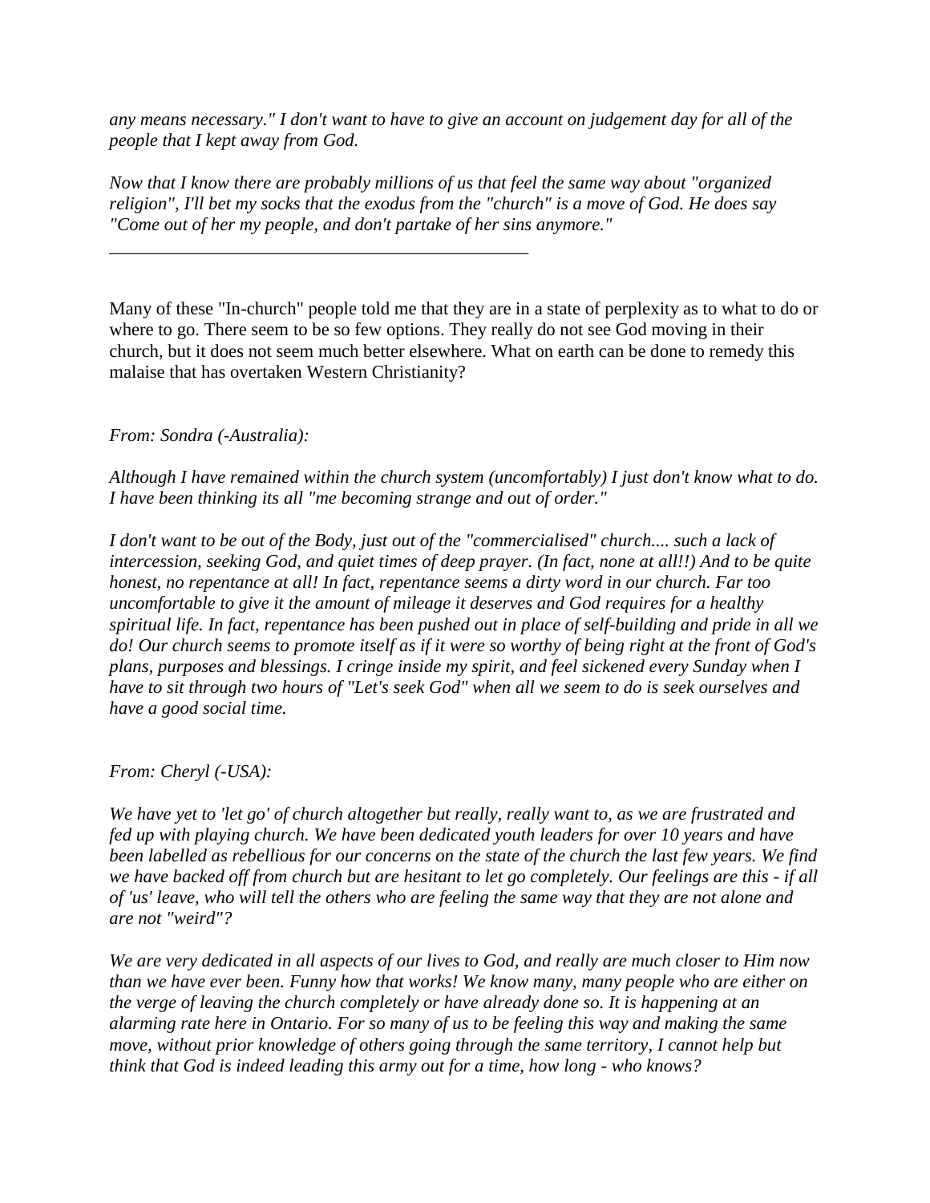*any means necessary." I don't want to have to give an account on judgement day for all of the people that I kept away from God.*

*Now that I know there are probably millions of us that feel the same way about "organized religion", I'll bet my socks that the exodus from the "church" is a move of God. He does say "Come out of her my people, and don't partake of her sins anymore."*

---

Many of these "In-church" people told me that they are in a state of perplexity as to what to do or where to go. There seem to be so few options. They really do not see God moving in their church, but it does not seem much better elsewhere. What on earth can be done to remedy this malaise that has overtaken Western Christianity?

*From: Sondra (-Australia):*

*Although I have remained within the church system (uncomfortably) I just don't know what to do. I have been thinking its all "me becoming strange and out of order."*

*I don't want to be out of the Body, just out of the "commercialised" church.... such a lack of intercession, seeking God, and quiet times of deep prayer. (In fact, none at all!!) And to be quite honest, no repentance at all! In fact, repentance seems a dirty word in our church. Far too uncomfortable to give it the amount of mileage it deserves and God requires for a healthy spiritual life. In fact, repentance has been pushed out in place of self-building and pride in all we do! Our church seems to promote itself as if it were so worthy of being right at the front of God's plans, purposes and blessings. I cringe inside my spirit, and feel sickened every Sunday when I have to sit through two hours of "Let's seek God" when all we seem to do is seek ourselves and have a good social time.*

*From: Cheryl (-USA):*

*We have yet to 'let go' of church altogether but really, really want to, as we are frustrated and fed up with playing church. We have been dedicated youth leaders for over 10 years and have been labelled as rebellious for our concerns on the state of the church the last few years. We find we have backed off from church but are hesitant to let go completely. Our feelings are this - if all of 'us' leave, who will tell the others who are feeling the same way that they are not alone and are not "weird"?*

*We are very dedicated in all aspects of our lives to God, and really are much closer to Him now than we have ever been. Funny how that works! We know many, many people who are either on the verge of leaving the church completely or have already done so. It is happening at an alarming rate here in Ontario. For so many of us to be feeling this way and making the same move, without prior knowledge of others going through the same territory, I cannot help but think that God is indeed leading this army out for a time, how long - who knows?*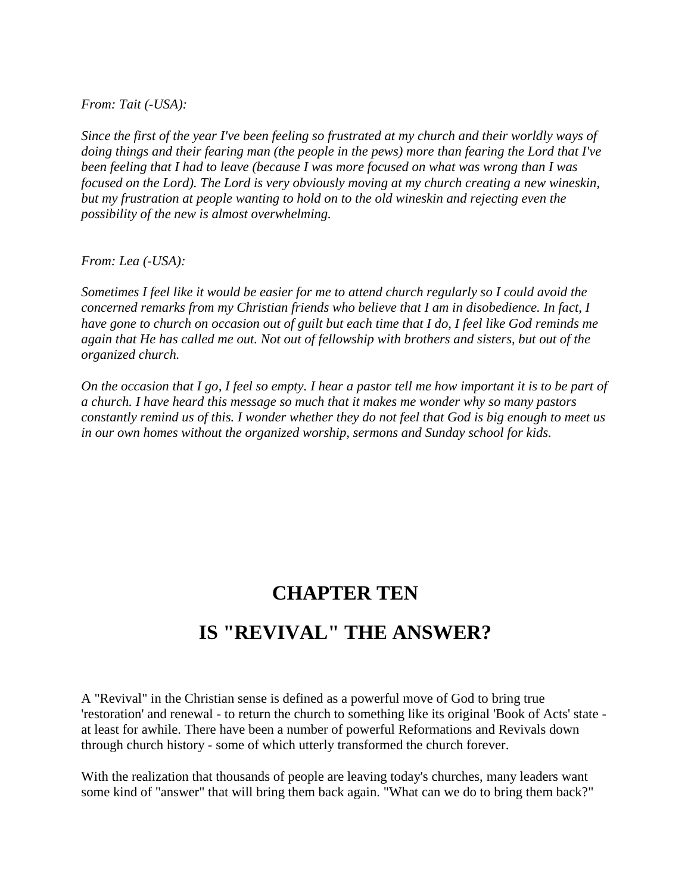*From: Tait (-USA):*

*Since the first of the year I've been feeling so frustrated at my church and their worldly ways of doing things and their fearing man (the people in the pews) more than fearing the Lord that I've been feeling that I had to leave (because I was more focused on what was wrong than I was focused on the Lord). The Lord is very obviously moving at my church creating a new wineskin, but my frustration at people wanting to hold on to the old wineskin and rejecting even the possibility of the new is almost overwhelming.*

*From: Lea (-USA):*

*Sometimes I feel like it would be easier for me to attend church regularly so I could avoid the concerned remarks from my Christian friends who believe that I am in disobedience. In fact, I have gone to church on occasion out of guilt but each time that I do, I feel like God reminds me again that He has called me out. Not out of fellowship with brothers and sisters, but out of the organized church.*

*On the occasion that I go, I feel so empty. I hear a pastor tell me how important it is to be part of a church. I have heard this message so much that it makes me wonder why so many pastors constantly remind us of this. I wonder whether they do not feel that God is big enough to meet us in our own homes without the organized worship, sermons and Sunday school for kids.*

# CHAPTER TEN

# IS "REVIVAL" THE ANSWER?

A "Revival" in the Christian sense is defined as a powerful move of God to bring true 'restoration' and renewal - to return the church to something like its original 'Book of Acts' state - at least for awhile. There have been a number of powerful Reformations and Revivals down through church history - some of which utterly transformed the church forever.

With the realization that thousands of people are leaving today's churches, many leaders want some kind of "answer" that will bring them back again. "What can we do to bring them back?"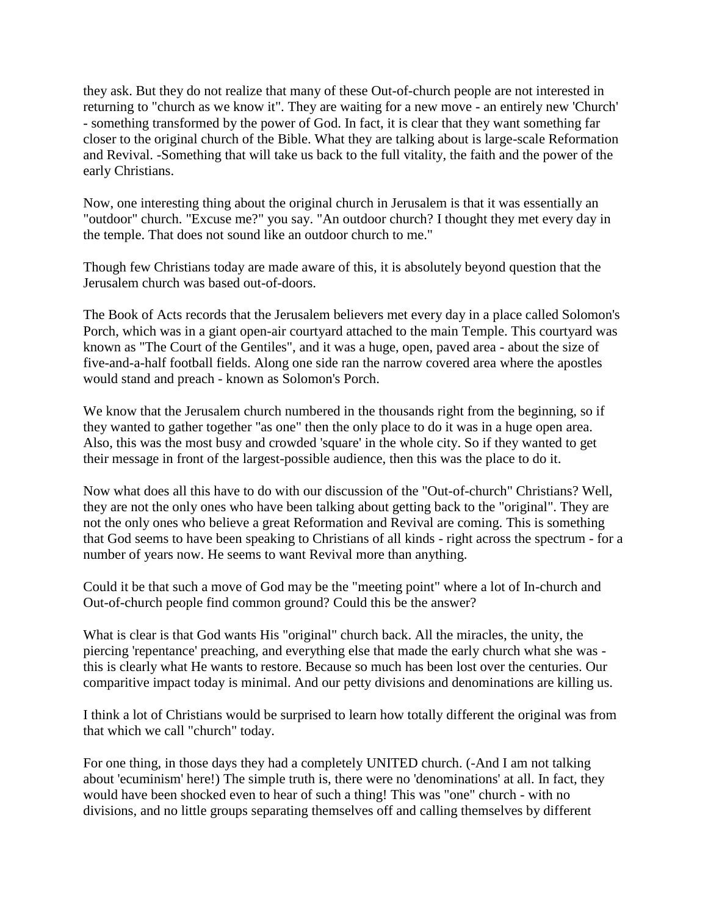they ask. But they do not realize that many of these Out-of-church people are not interested in returning to "church as we know it". They are waiting for a new move - an entirely new 'Church' - something transformed by the power of God. In fact, it is clear that they want something far closer to the original church of the Bible. What they are talking about is large-scale Reformation and Revival. -Something that will take us back to the full vitality, the faith and the power of the early Christians.

Now, one interesting thing about the original church in Jerusalem is that it was essentially an "outdoor" church. "Excuse me?" you say. "An outdoor church? I thought they met every day in the temple. That does not sound like an outdoor church to me."

Though few Christians today are made aware of this, it is absolutely beyond question that the Jerusalem church was based out-of-doors.

The Book of Acts records that the Jerusalem believers met every day in a place called Solomon's Porch, which was in a giant open-air courtyard attached to the main Temple. This courtyard was known as "The Court of the Gentiles", and it was a huge, open, paved area - about the size of five-and-a-half football fields. Along one side ran the narrow covered area where the apostles would stand and preach - known as Solomon's Porch.

We know that the Jerusalem church numbered in the thousands right from the beginning, so if they wanted to gather together "as one" then the only place to do it was in a huge open area. Also, this was the most busy and crowded 'square' in the whole city. So if they wanted to get their message in front of the largest-possible audience, then this was the place to do it.

Now what does all this have to do with our discussion of the "Out-of-church" Christians? Well, they are not the only ones who have been talking about getting back to the "original". They are not the only ones who believe a great Reformation and Revival are coming. This is something that God seems to have been speaking to Christians of all kinds - right across the spectrum - for a number of years now. He seems to want Revival more than anything.

Could it be that such a move of God may be the "meeting point" where a lot of In-church and Out-of-church people find common ground? Could this be the answer?

What is clear is that God wants His "original" church back. All the miracles, the unity, the piercing 'repentance' preaching, and everything else that made the early church what she was - this is clearly what He wants to restore. Because so much has been lost over the centuries. Our comparitive impact today is minimal. And our petty divisions and denominations are killing us.

I think a lot of Christians would be surprised to learn how totally different the original was from that which we call "church" today.

For one thing, in those days they had a completely UNITED church. (-And I am not talking about 'ecuminism' here!) The simple truth is, there were no 'denominations' at all. In fact, they would have been shocked even to hear of such a thing! This was "one" church - with no divisions, and no little groups separating themselves off and calling themselves by different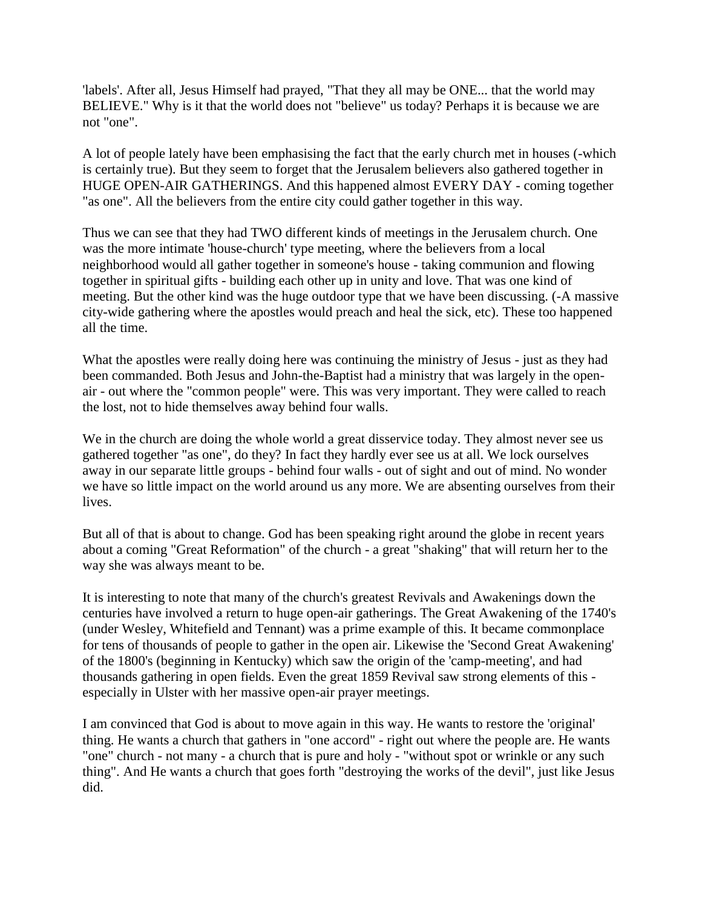'labels'. After all, Jesus Himself had prayed, "That they all may be ONE... that the world may BELIEVE." Why is it that the world does not "believe" us today? Perhaps it is because we are not "one".

A lot of people lately have been emphasising the fact that the early church met in houses (-which is certainly true). But they seem to forget that the Jerusalem believers also gathered together in HUGE OPEN-AIR GATHERINGS. And this happened almost EVERY DAY - coming together "as one". All the believers from the entire city could gather together in this way.

Thus we can see that they had TWO different kinds of meetings in the Jerusalem church. One was the more intimate 'house-church' type meeting, where the believers from a local neighborhood would all gather together in someone's house - taking communion and flowing together in spiritual gifts - building each other up in unity and love. That was one kind of meeting. But the other kind was the huge outdoor type that we have been discussing. (-A massive city-wide gathering where the apostles would preach and heal the sick, etc). These too happened all the time.

What the apostles were really doing here was continuing the ministry of Jesus - just as they had been commanded. Both Jesus and John-the-Baptist had a ministry that was largely in the open-air - out where the "common people" were. This was very important. They were called to reach the lost, not to hide themselves away behind four walls.

We in the church are doing the whole world a great disservice today. They almost never see us gathered together "as one", do they? In fact they hardly ever see us at all. We lock ourselves away in our separate little groups - behind four walls - out of sight and out of mind. No wonder we have so little impact on the world around us any more. We are absenting ourselves from their lives.

But all of that is about to change. God has been speaking right around the globe in recent years about a coming "Great Reformation" of the church - a great "shaking" that will return her to the way she was always meant to be.

It is interesting to note that many of the church's greatest Revivals and Awakenings down the centuries have involved a return to huge open-air gatherings. The Great Awakening of the 1740's (under Wesley, Whitefield and Tennant) was a prime example of this. It became commonplace for tens of thousands of people to gather in the open air. Likewise the 'Second Great Awakening' of the 1800's (beginning in Kentucky) which saw the origin of the 'camp-meeting', and had thousands gathering in open fields. Even the great 1859 Revival saw strong elements of this - especially in Ulster with her massive open-air prayer meetings.

I am convinced that God is about to move again in this way. He wants to restore the 'original' thing. He wants a church that gathers in "one accord" - right out where the people are. He wants "one" church - not many - a church that is pure and holy - "without spot or wrinkle or any such thing". And He wants a church that goes forth "destroying the works of the devil", just like Jesus did.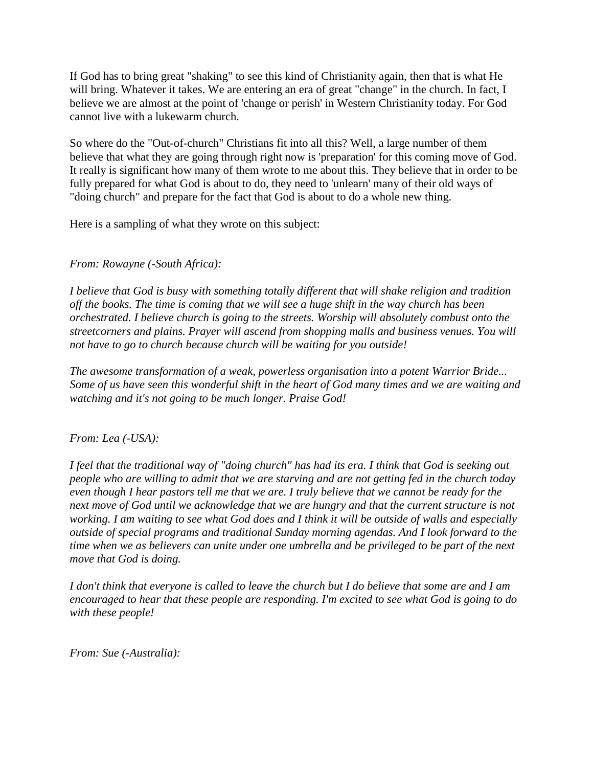If God has to bring great "shaking" to see this kind of Christianity again, then that is what He will bring. Whatever it takes. We are entering an era of great "change" in the church. In fact, I believe we are almost at the point of 'change or perish' in Western Christianity today. For God cannot live with a lukewarm church.

So where do the "Out-of-church" Christians fit into all this? Well, a large number of them believe that what they are going through right now is 'preparation' for this coming move of God. It really is significant how many of them wrote to me about this. They believe that in order to be fully prepared for what God is about to do, they need to 'unlearn' many of their old ways of "doing church" and prepare for the fact that God is about to do a whole new thing.

Here is a sampling of what they wrote on this subject:

*From: Rowayne (-South Africa):*

*I believe that God is busy with something totally different that will shake religion and tradition off the books. The time is coming that we will see a huge shift in the way church has been orchestrated. I believe church is going to the streets. Worship will absolutely combust onto the streetcorners and plains. Prayer will ascend from shopping malls and business venues. You will not have to go to church because church will be waiting for you outside!*

*The awesome transformation of a weak, powerless organisation into a potent Warrior Bride... Some of us have seen this wonderful shift in the heart of God many times and we are waiting and watching and it's not going to be much longer. Praise God!*

*From: Lea (-USA):*

*I feel that the traditional way of "doing church" has had its era. I think that God is seeking out people who are willing to admit that we are starving and are not getting fed in the church today even though I hear pastors tell me that we are. I truly believe that we cannot be ready for the next move of God until we acknowledge that we are hungry and that the current structure is not working. I am waiting to see what God does and I think it will be outside of walls and especially outside of special programs and traditional Sunday morning agendas. And I look forward to the time when we as believers can unite under one umbrella and be privileged to be part of the next move that God is doing.*

*I don't think that everyone is called to leave the church but I do believe that some are and I am encouraged to hear that these people are responding. I'm excited to see what God is going to do with these people!*

*From: Sue (-Australia):*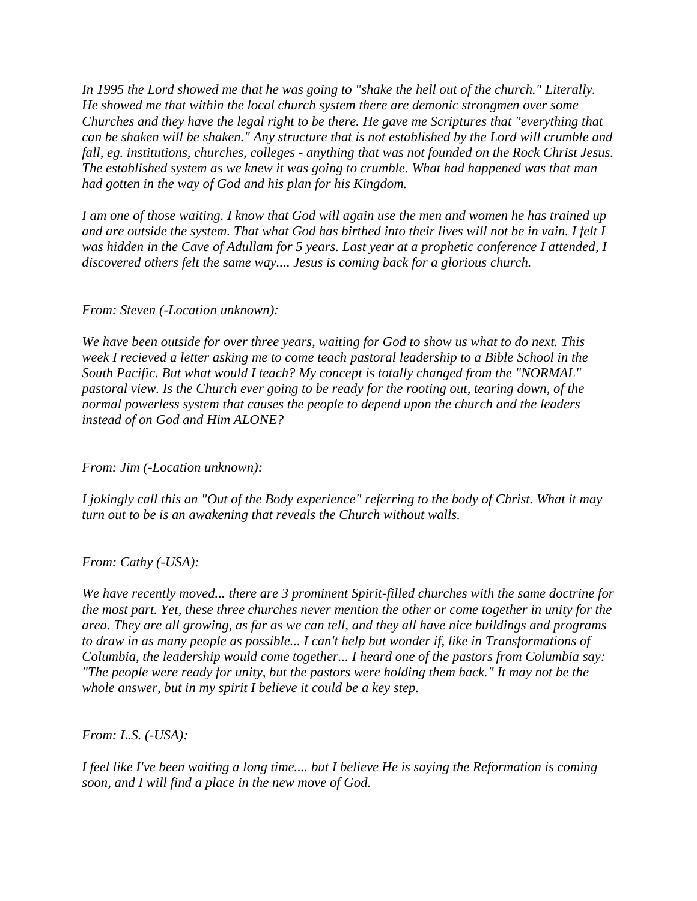*In 1995 the Lord showed me that he was going to "shake the hell out of the church." Literally. He showed me that within the local church system there are demonic strongmen over some Churches and they have the legal right to be there. He gave me Scriptures that "everything that can be shaken will be shaken." Any structure that is not established by the Lord will crumble and fall, eg. institutions, churches, colleges - anything that was not founded on the Rock Christ Jesus. The established system as we knew it was going to crumble. What had happened was that man had gotten in the way of God and his plan for his Kingdom.*

*I am one of those waiting. I know that God will again use the men and women he has trained up and are outside the system. That what God has birthed into their lives will not be in vain. I felt I was hidden in the Cave of Adullam for 5 years. Last year at a prophetic conference I attended, I discovered others felt the same way.... Jesus is coming back for a glorious church.*

*From: Steven (-Location unknown):*

*We have been outside for over three years, waiting for God to show us what to do next. This week I recieved a letter asking me to come teach pastoral leadership to a Bible School in the South Pacific. But what would I teach? My concept is totally changed from the "NORMAL" pastoral view. Is the Church ever going to be ready for the rooting out, tearing down, of the normal powerless system that causes the people to depend upon the church and the leaders instead of on God and Him ALONE?*

*From: Jim (-Location unknown):*

*I jokingly call this an "Out of the Body experience" referring to the body of Christ. What it may turn out to be is an awakening that reveals the Church without walls.*

*From: Cathy (-USA):*

*We have recently moved... there are 3 prominent Spirit-filled churches with the same doctrine for the most part. Yet, these three churches never mention the other or come together in unity for the area. They are all growing, as far as we can tell, and they all have nice buildings and programs to draw in as many people as possible... I can't help but wonder if, like in Transformations of Columbia, the leadership would come together... I heard one of the pastors from Columbia say: "The people were ready for unity, but the pastors were holding them back." It may not be the whole answer, but in my spirit I believe it could be a key step.*

*From: L.S. (-USA):*

*I feel like I've been waiting a long time.... but I believe He is saying the Reformation is coming soon, and I will find a place in the new move of God.*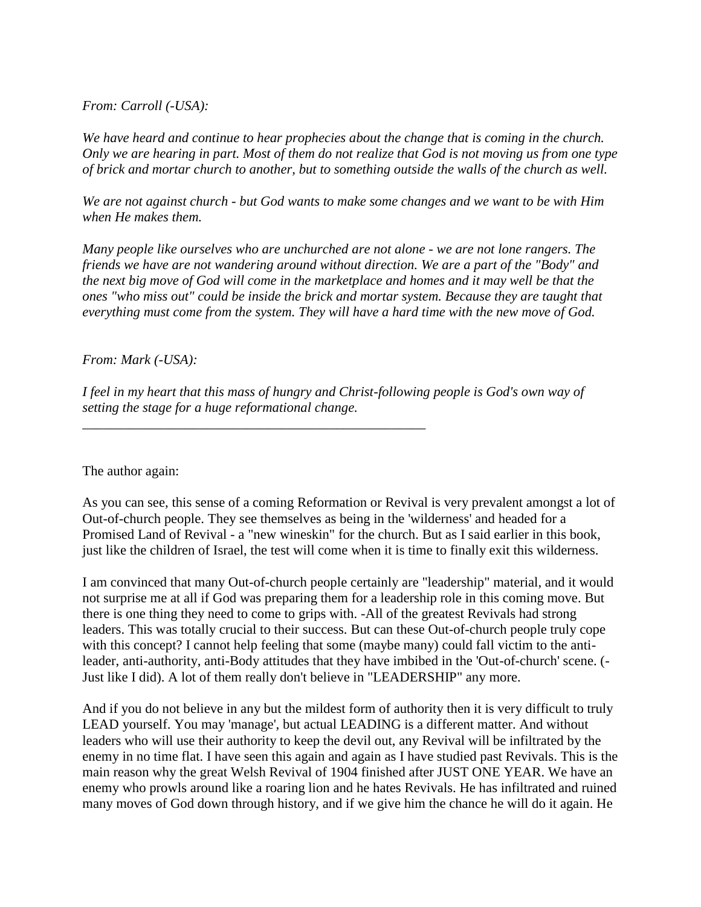*From: Carroll (-USA):*

*We have heard and continue to hear prophecies about the change that is coming in the church. Only we are hearing in part. Most of them do not realize that God is not moving us from one type of brick and mortar church to another, but to something outside the walls of the church as well.*

*We are not against church - but God wants to make some changes and we want to be with Him when He makes them.*

*Many people like ourselves who are unchurched are not alone - we are not lone rangers. The friends we have are not wandering around without direction. We are a part of the "Body" and the next big move of God will come in the marketplace and homes and it may well be that the ones "who miss out" could be inside the brick and mortar system. Because they are taught that everything must come from the system. They will have a hard time with the new move of God.*

*From: Mark (-USA):*

*I feel in my heart that this mass of hungry and Christ-following people is God's own way of setting the stage for a huge reformational change.*

---

The author again:

As you can see, this sense of a coming Reformation or Revival is very prevalent amongst a lot of Out-of-church people. They see themselves as being in the 'wilderness' and headed for a Promised Land of Revival - a "new wineskin" for the church. But as I said earlier in this book, just like the children of Israel, the test will come when it is time to finally exit this wilderness.

I am convinced that many Out-of-church people certainly are "leadership" material, and it would not surprise me at all if God was preparing them for a leadership role in this coming move. But there is one thing they need to come to grips with. -All of the greatest Revivals had strong leaders. This was totally crucial to their success. But can these Out-of-church people truly cope with this concept? I cannot help feeling that some (maybe many) could fall victim to the anti-leader, anti-authority, anti-Body attitudes that they have imbibed in the 'Out-of-church' scene. (-Just like I did). A lot of them really don't believe in "LEADERSHIP" any more.

And if you do not believe in any but the mildest form of authority then it is very difficult to truly LEAD yourself. You may 'manage', but actual LEADING is a different matter. And without leaders who will use their authority to keep the devil out, any Revival will be infiltrated by the enemy in no time flat. I have seen this again and again as I have studied past Revivals. This is the main reason why the great Welsh Revival of 1904 finished after JUST ONE YEAR. We have an enemy who prowls around like a roaring lion and he hates Revivals. He has infiltrated and ruined many moves of God down through history, and if we give him the chance he will do it again. He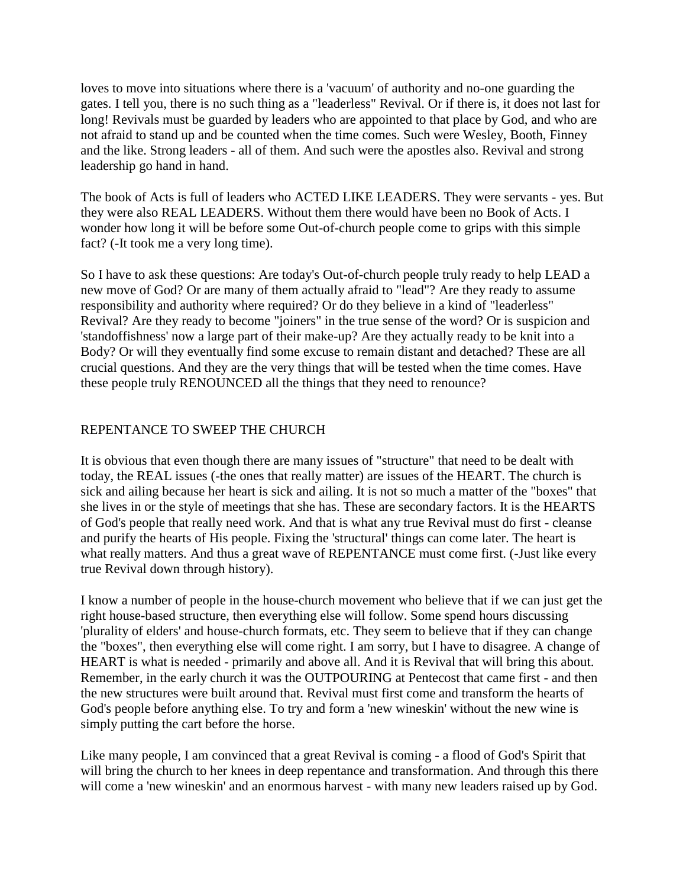loves to move into situations where there is a 'vacuum' of authority and no-one guarding the gates. I tell you, there is no such thing as a "leaderless" Revival. Or if there is, it does not last for long! Revivals must be guarded by leaders who are appointed to that place by God, and who are not afraid to stand up and be counted when the time comes. Such were Wesley, Booth, Finney and the like. Strong leaders - all of them. And such were the apostles also. Revival and strong leadership go hand in hand.

The book of Acts is full of leaders who ACTED LIKE LEADERS. They were servants - yes. But they were also REAL LEADERS. Without them there would have been no Book of Acts. I wonder how long it will be before some Out-of-church people come to grips with this simple fact? (-It took me a very long time).

So I have to ask these questions: Are today's Out-of-church people truly ready to help LEAD a new move of God? Or are many of them actually afraid to "lead"? Are they ready to assume responsibility and authority where required? Or do they believe in a kind of "leaderless" Revival? Are they ready to become "joiners" in the true sense of the word? Or is suspicion and 'standoffishness' now a large part of their make-up? Are they actually ready to be knit into a Body? Or will they eventually find some excuse to remain distant and detached? These are all crucial questions. And they are the very things that will be tested when the time comes. Have these people truly RENOUNCED all the things that they need to renounce?

## REPENTANCE TO SWEEP THE CHURCH

It is obvious that even though there are many issues of "structure" that need to be dealt with today, the REAL issues (-the ones that really matter) are issues of the HEART. The church is sick and ailing because her heart is sick and ailing. It is not so much a matter of the "boxes" that she lives in or the style of meetings that she has. These are secondary factors. It is the HEARTS of God's people that really need work. And that is what any true Revival must do first - cleanse and purify the hearts of His people. Fixing the 'structural' things can come later. The heart is what really matters. And thus a great wave of REPENTANCE must come first. (-Just like every true Revival down through history).

I know a number of people in the house-church movement who believe that if we can just get the right house-based structure, then everything else will follow. Some spend hours discussing 'plurality of elders' and house-church formats, etc. They seem to believe that if they can change the "boxes", then everything else will come right. I am sorry, but I have to disagree. A change of HEART is what is needed - primarily and above all. And it is Revival that will bring this about. Remember, in the early church it was the OUTPOURING at Pentecost that came first - and then the new structures were built around that. Revival must first come and transform the hearts of God's people before anything else. To try and form a 'new wineskin' without the new wine is simply putting the cart before the horse.

Like many people, I am convinced that a great Revival is coming - a flood of God's Spirit that will bring the church to her knees in deep repentance and transformation. And through this there will come a 'new wineskin' and an enormous harvest - with many new leaders raised up by God.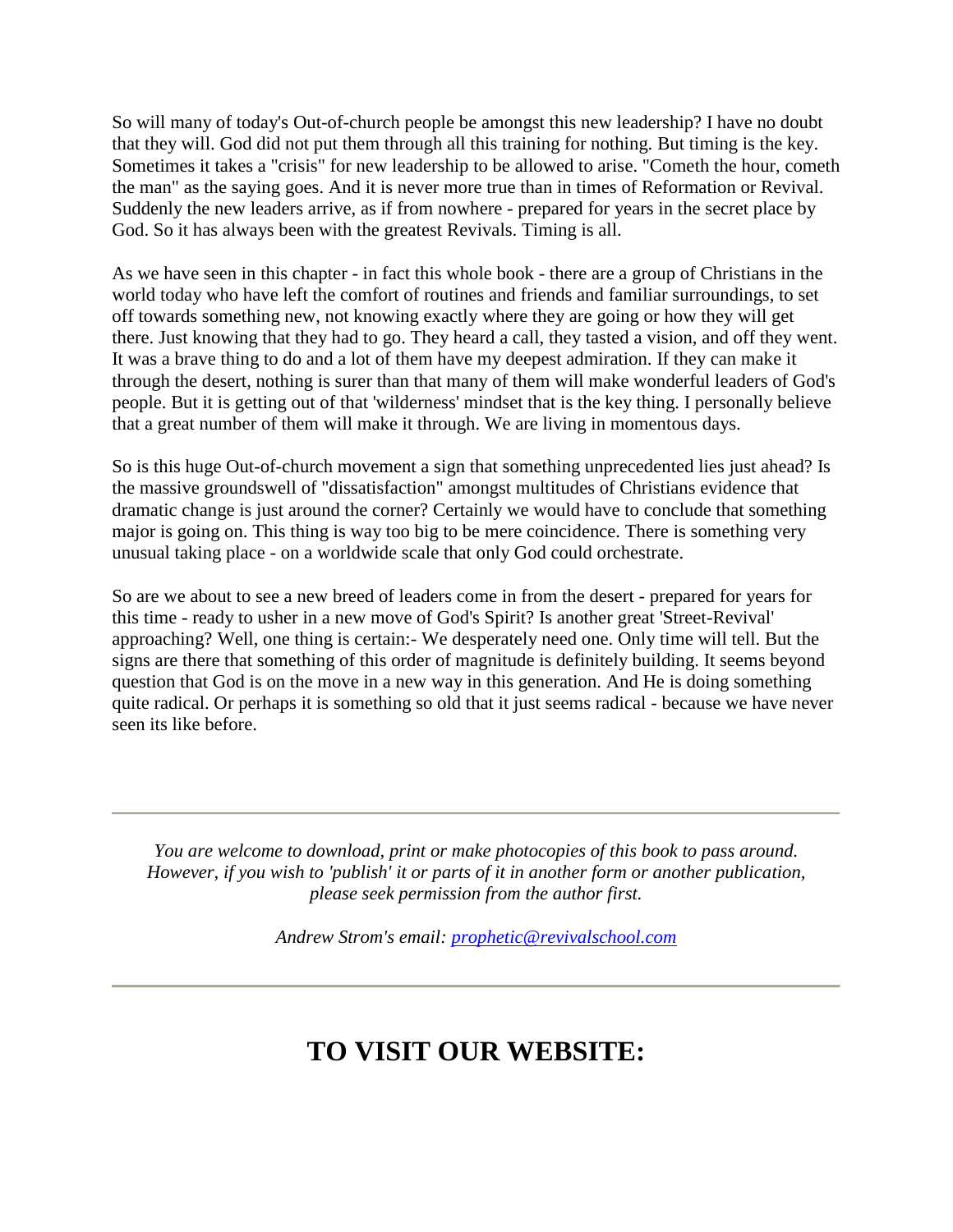So will many of today's Out-of-church people be amongst this new leadership? I have no doubt that they will. God did not put them through all this training for nothing. But timing is the key. Sometimes it takes a "crisis" for new leadership to be allowed to arise. "Cometh the hour, cometh the man" as the saying goes. And it is never more true than in times of Reformation or Revival. Suddenly the new leaders arrive, as if from nowhere - prepared for years in the secret place by God. So it has always been with the greatest Revivals. Timing is all.

As we have seen in this chapter - in fact this whole book - there are a group of Christians in the world today who have left the comfort of routines and friends and familiar surroundings, to set off towards something new, not knowing exactly where they are going or how they will get there. Just knowing that they had to go. They heard a call, they tasted a vision, and off they went. It was a brave thing to do and a lot of them have my deepest admiration. If they can make it through the desert, nothing is surer than that many of them will make wonderful leaders of God's people. But it is getting out of that 'wilderness' mindset that is the key thing. I personally believe that a great number of them will make it through. We are living in momentous days.

So is this huge Out-of-church movement a sign that something unprecedented lies just ahead? Is the massive groundswell of "dissatisfaction" amongst multitudes of Christians evidence that dramatic change is just around the corner? Certainly we would have to conclude that something major is going on. This thing is way too big to be mere coincidence. There is something very unusual taking place - on a worldwide scale that only God could orchestrate.

So are we about to see a new breed of leaders come in from the desert - prepared for years for this time - ready to usher in a new move of God's Spirit? Is another great 'Street-Revival' approaching? Well, one thing is certain:- We desperately need one. Only time will tell. But the signs are there that something of this order of magnitude is definitely building. It seems beyond question that God is on the move in a new way in this generation. And He is doing something quite radical. Or perhaps it is something so old that it just seems radical - because we have never seen its like before.

---

*You are welcome to download, print or make photocopies of this book to pass around. However, if you wish to 'publish' it or parts of it in another form or another publication, please seek permission from the author first.*

*Andrew Strom's email: prophetic@revivalschool.com*

---

## TO VISIT OUR WEBSITE: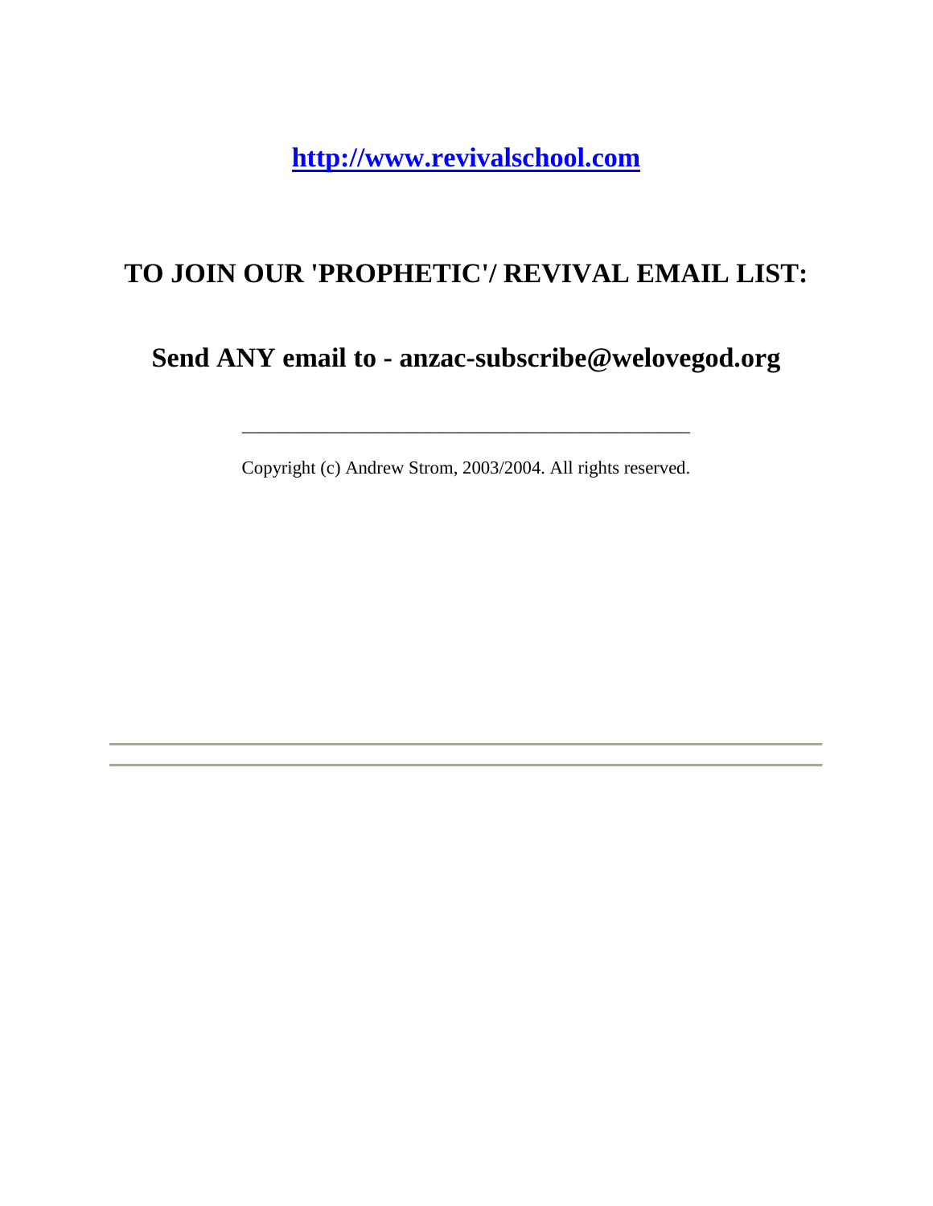**[http://www.revivalschool.com](http://www.revivalschool.com)**

## TO JOIN OUR 'PROPHETIC'/ REVIVAL EMAIL LIST:

## Send ANY email to - anzac-subscribe@welovegod.org

---

Copyright (c) Andrew Strom, 2003/2004. All rights reserved.

---